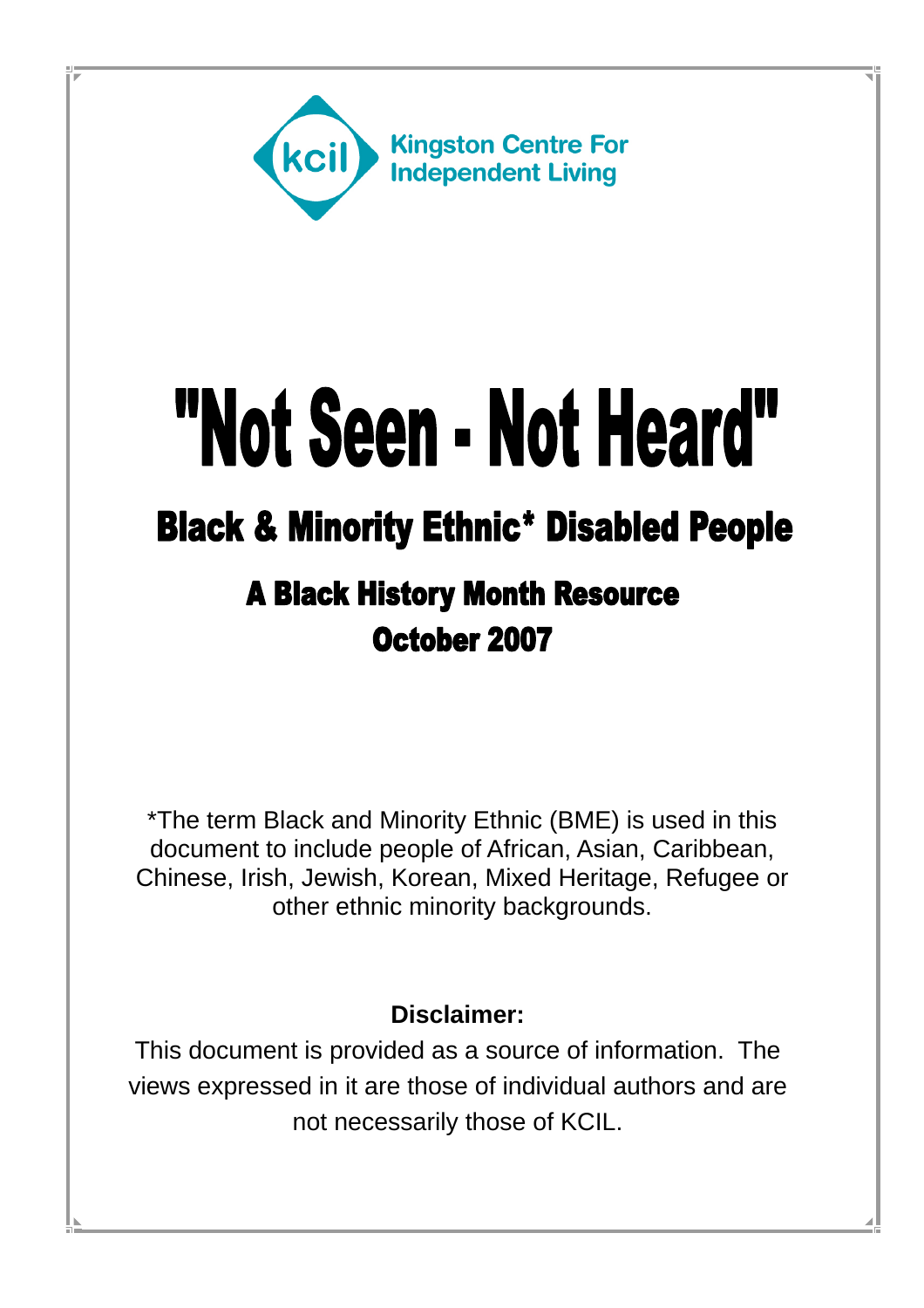Kingston Centre For Independent Living

# "Not Seen - Not Heard"

## Black & Minority Ethnic* Disabled People

### A Black History Month Resource
### October 2007

*The term Black and Minority Ethnic (BME) is used in this document to include people of African, Asian, Caribbean, Chinese, Irish, Jewish, Korean, Mixed Heritage, Refugee or other ethnic minority backgrounds.

**Disclaimer:**

This document is provided as a source of information. The views expressed in it are those of individual authors and are not necessarily those of KCIL.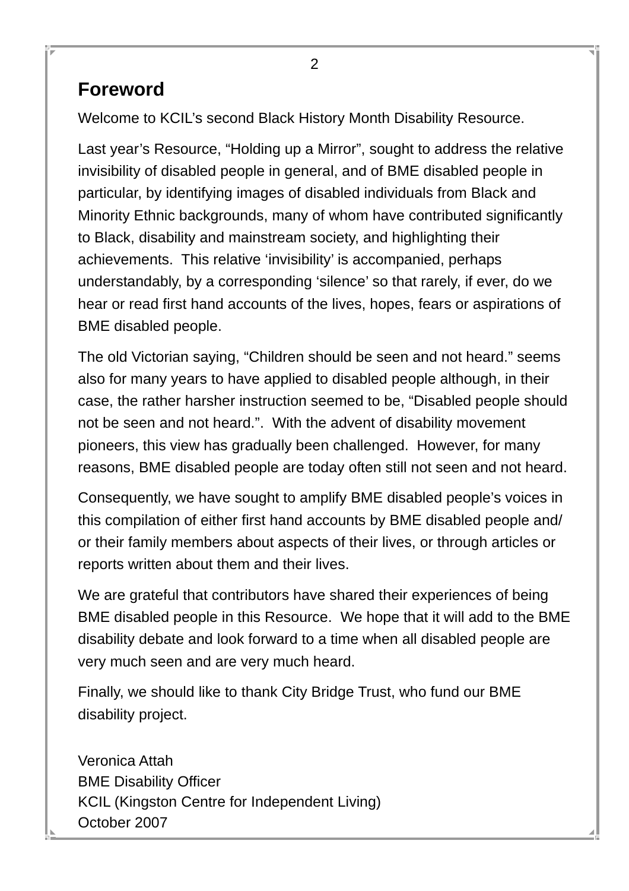# Foreword

Welcome to KCIL's second Black History Month Disability Resource.

Last year's Resource, "Holding up a Mirror", sought to address the relative invisibility of disabled people in general, and of BME disabled people in particular, by identifying images of disabled individuals from Black and Minority Ethnic backgrounds, many of whom have contributed significantly to Black, disability and mainstream society, and highlighting their achievements. This relative 'invisibility' is accompanied, perhaps understandably, by a corresponding 'silence' so that rarely, if ever, do we hear or read first hand accounts of the lives, hopes, fears or aspirations of BME disabled people.

The old Victorian saying, "Children should be seen and not heard." seems also for many years to have applied to disabled people although, in their case, the rather harsher instruction seemed to be, "Disabled people should not be seen and not heard.". With the advent of disability movement pioneers, this view has gradually been challenged. However, for many reasons, BME disabled people are today often still not seen and not heard.

Consequently, we have sought to amplify BME disabled people's voices in this compilation of either first hand accounts by BME disabled people and/or their family members about aspects of their lives, or through articles or reports written about them and their lives.

We are grateful that contributors have shared their experiences of being BME disabled people in this Resource. We hope that it will add to the BME disability debate and look forward to a time when all disabled people are very much seen and are very much heard.

Finally, we should like to thank City Bridge Trust, who fund our BME disability project.

Veronica Attah  
BME Disability Officer  
KCIL (Kingston Centre for Independent Living)  
October 2007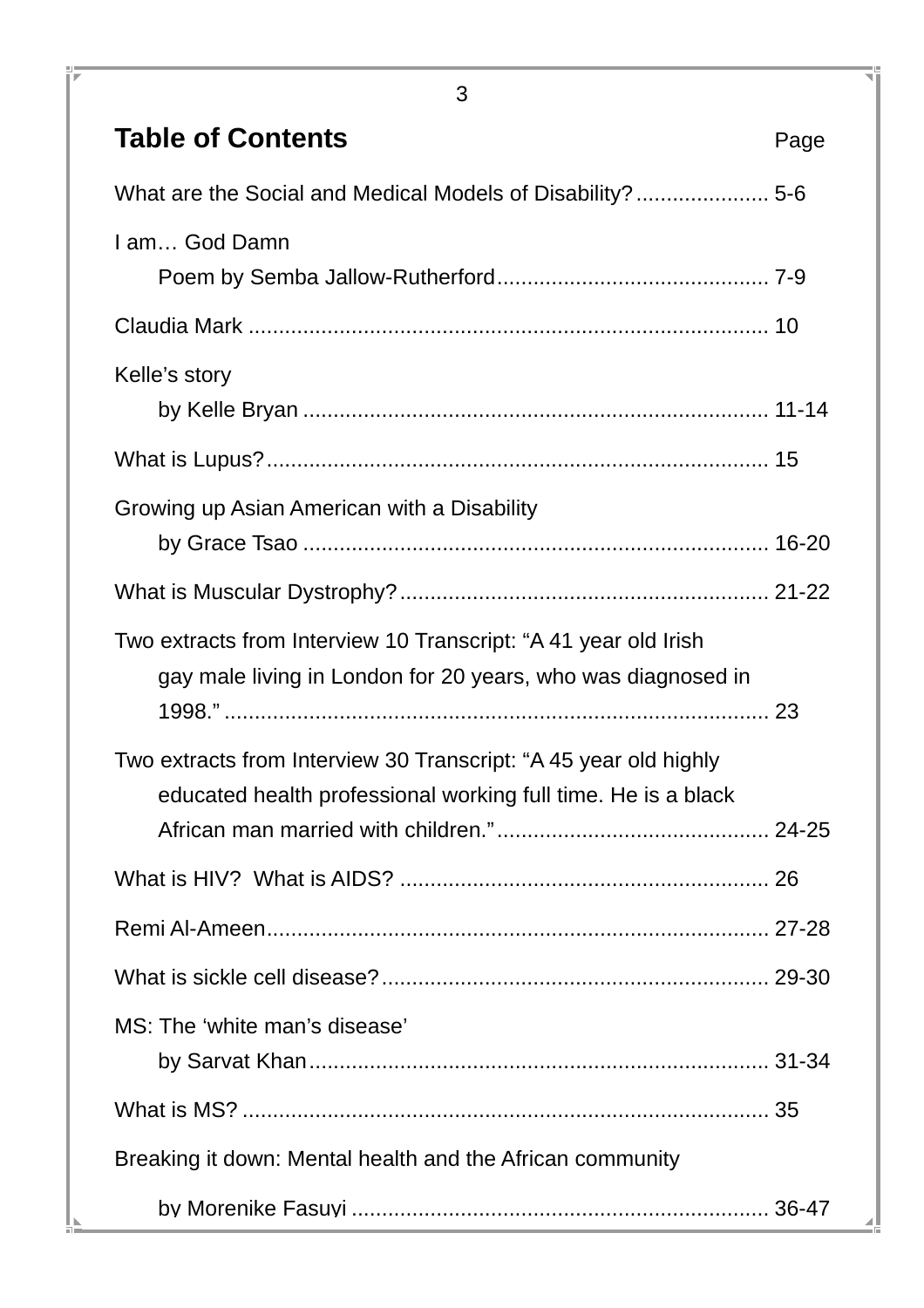## Table of Contents

| | Page |
|---|---|
| What are the Social and Medical Models of Disability? | 5-6 |
| I am… God Damn<br>Poem by Semba Jallow-Rutherford | 7-9 |
| Claudia Mark | 10 |
| Kelle's story<br>by Kelle Bryan | 11-14 |
| What is Lupus? | 15 |
| Growing up Asian American with a Disability<br>by Grace Tsao | 16-20 |
| What is Muscular Dystrophy? | 21-22 |
| Two extracts from Interview 10 Transcript: "A 41 year old Irish gay male living in London for 20 years, who was diagnosed in 1998." | 23 |
| Two extracts from Interview 30 Transcript: "A 45 year old highly educated health professional working full time. He is a black African man married with children." | 24-25 |
| What is HIV? What is AIDS? | 26 |
| Remi Al-Ameen | 27-28 |
| What is sickle cell disease? | 29-30 |
| MS: The 'white man's disease'<br>by Sarvat Khan | 31-34 |
| What is MS? | 35 |
| Breaking it down: Mental health and the African community<br>by Morenike Fasuyi | 36-47 |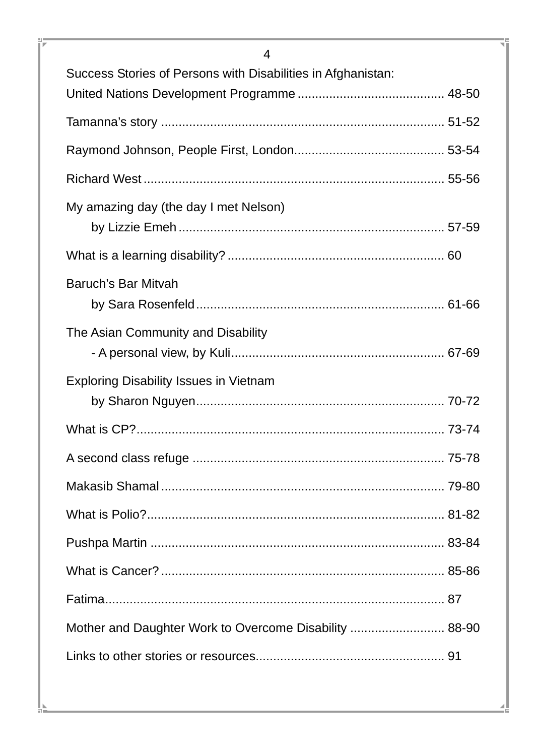Success Stories of Persons with Disabilities in Afghanistan: United Nations Development Programme ........................................ 48-50

Tamanna's story ................................................................................ 51-52

Raymond Johnson, People First, London.......................................... 53-54

Richard West ..................................................................................... 55-56

My amazing day (the day I met Nelson)
by Lizzie Emeh .......................................................................... 57-59

What is a learning disability? ............................................................. 60

Baruch's Bar Mitvah
by Sara Rosenfeld...................................................................... 61-66

The Asian Community and Disability
- A personal view, by Kuli............................................................ 67-69

Exploring Disability Issues in Vietnam
by Sharon Nguyen...................................................................... 70-72

What is CP?........................................................................................ 73-74

A second class refuge ....................................................................... 75-78

Makasib Shamal ................................................................................ 79-80

What is Polio?..................................................................................... 81-82

Pushpa Martin .................................................................................... 83-84

What is Cancer? ................................................................................. 85-86

Fatima.................................................................................................. 87

Mother and Daughter Work to Overcome Disability .......................... 88-90

Links to other stories or resources..................................................... 91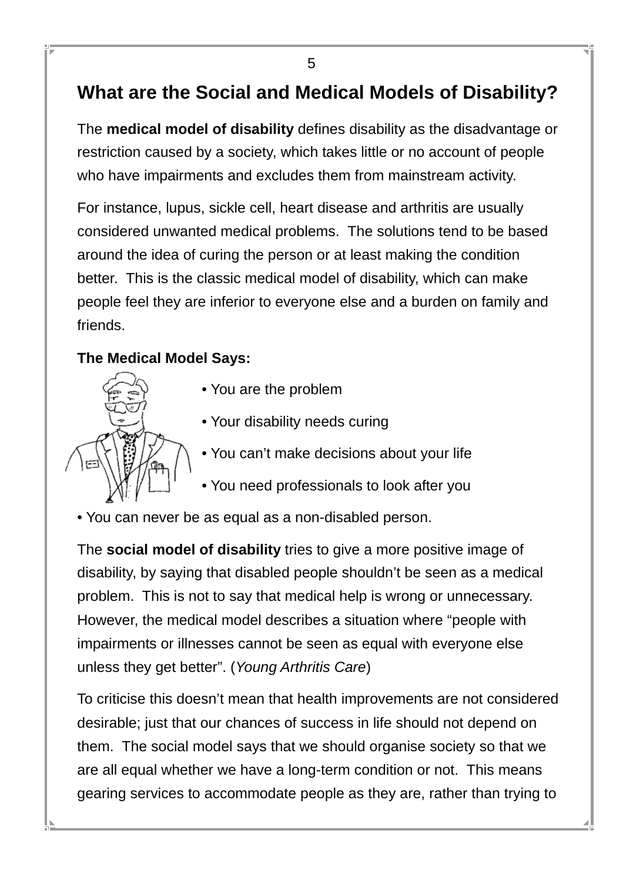## What are the Social and Medical Models of Disability?

The **medical model of disability** defines disability as the disadvantage or restriction caused by a society, which takes little or no account of people who have impairments and excludes them from mainstream activity.

For instance, lupus, sickle cell, heart disease and arthritis are usually considered unwanted medical problems. The solutions tend to be based around the idea of curing the person or at least making the condition better. This is the classic medical model of disability, which can make people feel they are inferior to everyone else and a burden on family and friends.

**The Medical Model Says:**

- You are the problem
- Your disability needs curing
- You can't make decisions about your life
- You need professionals to look after you
- You can never be as equal as a non-disabled person.

The **social model of disability** tries to give a more positive image of disability, by saying that disabled people shouldn't be seen as a medical problem. This is not to say that medical help is wrong or unnecessary. However, the medical model describes a situation where "people with impairments or illnesses cannot be seen as equal with everyone else unless they get better". (*Young Arthritis Care*)

To criticise this doesn't mean that health improvements are not considered desirable; just that our chances of success in life should not depend on them. The social model says that we should organise society so that we are all equal whether we have a long-term condition or not. This means gearing services to accommodate people as they are, rather than trying to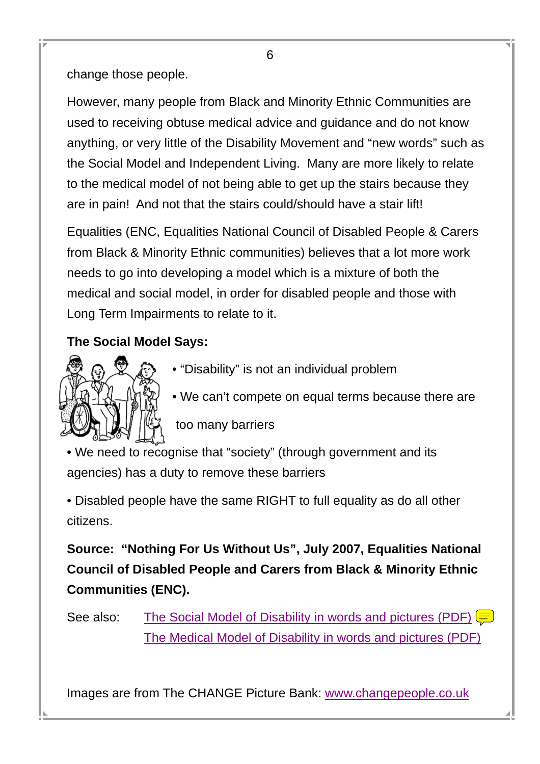change those people.

However, many people from Black and Minority Ethnic Communities are used to receiving obtuse medical advice and guidance and do not know anything, or very little of the Disability Movement and “new words” such as the Social Model and Independent Living. Many are more likely to relate to the medical model of not being able to get up the stairs because they are in pain! And not that the stairs could/should have a stair lift!

Equalities (ENC, Equalities National Council of Disabled People & Carers from Black & Minority Ethnic communities) believes that a lot more work needs to go into developing a model which is a mixture of both the medical and social model, in order for disabled people and those with Long Term Impairments to relate to it.

**The Social Model Says:**

- “Disability” is not an individual problem
- We can’t compete on equal terms because there are too many barriers
- We need to recognise that “society” (through government and its agencies) has a duty to remove these barriers
- Disabled people have the same RIGHT to full equality as do all other citizens.

**Source: “Nothing For Us Without Us”, July 2007, Equalities National Council of Disabled People and Carers from Black & Minority Ethnic Communities (ENC).**

See also: The Social Model of Disability in words and pictures (PDF)
The Medical Model of Disability in words and pictures (PDF)

Images are from The CHANGE Picture Bank: www.changepeople.co.uk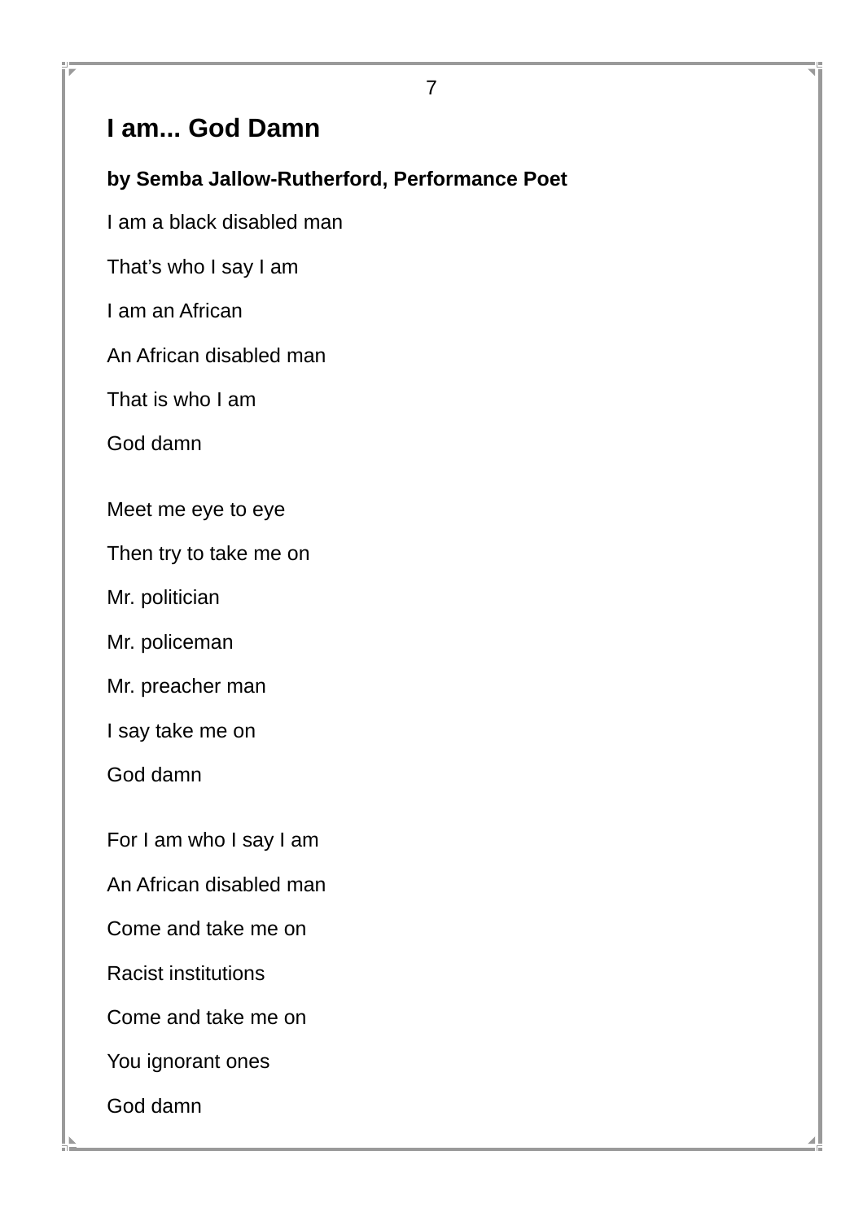# I am... God Damn

**by Semba Jallow-Rutherford, Performance Poet**

I am a black disabled man

That's who I say I am

I am an African

An African disabled man

That is who I am

God damn

Meet me eye to eye

Then try to take me on

Mr. politician

Mr. policeman

Mr. preacher man

I say take me on

God damn

For I am who I say I am

An African disabled man

Come and take me on

Racist institutions

Come and take me on

You ignorant ones

God damn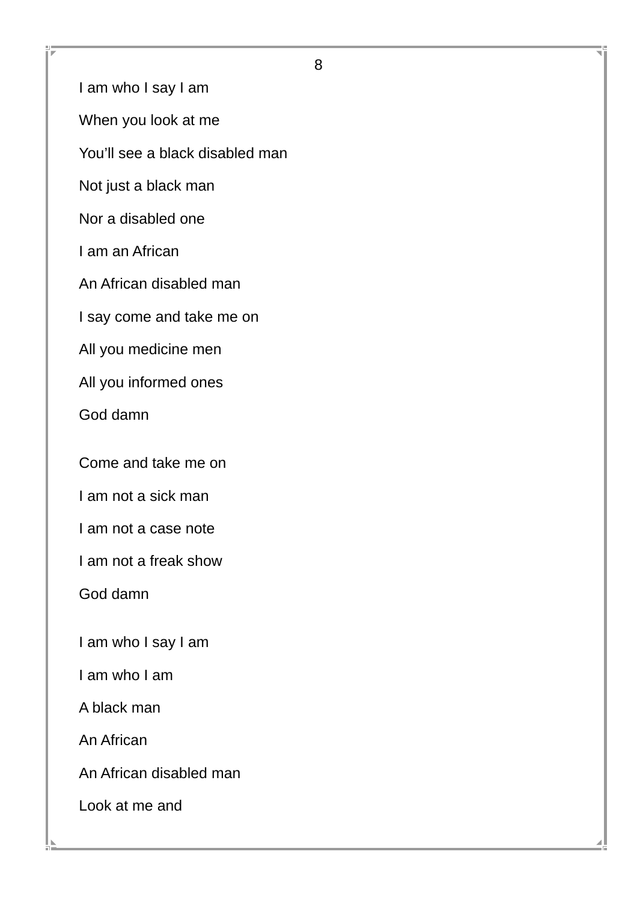I am who I say I am

When you look at me

You'll see a black disabled man

Not just a black man

Nor a disabled one

I am an African

An African disabled man

I say come and take me on

All you medicine men

All you informed ones

God damn

Come and take me on

I am not a sick man

I am not a case note

I am not a freak show

God damn

I am who I say I am

I am who I am

A black man

An African

An African disabled man

Look at me and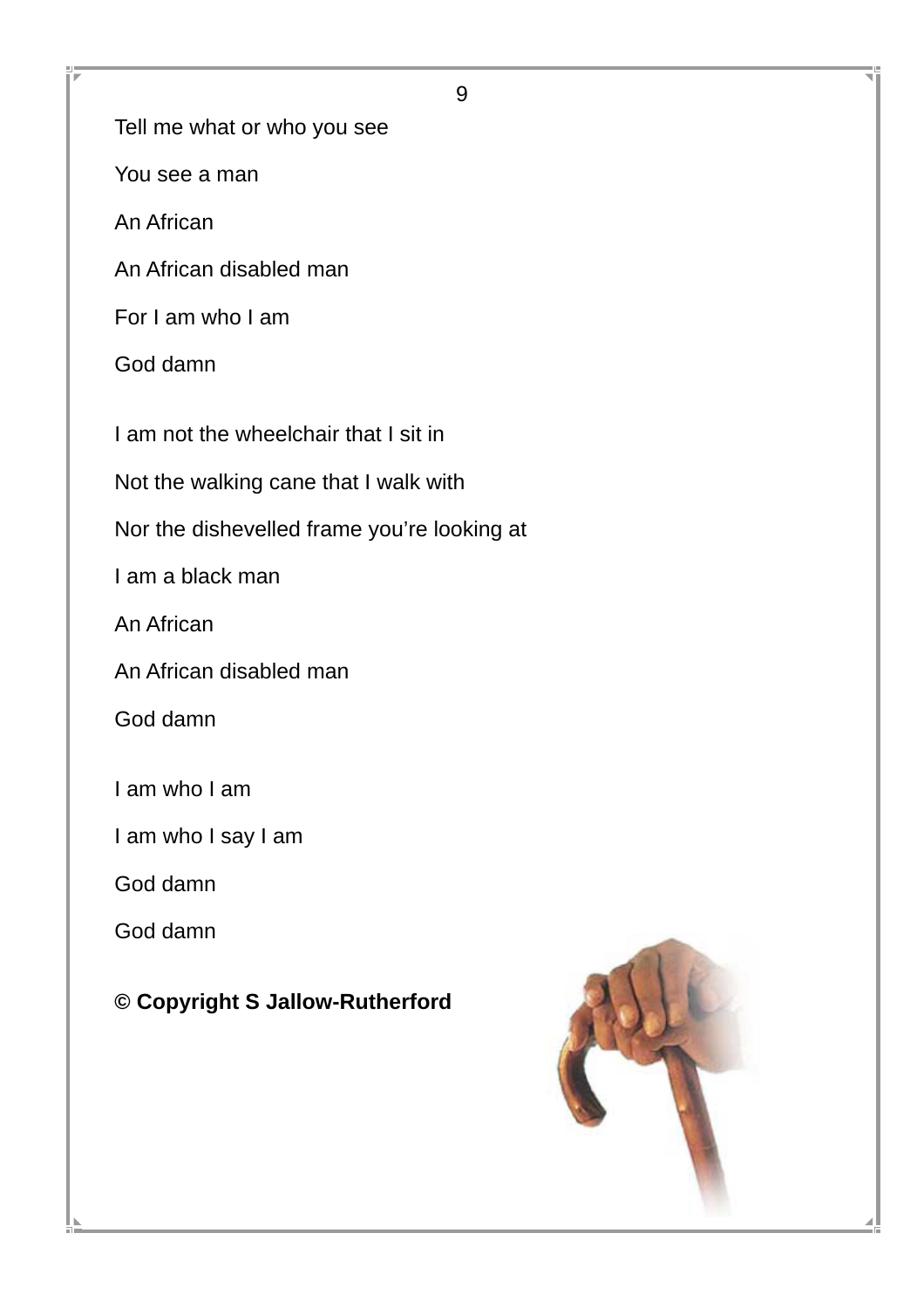Tell me what or who you see

You see a man

An African

An African disabled man

For I am who I am

God damn

I am not the wheelchair that I sit in

Not the walking cane that I walk with

Nor the dishevelled frame you’re looking at

I am a black man

An African

An African disabled man

God damn

I am who I am

I am who I say I am

God damn

God damn

**© Copyright S Jallow-Rutherford**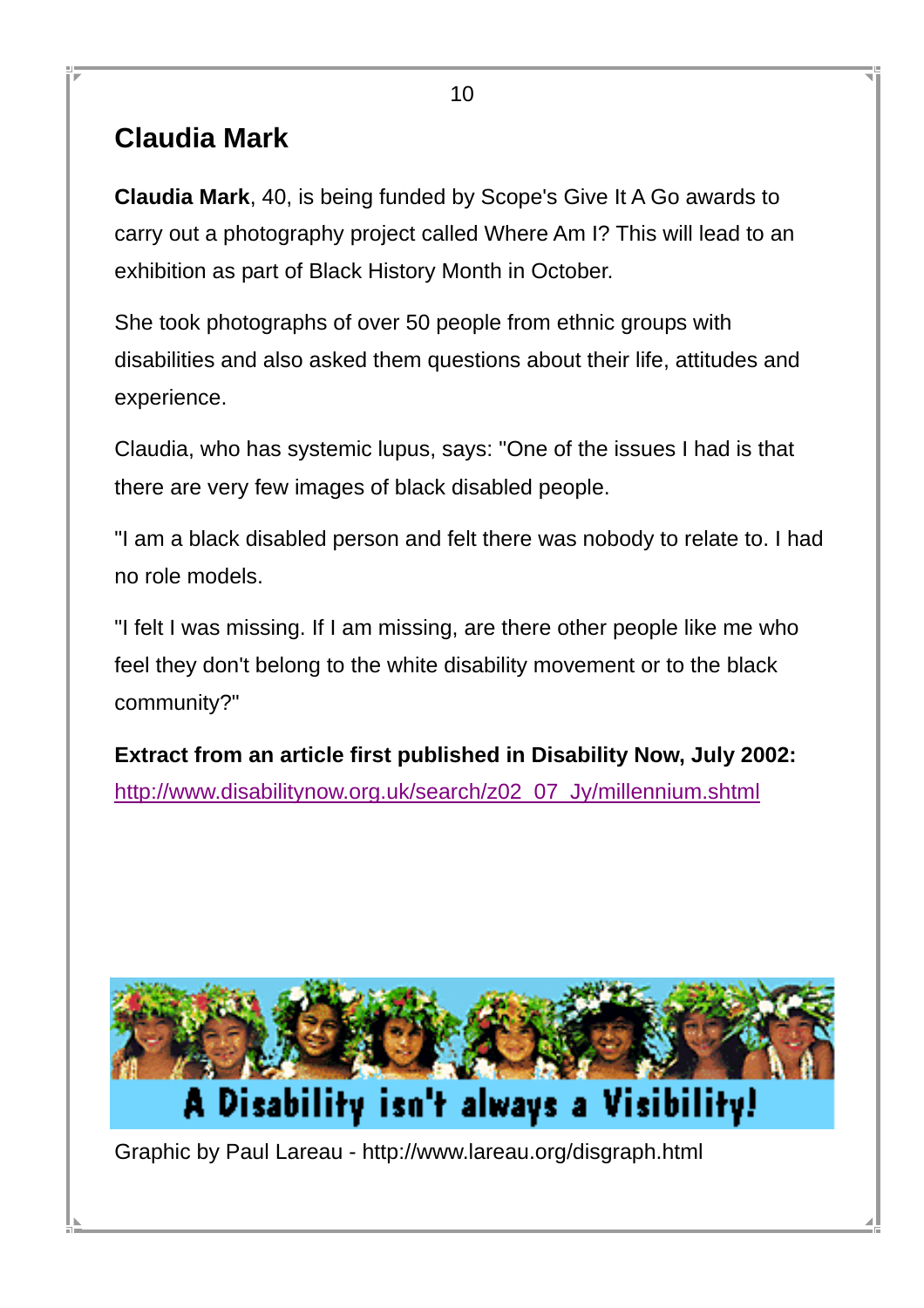## Claudia Mark

**Claudia Mark**, 40, is being funded by Scope's Give It A Go awards to carry out a photography project called Where Am I? This will lead to an exhibition as part of Black History Month in October.

She took photographs of over 50 people from ethnic groups with disabilities and also asked them questions about their life, attitudes and experience.

Claudia, who has systemic lupus, says: "One of the issues I had is that there are very few images of black disabled people.

"I am a black disabled person and felt there was nobody to relate to. I had no role models.

"I felt I was missing. If I am missing, are there other people like me who feel they don't belong to the white disability movement or to the black community?"

**Extract from an article first published in Disability Now, July 2002:**
http://www.disabilitynow.org.uk/search/z02_07_Jy/millennium.shtml

A Disability isn't always a Visibility!

Graphic by Paul Lareau - http://www.lareau.org/disgraph.html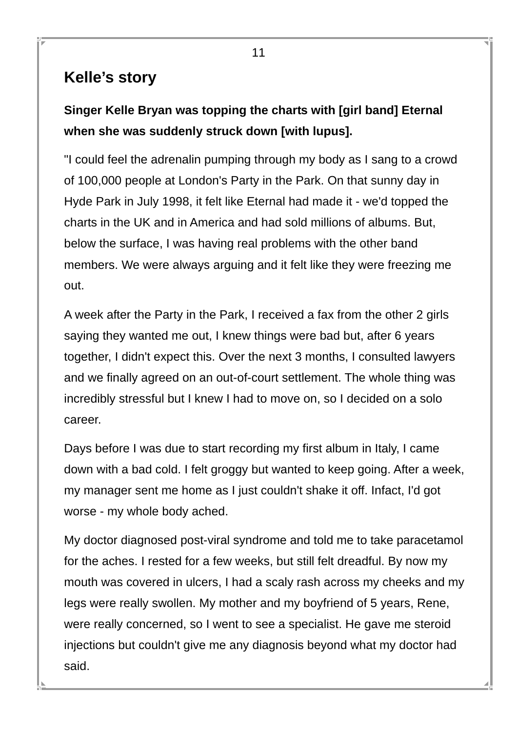## Kelle's story

**Singer Kelle Bryan was topping the charts with [girl band] Eternal when she was suddenly struck down [with lupus].**

"I could feel the adrenalin pumping through my body as I sang to a crowd of 100,000 people at London's Party in the Park. On that sunny day in Hyde Park in July 1998, it felt like Eternal had made it - we'd topped the charts in the UK and in America and had sold millions of albums. But, below the surface, I was having real problems with the other band members. We were always arguing and it felt like they were freezing me out.

A week after the Party in the Park, I received a fax from the other 2 girls saying they wanted me out, I knew things were bad but, after 6 years together, I didn't expect this. Over the next 3 months, I consulted lawyers and we finally agreed on an out-of-court settlement. The whole thing was incredibly stressful but I knew I had to move on, so I decided on a solo career.

Days before I was due to start recording my first album in Italy, I came down with a bad cold. I felt groggy but wanted to keep going. After a week, my manager sent me home as I just couldn't shake it off. Infact, I'd got worse - my whole body ached.

My doctor diagnosed post-viral syndrome and told me to take paracetamol for the aches. I rested for a few weeks, but still felt dreadful. By now my mouth was covered in ulcers, I had a scaly rash across my cheeks and my legs were really swollen. My mother and my boyfriend of 5 years, Rene, were really concerned, so I went to see a specialist. He gave me steroid injections but couldn't give me any diagnosis beyond what my doctor had said.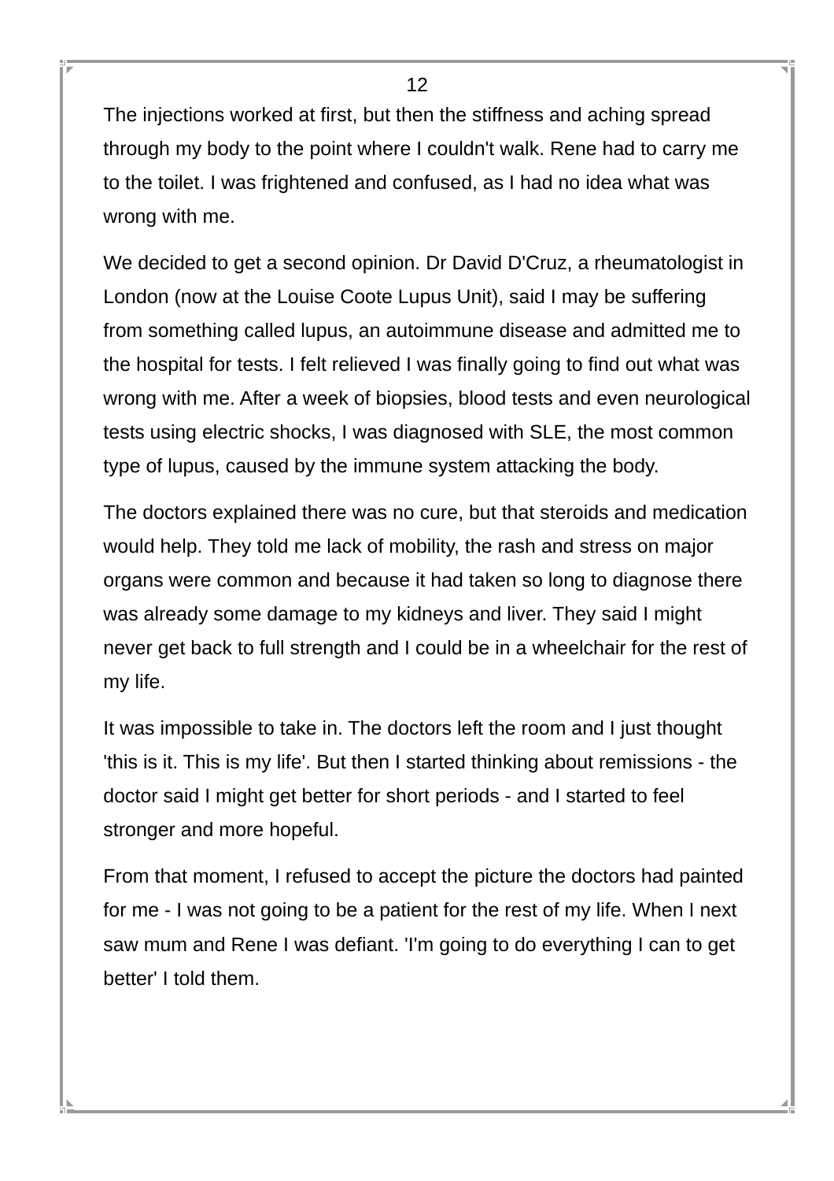The injections worked at first, but then the stiffness and aching spread through my body to the point where I couldn't walk. Rene had to carry me to the toilet. I was frightened and confused, as I had no idea what was wrong with me.

We decided to get a second opinion. Dr David D'Cruz, a rheumatologist in London (now at the Louise Coote Lupus Unit), said I may be suffering from something called lupus, an autoimmune disease and admitted me to the hospital for tests. I felt relieved I was finally going to find out what was wrong with me. After a week of biopsies, blood tests and even neurological tests using electric shocks, I was diagnosed with SLE, the most common type of lupus, caused by the immune system attacking the body.

The doctors explained there was no cure, but that steroids and medication would help. They told me lack of mobility, the rash and stress on major organs were common and because it had taken so long to diagnose there was already some damage to my kidneys and liver. They said I might never get back to full strength and I could be in a wheelchair for the rest of my life.

It was impossible to take in. The doctors left the room and I just thought 'this is it. This is my life'. But then I started thinking about remissions - the doctor said I might get better for short periods - and I started to feel stronger and more hopeful.

From that moment, I refused to accept the picture the doctors had painted for me - I was not going to be a patient for the rest of my life. When I next saw mum and Rene I was defiant. 'I'm going to do everything I can to get better' I told them.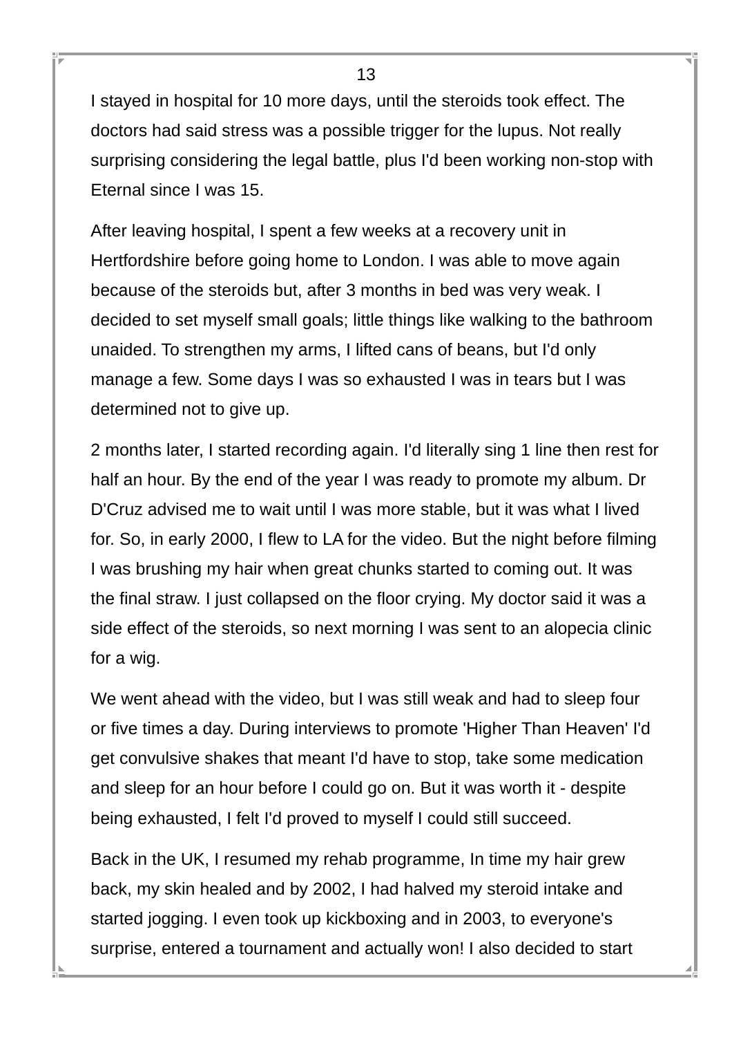I stayed in hospital for 10 more days, until the steroids took effect. The doctors had said stress was a possible trigger for the lupus. Not really surprising considering the legal battle, plus I'd been working non-stop with Eternal since I was 15.

After leaving hospital, I spent a few weeks at a recovery unit in Hertfordshire before going home to London. I was able to move again because of the steroids but, after 3 months in bed was very weak. I decided to set myself small goals; little things like walking to the bathroom unaided. To strengthen my arms, I lifted cans of beans, but I'd only manage a few. Some days I was so exhausted I was in tears but I was determined not to give up.

2 months later, I started recording again. I'd literally sing 1 line then rest for half an hour. By the end of the year I was ready to promote my album. Dr D'Cruz advised me to wait until I was more stable, but it was what I lived for. So, in early 2000, I flew to LA for the video. But the night before filming I was brushing my hair when great chunks started to coming out. It was the final straw. I just collapsed on the floor crying. My doctor said it was a side effect of the steroids, so next morning I was sent to an alopecia clinic for a wig.

We went ahead with the video, but I was still weak and had to sleep four or five times a day. During interviews to promote 'Higher Than Heaven' I'd get convulsive shakes that meant I'd have to stop, take some medication and sleep for an hour before I could go on. But it was worth it - despite being exhausted, I felt I'd proved to myself I could still succeed.

Back in the UK, I resumed my rehab programme, In time my hair grew back, my skin healed and by 2002, I had halved my steroid intake and started jogging. I even took up kickboxing and in 2003, to everyone's surprise, entered a tournament and actually won! I also decided to start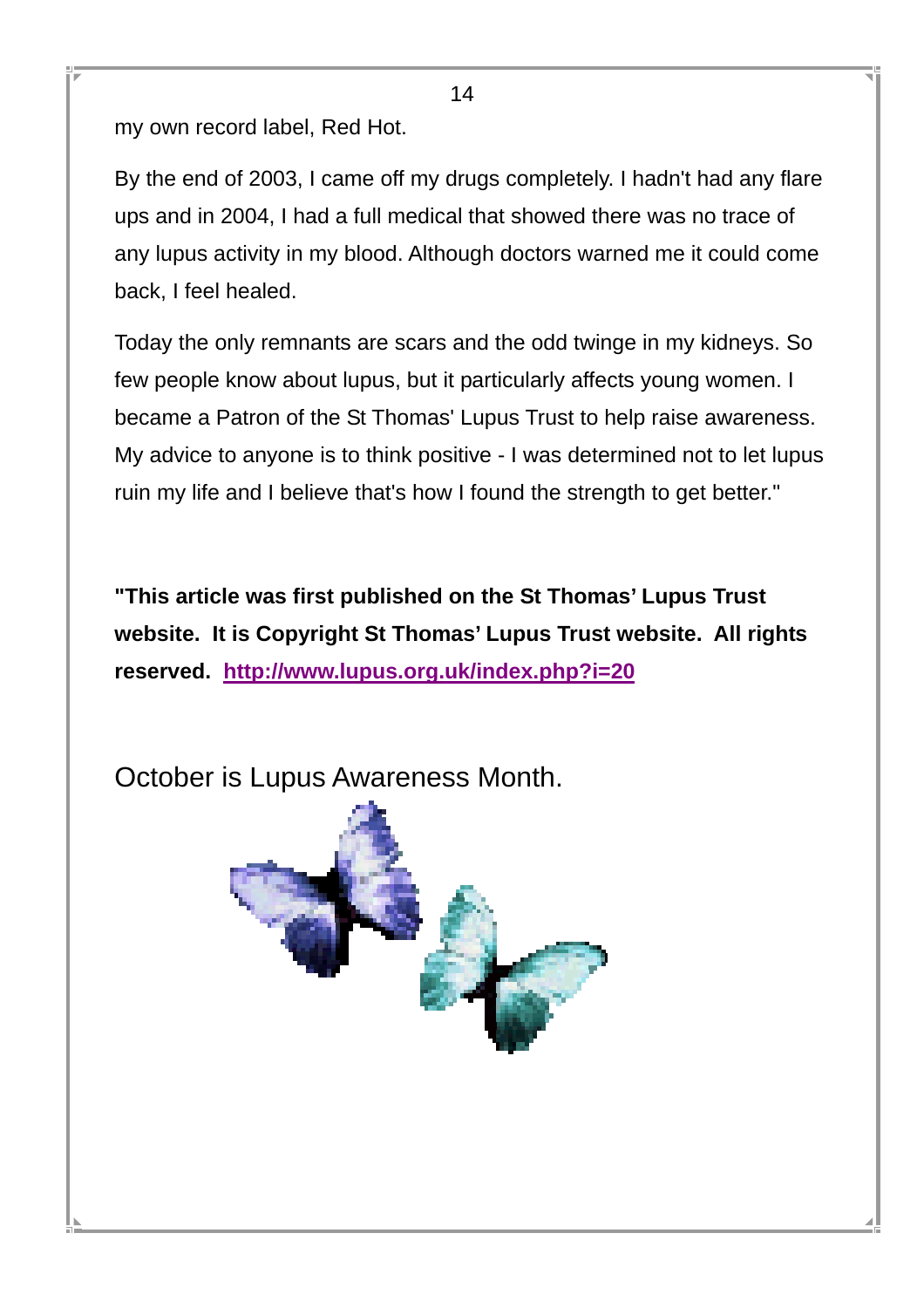my own record label, Red Hot.

By the end of 2003, I came off my drugs completely. I hadn't had any flare ups and in 2004, I had a full medical that showed there was no trace of any lupus activity in my blood. Although doctors warned me it could come back, I feel healed.

Today the only remnants are scars and the odd twinge in my kidneys. So few people know about lupus, but it particularly affects young women. I became a Patron of the St Thomas' Lupus Trust to help raise awareness. My advice to anyone is to think positive - I was determined not to let lupus ruin my life and I believe that's how I found the strength to get better."

**"This article was first published on the St Thomas' Lupus Trust website. It is Copyright St Thomas' Lupus Trust website. All rights reserved. http://www.lupus.org.uk/index.php?i=20**

October is Lupus Awareness Month.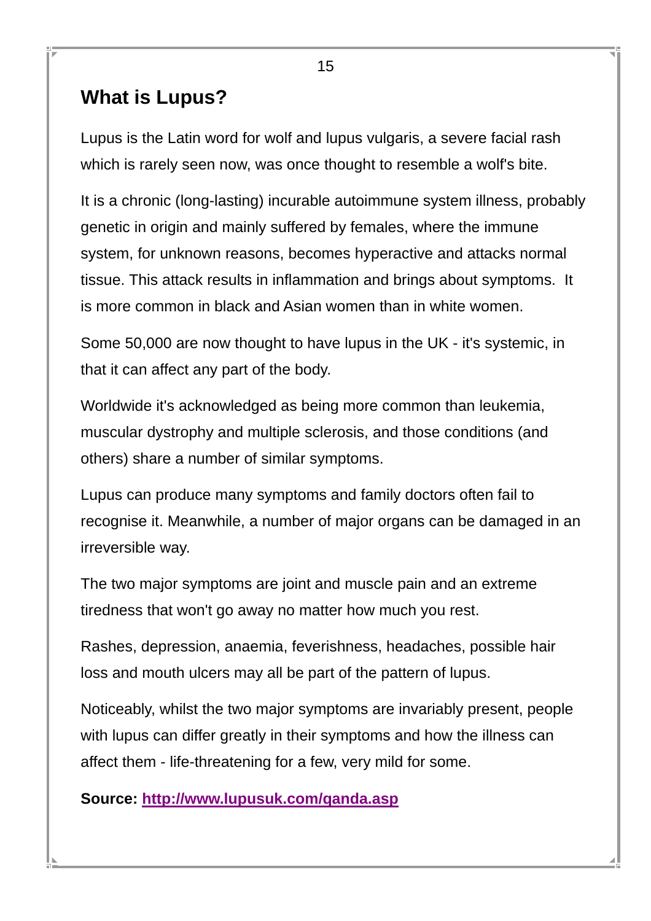## What is Lupus?

Lupus is the Latin word for wolf and lupus vulgaris, a severe facial rash which is rarely seen now, was once thought to resemble a wolf's bite.

It is a chronic (long-lasting) incurable autoimmune system illness, probably genetic in origin and mainly suffered by females, where the immune system, for unknown reasons, becomes hyperactive and attacks normal tissue. This attack results in inflammation and brings about symptoms. It is more common in black and Asian women than in white women.

Some 50,000 are now thought to have lupus in the UK - it's systemic, in that it can affect any part of the body.

Worldwide it's acknowledged as being more common than leukemia, muscular dystrophy and multiple sclerosis, and those conditions (and others) share a number of similar symptoms.

Lupus can produce many symptoms and family doctors often fail to recognise it. Meanwhile, a number of major organs can be damaged in an irreversible way.

The two major symptoms are joint and muscle pain and an extreme tiredness that won't go away no matter how much you rest.

Rashes, depression, anaemia, feverishness, headaches, possible hair loss and mouth ulcers may all be part of the pattern of lupus.

Noticeably, whilst the two major symptoms are invariably present, people with lupus can differ greatly in their symptoms and how the illness can affect them - life-threatening for a few, very mild for some.

**Source: [http://www.lupusuk.com/qanda.asp](http://www.lupusuk.com/qanda.asp)**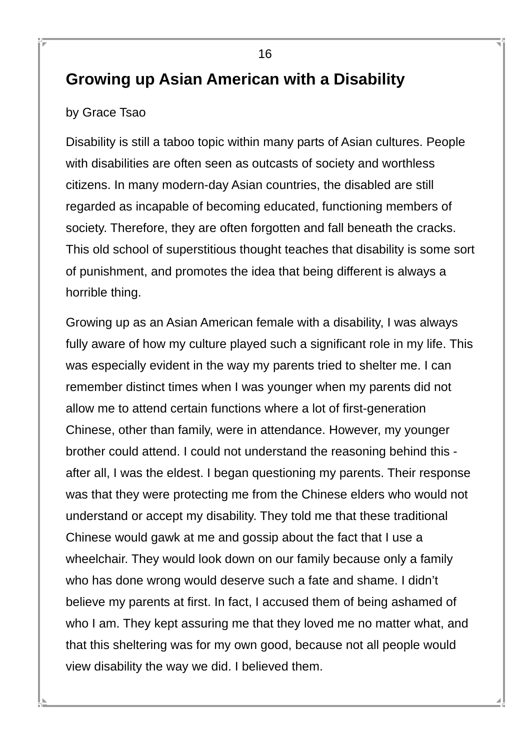## Growing up Asian American with a Disability

by Grace Tsao

Disability is still a taboo topic within many parts of Asian cultures. People with disabilities are often seen as outcasts of society and worthless citizens. In many modern-day Asian countries, the disabled are still regarded as incapable of becoming educated, functioning members of society. Therefore, they are often forgotten and fall beneath the cracks. This old school of superstitious thought teaches that disability is some sort of punishment, and promotes the idea that being different is always a horrible thing.

Growing up as an Asian American female with a disability, I was always fully aware of how my culture played such a significant role in my life. This was especially evident in the way my parents tried to shelter me. I can remember distinct times when I was younger when my parents did not allow me to attend certain functions where a lot of first-generation Chinese, other than family, were in attendance. However, my younger brother could attend. I could not understand the reasoning behind this - after all, I was the eldest. I began questioning my parents. Their response was that they were protecting me from the Chinese elders who would not understand or accept my disability. They told me that these traditional Chinese would gawk at me and gossip about the fact that I use a wheelchair. They would look down on our family because only a family who has done wrong would deserve such a fate and shame. I didn’t believe my parents at first. In fact, I accused them of being ashamed of who I am. They kept assuring me that they loved me no matter what, and that this sheltering was for my own good, because not all people would view disability the way we did. I believed them.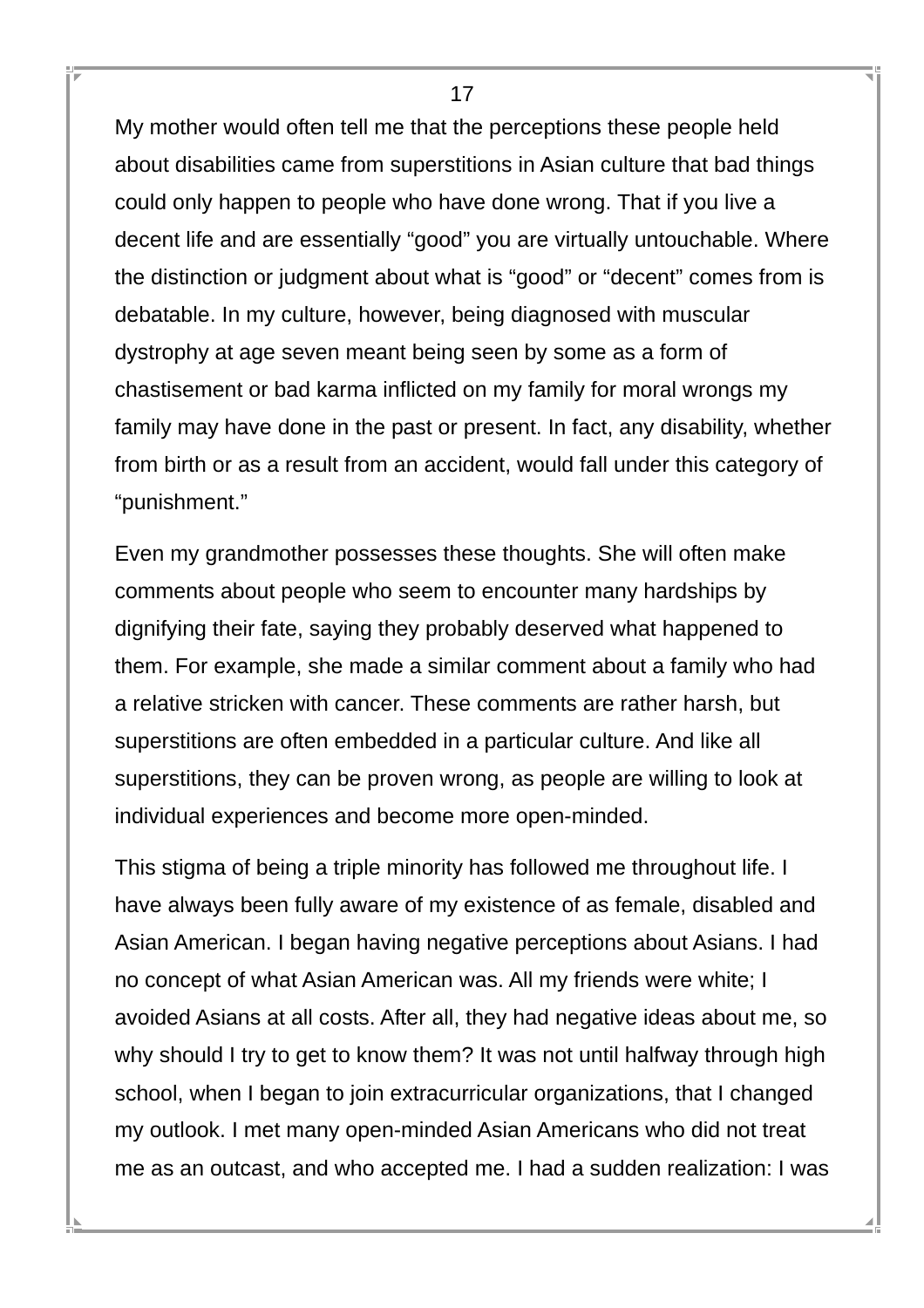My mother would often tell me that the perceptions these people held about disabilities came from superstitions in Asian culture that bad things could only happen to people who have done wrong. That if you live a decent life and are essentially “good” you are virtually untouchable. Where the distinction or judgment about what is “good” or “decent” comes from is debatable. In my culture, however, being diagnosed with muscular dystrophy at age seven meant being seen by some as a form of chastisement or bad karma inflicted on my family for moral wrongs my family may have done in the past or present. In fact, any disability, whether from birth or as a result from an accident, would fall under this category of “punishment.”

Even my grandmother possesses these thoughts. She will often make comments about people who seem to encounter many hardships by dignifying their fate, saying they probably deserved what happened to them. For example, she made a similar comment about a family who had a relative stricken with cancer. These comments are rather harsh, but superstitions are often embedded in a particular culture. And like all superstitions, they can be proven wrong, as people are willing to look at individual experiences and become more open-minded.

This stigma of being a triple minority has followed me throughout life. I have always been fully aware of my existence of as female, disabled and Asian American. I began having negative perceptions about Asians. I had no concept of what Asian American was. All my friends were white; I avoided Asians at all costs. After all, they had negative ideas about me, so why should I try to get to know them? It was not until halfway through high school, when I began to join extracurricular organizations, that I changed my outlook. I met many open-minded Asian Americans who did not treat me as an outcast, and who accepted me. I had a sudden realization: I was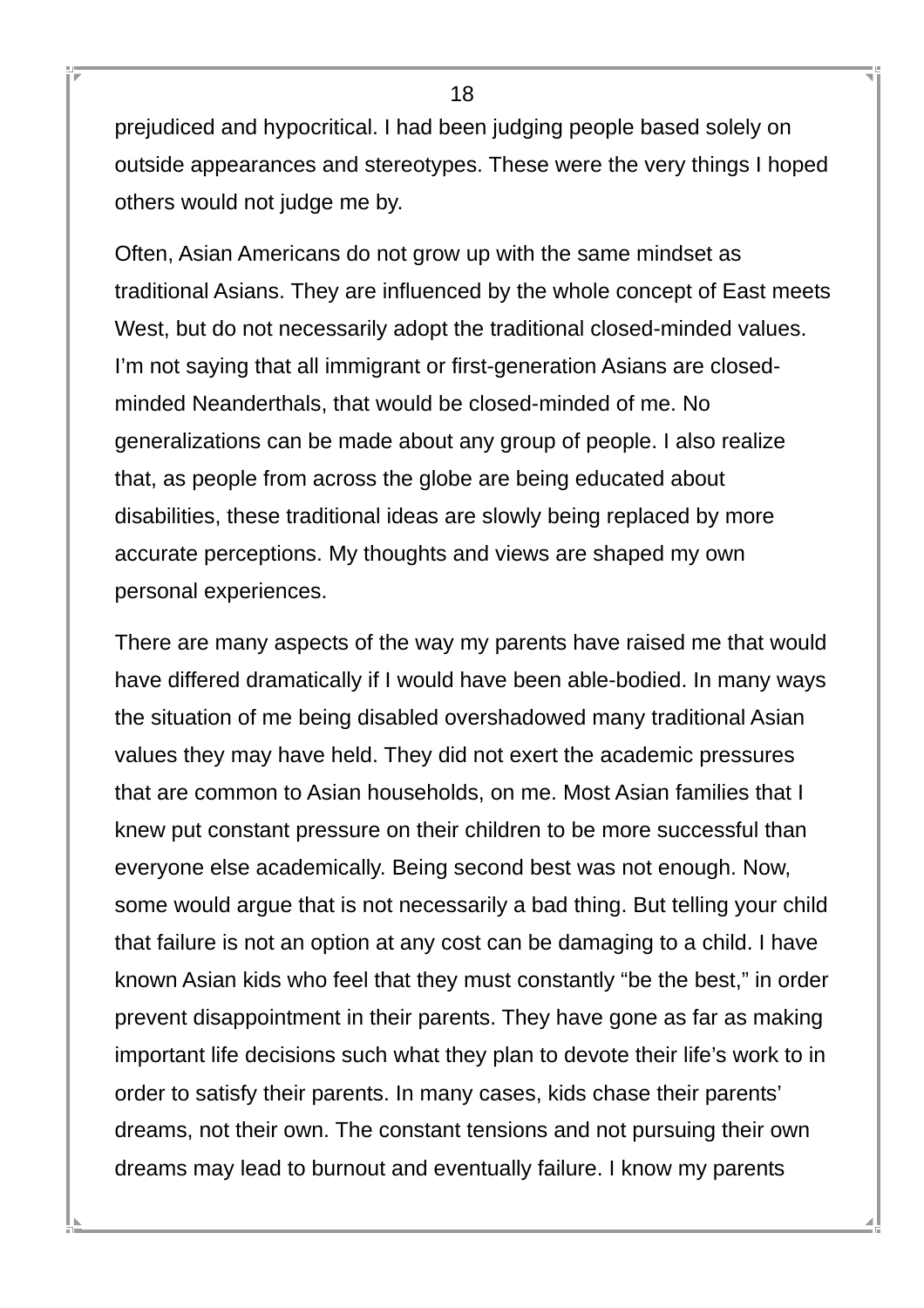prejudiced and hypocritical. I had been judging people based solely on outside appearances and stereotypes. These were the very things I hoped others would not judge me by.

Often, Asian Americans do not grow up with the same mindset as traditional Asians. They are influenced by the whole concept of East meets West, but do not necessarily adopt the traditional closed-minded values. I'm not saying that all immigrant or first-generation Asians are closed-minded Neanderthals, that would be closed-minded of me. No generalizations can be made about any group of people. I also realize that, as people from across the globe are being educated about disabilities, these traditional ideas are slowly being replaced by more accurate perceptions. My thoughts and views are shaped my own personal experiences.

There are many aspects of the way my parents have raised me that would have differed dramatically if I would have been able-bodied. In many ways the situation of me being disabled overshadowed many traditional Asian values they may have held. They did not exert the academic pressures that are common to Asian households, on me. Most Asian families that I knew put constant pressure on their children to be more successful than everyone else academically. Being second best was not enough. Now, some would argue that is not necessarily a bad thing. But telling your child that failure is not an option at any cost can be damaging to a child. I have known Asian kids who feel that they must constantly "be the best," in order prevent disappointment in their parents. They have gone as far as making important life decisions such what they plan to devote their life's work to in order to satisfy their parents. In many cases, kids chase their parents' dreams, not their own. The constant tensions and not pursuing their own dreams may lead to burnout and eventually failure. I know my parents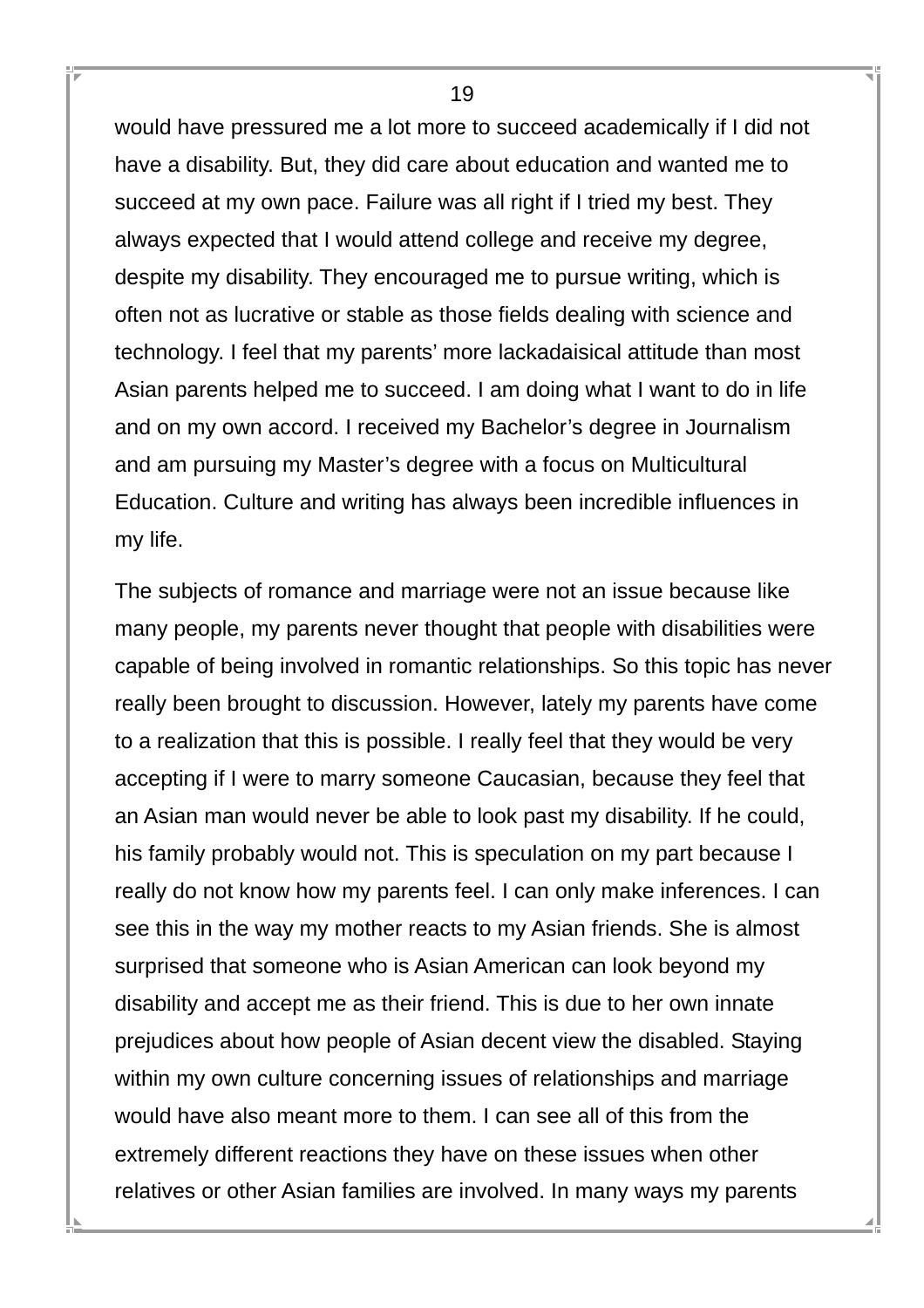would have pressured me a lot more to succeed academically if I did not have a disability. But, they did care about education and wanted me to succeed at my own pace. Failure was all right if I tried my best. They always expected that I would attend college and receive my degree, despite my disability. They encouraged me to pursue writing, which is often not as lucrative or stable as those fields dealing with science and technology. I feel that my parents' more lackadaisical attitude than most Asian parents helped me to succeed. I am doing what I want to do in life and on my own accord. I received my Bachelor's degree in Journalism and am pursuing my Master's degree with a focus on Multicultural Education. Culture and writing has always been incredible influences in my life.

The subjects of romance and marriage were not an issue because like many people, my parents never thought that people with disabilities were capable of being involved in romantic relationships. So this topic has never really been brought to discussion. However, lately my parents have come to a realization that this is possible. I really feel that they would be very accepting if I were to marry someone Caucasian, because they feel that an Asian man would never be able to look past my disability. If he could, his family probably would not. This is speculation on my part because I really do not know how my parents feel. I can only make inferences. I can see this in the way my mother reacts to my Asian friends. She is almost surprised that someone who is Asian American can look beyond my disability and accept me as their friend. This is due to her own innate prejudices about how people of Asian decent view the disabled. Staying within my own culture concerning issues of relationships and marriage would have also meant more to them. I can see all of this from the extremely different reactions they have on these issues when other relatives or other Asian families are involved. In many ways my parents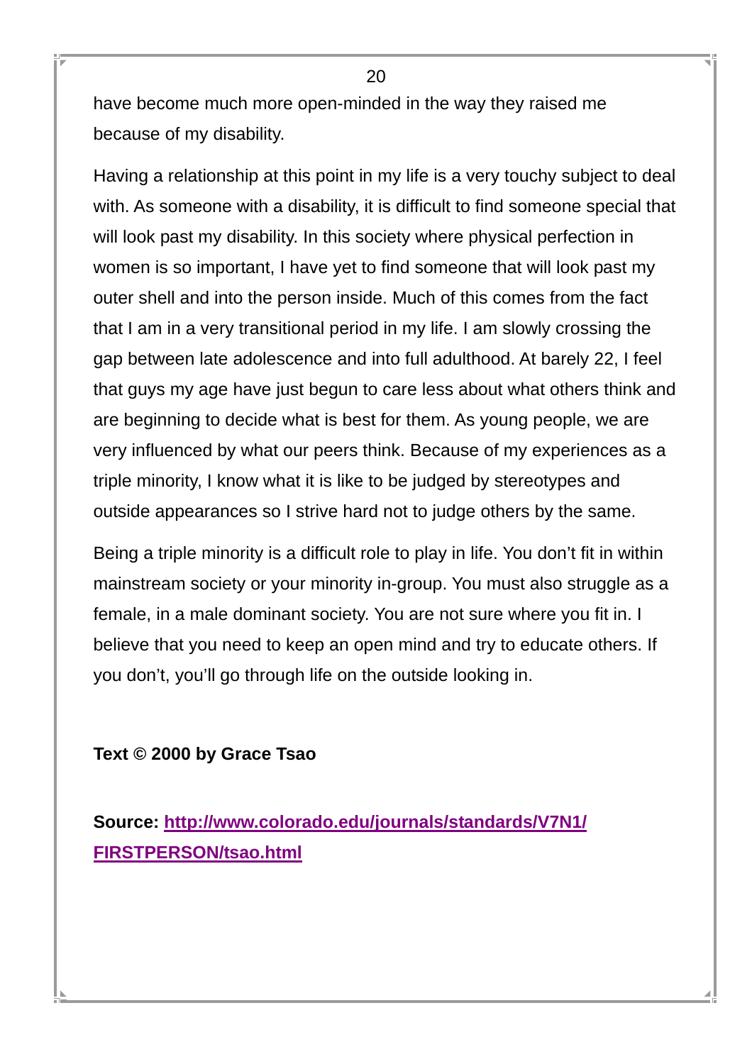have become much more open-minded in the way they raised me because of my disability.

Having a relationship at this point in my life is a very touchy subject to deal with. As someone with a disability, it is difficult to find someone special that will look past my disability. In this society where physical perfection in women is so important, I have yet to find someone that will look past my outer shell and into the person inside. Much of this comes from the fact that I am in a very transitional period in my life. I am slowly crossing the gap between late adolescence and into full adulthood. At barely 22, I feel that guys my age have just begun to care less about what others think and are beginning to decide what is best for them. As young people, we are very influenced by what our peers think. Because of my experiences as a triple minority, I know what it is like to be judged by stereotypes and outside appearances so I strive hard not to judge others by the same.

Being a triple minority is a difficult role to play in life. You don't fit in within mainstream society or your minority in-group. You must also struggle as a female, in a male dominant society. You are not sure where you fit in. I believe that you need to keep an open mind and try to educate others. If you don't, you'll go through life on the outside looking in.

**Text © 2000 by Grace Tsao**

**Source: [http://www.colorado.edu/journals/standards/V7N1/FIRSTPERSON/tsao.html](http://www.colorado.edu/journals/standards/V7N1/FIRSTPERSON/tsao.html)**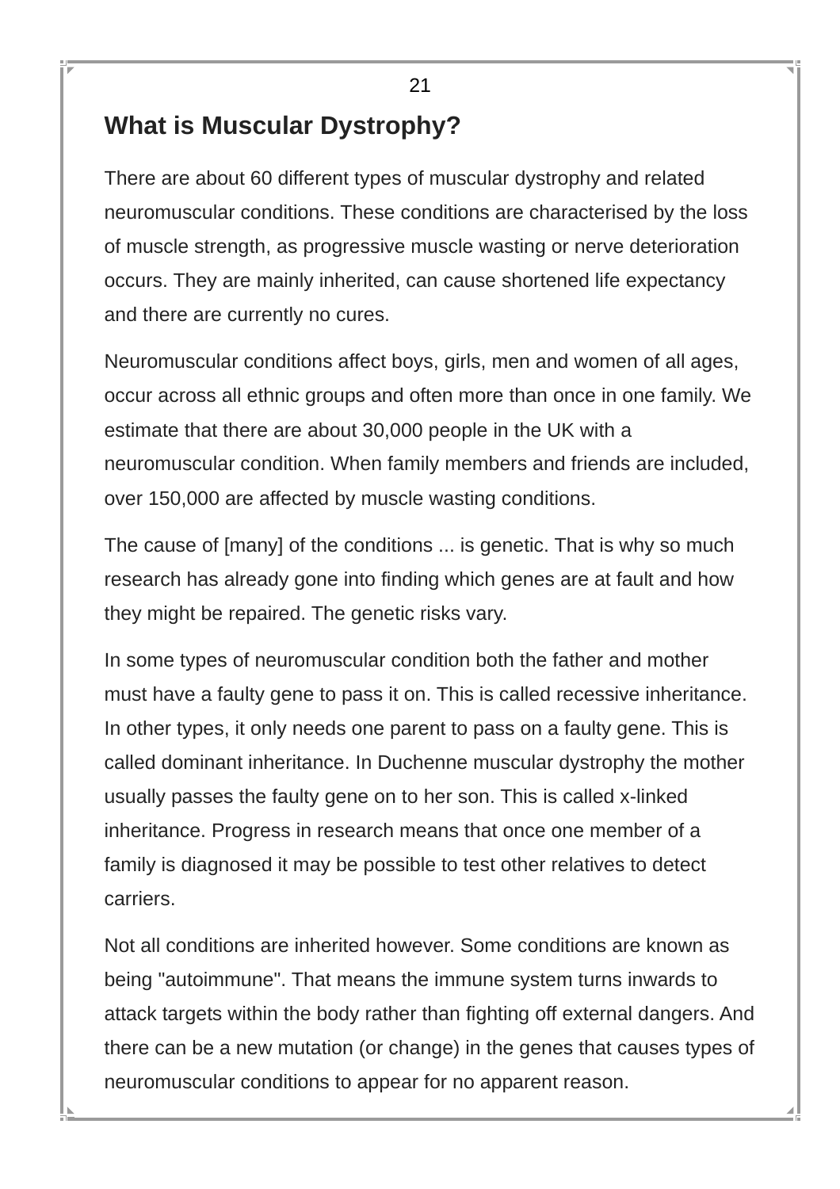## What is Muscular Dystrophy?

There are about 60 different types of muscular dystrophy and related neuromuscular conditions. These conditions are characterised by the loss of muscle strength, as progressive muscle wasting or nerve deterioration occurs. They are mainly inherited, can cause shortened life expectancy and there are currently no cures.

Neuromuscular conditions affect boys, girls, men and women of all ages, occur across all ethnic groups and often more than once in one family. We estimate that there are about 30,000 people in the UK with a neuromuscular condition. When family members and friends are included, over 150,000 are affected by muscle wasting conditions.

The cause of [many] of the conditions ... is genetic. That is why so much research has already gone into finding which genes are at fault and how they might be repaired. The genetic risks vary.

In some types of neuromuscular condition both the father and mother must have a faulty gene to pass it on. This is called recessive inheritance. In other types, it only needs one parent to pass on a faulty gene. This is called dominant inheritance. In Duchenne muscular dystrophy the mother usually passes the faulty gene on to her son. This is called x-linked inheritance. Progress in research means that once one member of a family is diagnosed it may be possible to test other relatives to detect carriers.

Not all conditions are inherited however. Some conditions are known as being "autoimmune". That means the immune system turns inwards to attack targets within the body rather than fighting off external dangers. And there can be a new mutation (or change) in the genes that causes types of neuromuscular conditions to appear for no apparent reason.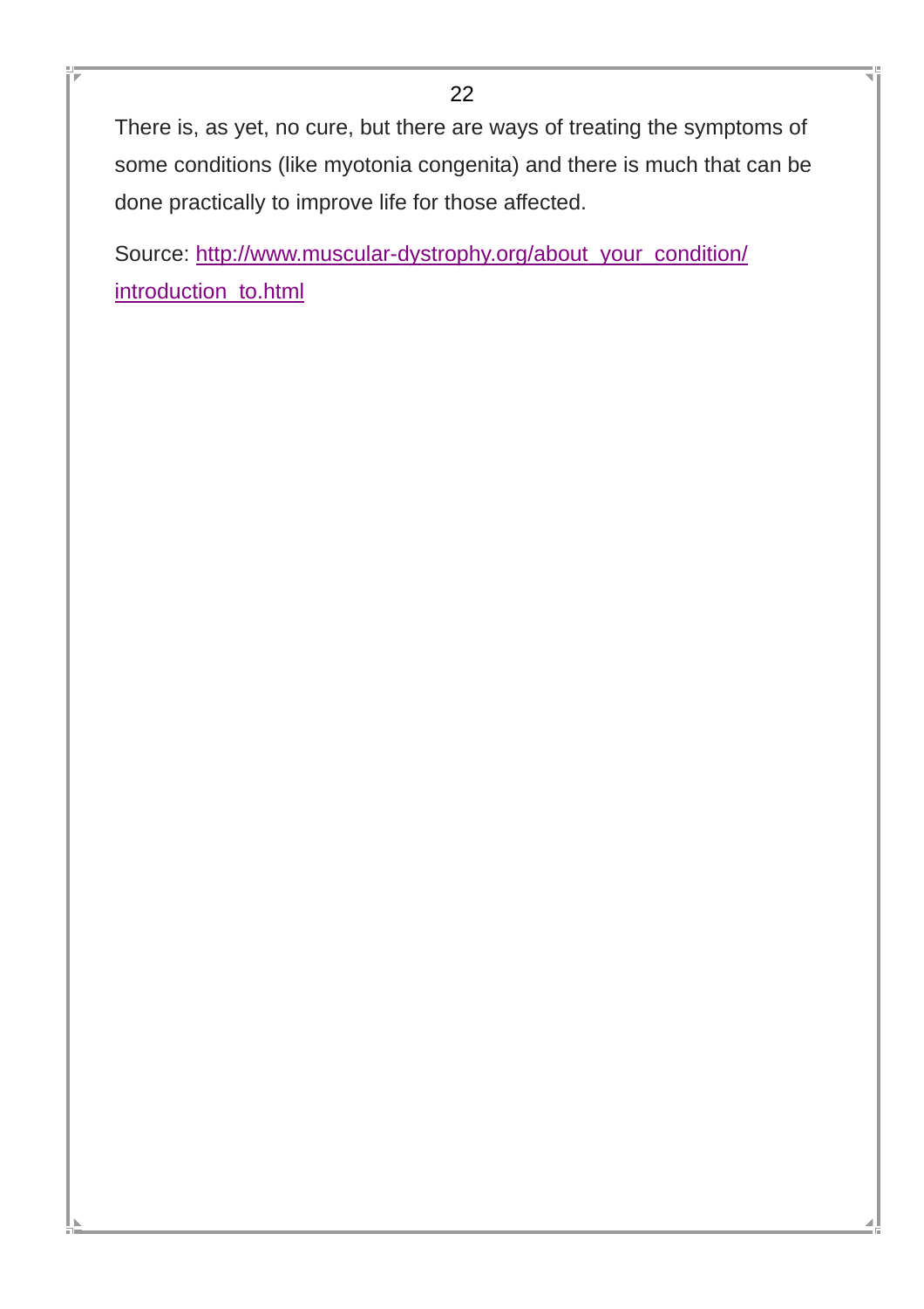There is, as yet, no cure, but there are ways of treating the symptoms of some conditions (like myotonia congenita) and there is much that can be done practically to improve life for those affected.

Source: [http://www.muscular-dystrophy.org/about_your_condition/introduction_to.html](http://www.muscular-dystrophy.org/about_your_condition/introduction_to.html)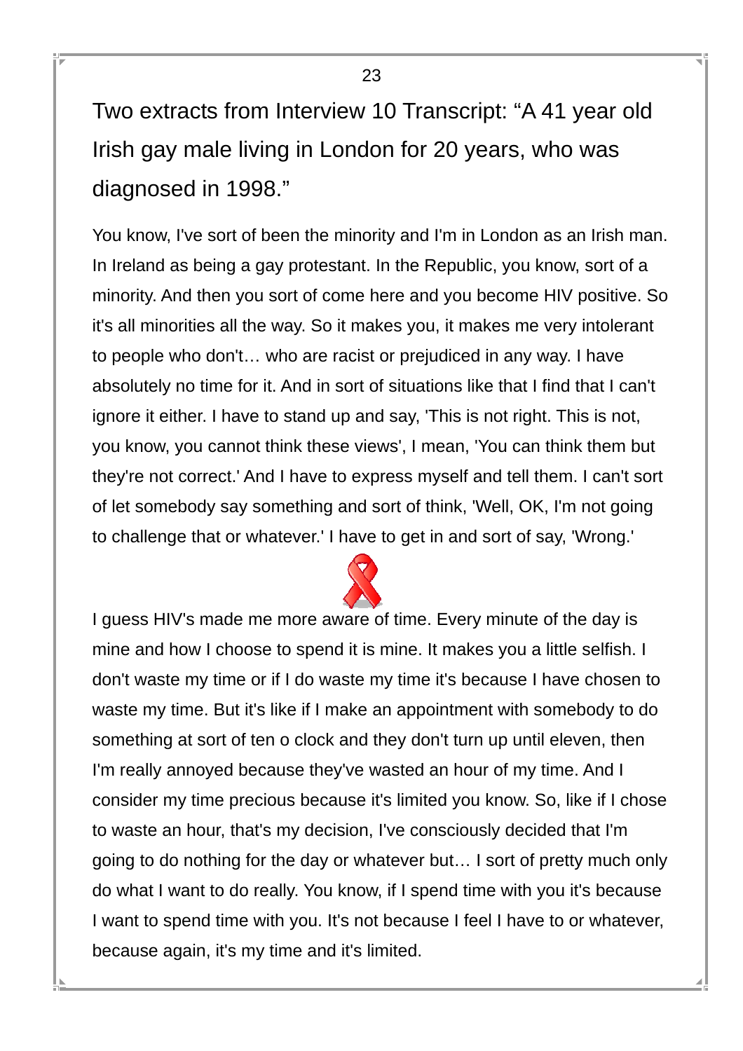## Two extracts from Interview 10 Transcript: “A 41 year old Irish gay male living in London for 20 years, who was diagnosed in 1998.”

You know, I've sort of been the minority and I'm in London as an Irish man. In Ireland as being a gay protestant. In the Republic, you know, sort of a minority. And then you sort of come here and you become HIV positive. So it's all minorities all the way. So it makes you, it makes me very intolerant to people who don't… who are racist or prejudiced in any way. I have absolutely no time for it. And in sort of situations like that I find that I can't ignore it either. I have to stand up and say, 'This is not right. This is not, you know, you cannot think these views', I mean, 'You can think them but they're not correct.' And I have to express myself and tell them. I can't sort of let somebody say something and sort of think, 'Well, OK, I'm not going to challenge that or whatever.' I have to get in and sort of say, 'Wrong.'

I guess HIV's made me more aware of time. Every minute of the day is mine and how I choose to spend it is mine. It makes you a little selfish. I don't waste my time or if I do waste my time it's because I have chosen to waste my time. But it's like if I make an appointment with somebody to do something at sort of ten o clock and they don't turn up until eleven, then I'm really annoyed because they've wasted an hour of my time. And I consider my time precious because it's limited you know. So, like if I chose to waste an hour, that's my decision, I've consciously decided that I'm going to do nothing for the day or whatever but… I sort of pretty much only do what I want to do really. You know, if I spend time with you it's because I want to spend time with you. It's not because I feel I have to or whatever, because again, it's my time and it's limited.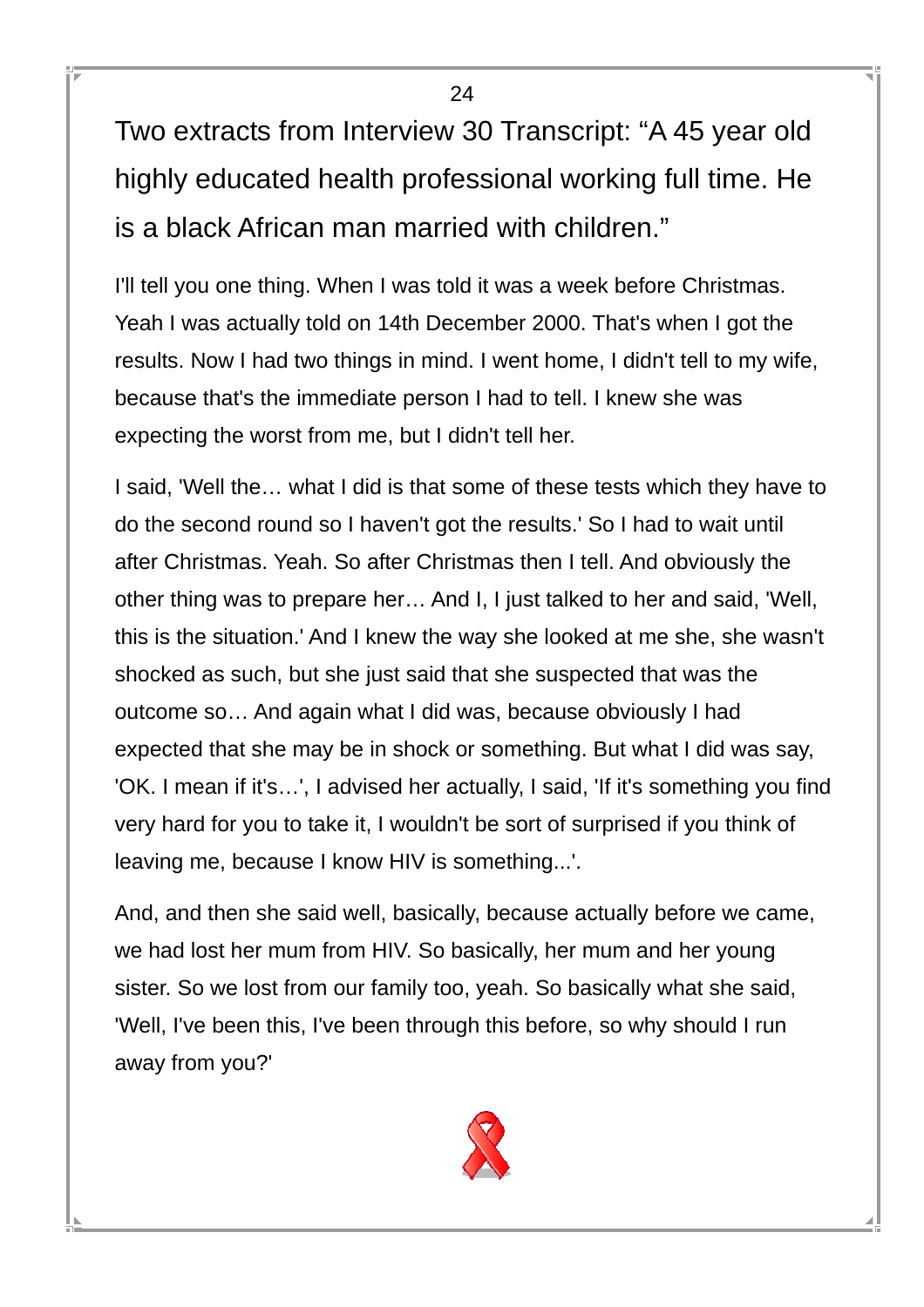## Two extracts from Interview 30 Transcript: “A 45 year old highly educated health professional working full time. He is a black African man married with children.”

I'll tell you one thing. When I was told it was a week before Christmas. Yeah I was actually told on 14th December 2000. That's when I got the results. Now I had two things in mind. I went home, I didn't tell to my wife, because that's the immediate person I had to tell. I knew she was expecting the worst from me, but I didn't tell her.

I said, 'Well the… what I did is that some of these tests which they have to do the second round so I haven't got the results.' So I had to wait until after Christmas. Yeah. So after Christmas then I tell. And obviously the other thing was to prepare her… And I, I just talked to her and said, 'Well, this is the situation.' And I knew the way she looked at me she, she wasn't shocked as such, but she just said that she suspected that was the outcome so… And again what I did was, because obviously I had expected that she may be in shock or something. But what I did was say, 'OK. I mean if it's…', I advised her actually, I said, 'If it's something you find very hard for you to take it, I wouldn't be sort of surprised if you think of leaving me, because I know HIV is something...'.

And, and then she said well, basically, because actually before we came, we had lost her mum from HIV. So basically, her mum and her young sister. So we lost from our family too, yeah. So basically what she said, 'Well, I've been this, I've been through this before, so why should I run away from you?'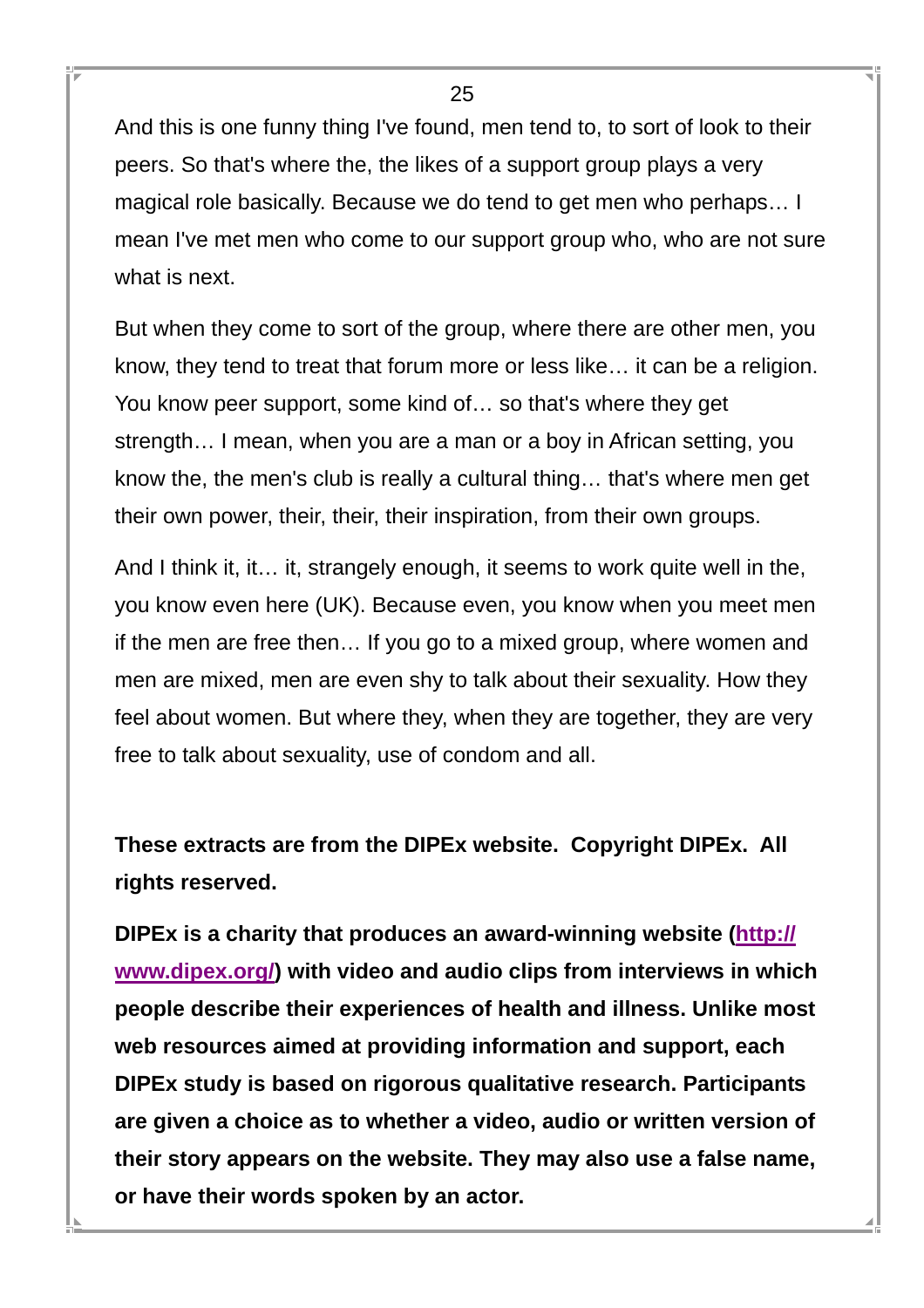And this is one funny thing I've found, men tend to, to sort of look to their peers. So that's where the, the likes of a support group plays a very magical role basically. Because we do tend to get men who perhaps… I mean I've met men who come to our support group who, who are not sure what is next.

But when they come to sort of the group, where there are other men, you know, they tend to treat that forum more or less like… it can be a religion. You know peer support, some kind of… so that's where they get strength… I mean, when you are a man or a boy in African setting, you know the, the men's club is really a cultural thing… that's where men get their own power, their, their, their inspiration, from their own groups.

And I think it, it… it, strangely enough, it seems to work quite well in the, you know even here (UK). Because even, you know when you meet men if the men are free then… If you go to a mixed group, where women and men are mixed, men are even shy to talk about their sexuality. How they feel about women. But where they, when they are together, they are very free to talk about sexuality, use of condom and all.

**These extracts are from the DIPEx website. Copyright DIPEx. All rights reserved.**

**DIPEx is a charity that produces an award-winning website ([http://www.dipex.org/](http://www.dipex.org/)) with video and audio clips from interviews in which people describe their experiences of health and illness. Unlike most web resources aimed at providing information and support, each DIPEx study is based on rigorous qualitative research. Participants are given a choice as to whether a video, audio or written version of their story appears on the website. They may also use a false name, or have their words spoken by an actor.**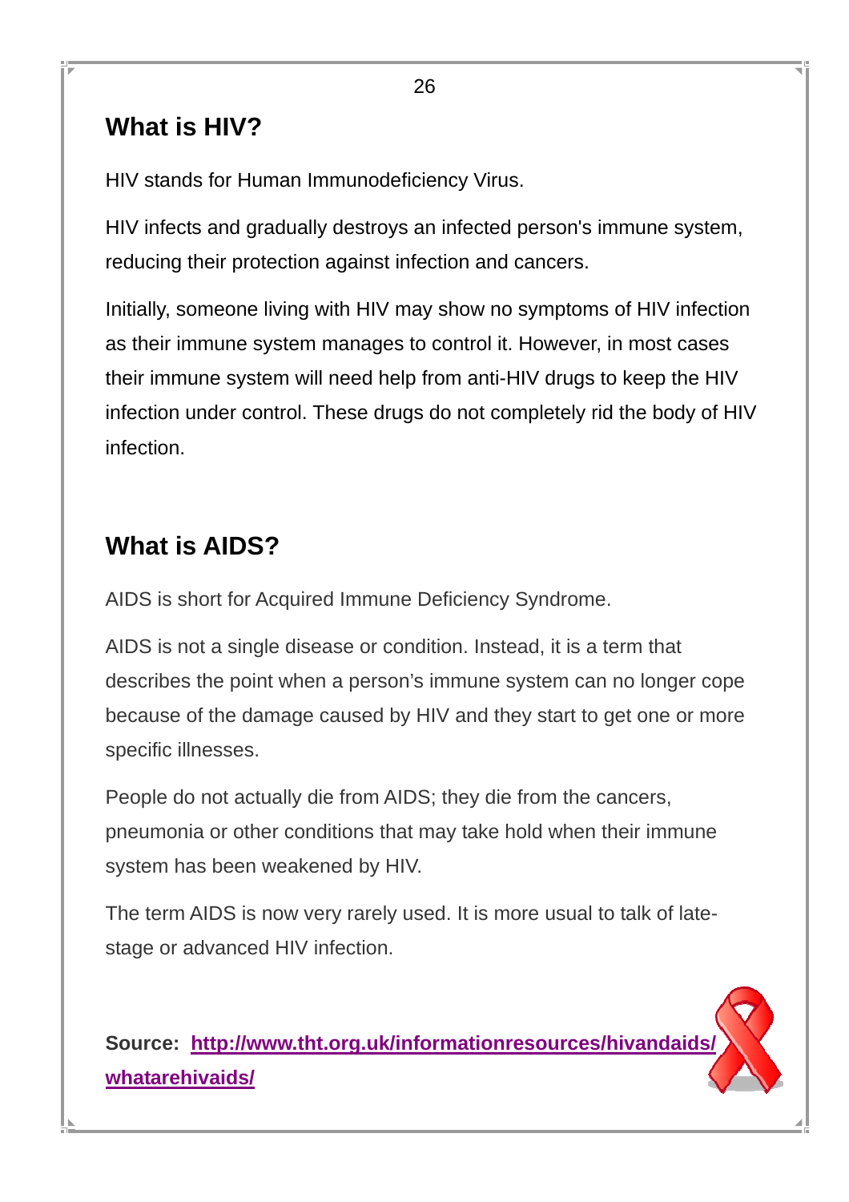## What is HIV?

HIV stands for Human Immunodeficiency Virus.

HIV infects and gradually destroys an infected person's immune system, reducing their protection against infection and cancers.

Initially, someone living with HIV may show no symptoms of HIV infection as their immune system manages to control it. However, in most cases their immune system will need help from anti-HIV drugs to keep the HIV infection under control. These drugs do not completely rid the body of HIV infection.

## What is AIDS?

AIDS is short for Acquired Immune Deficiency Syndrome.

AIDS is not a single disease or condition. Instead, it is a term that describes the point when a person's immune system can no longer cope because of the damage caused by HIV and they start to get one or more specific illnesses.

People do not actually die from AIDS; they die from the cancers, pneumonia or other conditions that may take hold when their immune system has been weakened by HIV.

The term AIDS is now very rarely used. It is more usual to talk of late-stage or advanced HIV infection.

**Source: http://www.tht.org.uk/informationresources/hivandaids/whatarehivaids/**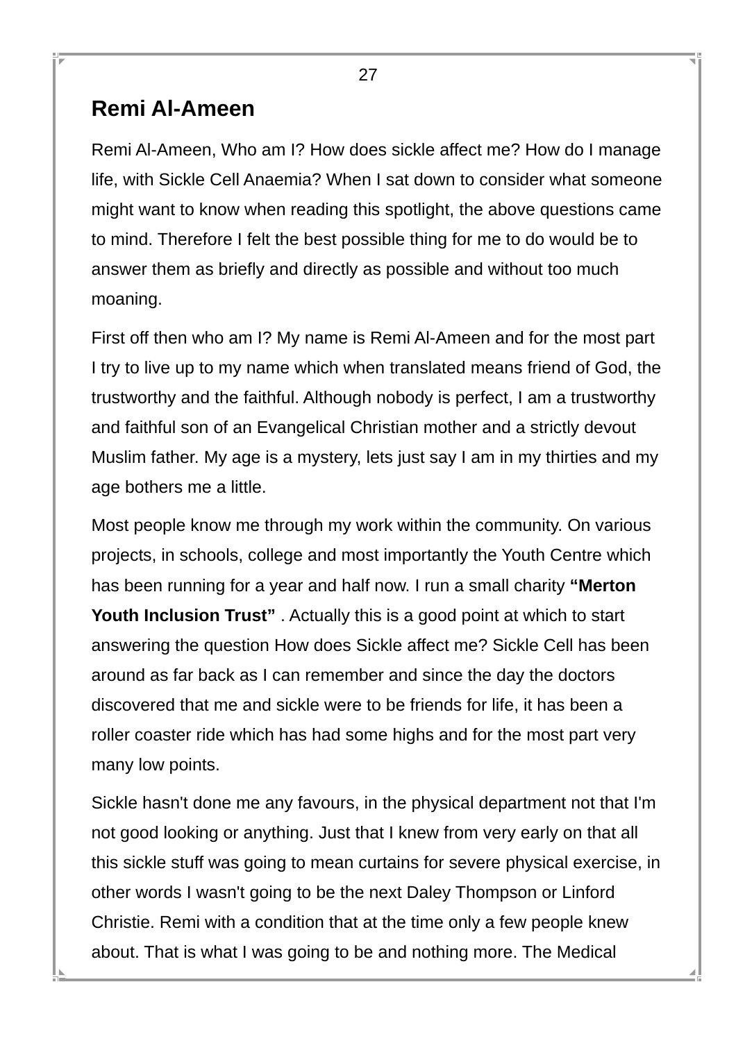## Remi Al-Ameen

Remi Al-Ameen, Who am I? How does sickle affect me? How do I manage life, with Sickle Cell Anaemia? When I sat down to consider what someone might want to know when reading this spotlight, the above questions came to mind. Therefore I felt the best possible thing for me to do would be to answer them as briefly and directly as possible and without too much moaning.

First off then who am I? My name is Remi Al-Ameen and for the most part I try to live up to my name which when translated means friend of God, the trustworthy and the faithful. Although nobody is perfect, I am a trustworthy and faithful son of an Evangelical Christian mother and a strictly devout Muslim father. My age is a mystery, lets just say I am in my thirties and my age bothers me a little.

Most people know me through my work within the community. On various projects, in schools, college and most importantly the Youth Centre which has been running for a year and half now. I run a small charity **"Merton Youth Inclusion Trust"** . Actually this is a good point at which to start answering the question How does Sickle affect me? Sickle Cell has been around as far back as I can remember and since the day the doctors discovered that me and sickle were to be friends for life, it has been a roller coaster ride which has had some highs and for the most part very many low points.

Sickle hasn't done me any favours, in the physical department not that I'm not good looking or anything. Just that I knew from very early on that all this sickle stuff was going to mean curtains for severe physical exercise, in other words I wasn't going to be the next Daley Thompson or Linford Christie. Remi with a condition that at the time only a few people knew about. That is what I was going to be and nothing more. The Medical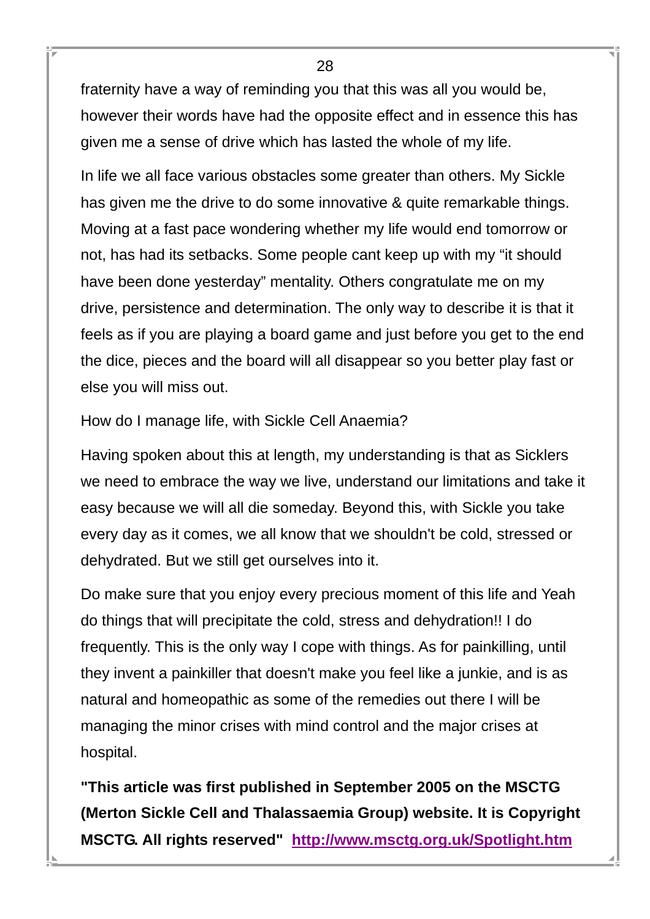fraternity have a way of reminding you that this was all you would be, however their words have had the opposite effect and in essence this has given me a sense of drive which has lasted the whole of my life.

In life we all face various obstacles some greater than others. My Sickle has given me the drive to do some innovative & quite remarkable things. Moving at a fast pace wondering whether my life would end tomorrow or not, has had its setbacks. Some people cant keep up with my “it should have been done yesterday” mentality. Others congratulate me on my drive, persistence and determination. The only way to describe it is that it feels as if you are playing a board game and just before you get to the end the dice, pieces and the board will all disappear so you better play fast or else you will miss out.

How do I manage life, with Sickle Cell Anaemia?

Having spoken about this at length, my understanding is that as Sicklers we need to embrace the way we live, understand our limitations and take it easy because we will all die someday. Beyond this, with Sickle you take every day as it comes, we all know that we shouldn't be cold, stressed or dehydrated. But we still get ourselves into it.

Do make sure that you enjoy every precious moment of this life and Yeah do things that will precipitate the cold, stress and dehydration!! I do frequently. This is the only way I cope with things. As for painkilling, until they invent a painkiller that doesn't make you feel like a junkie, and is as natural and homeopathic as some of the remedies out there I will be managing the minor crises with mind control and the major crises at hospital.

**"This article was first published in September 2005 on the MSCTG (Merton Sickle Cell and Thalassaemia Group) website. It is Copyright MSCTG. All rights reserved"** [http://www.msctg.org.uk/Spotlight.htm](http://www.msctg.org.uk/Spotlight.htm)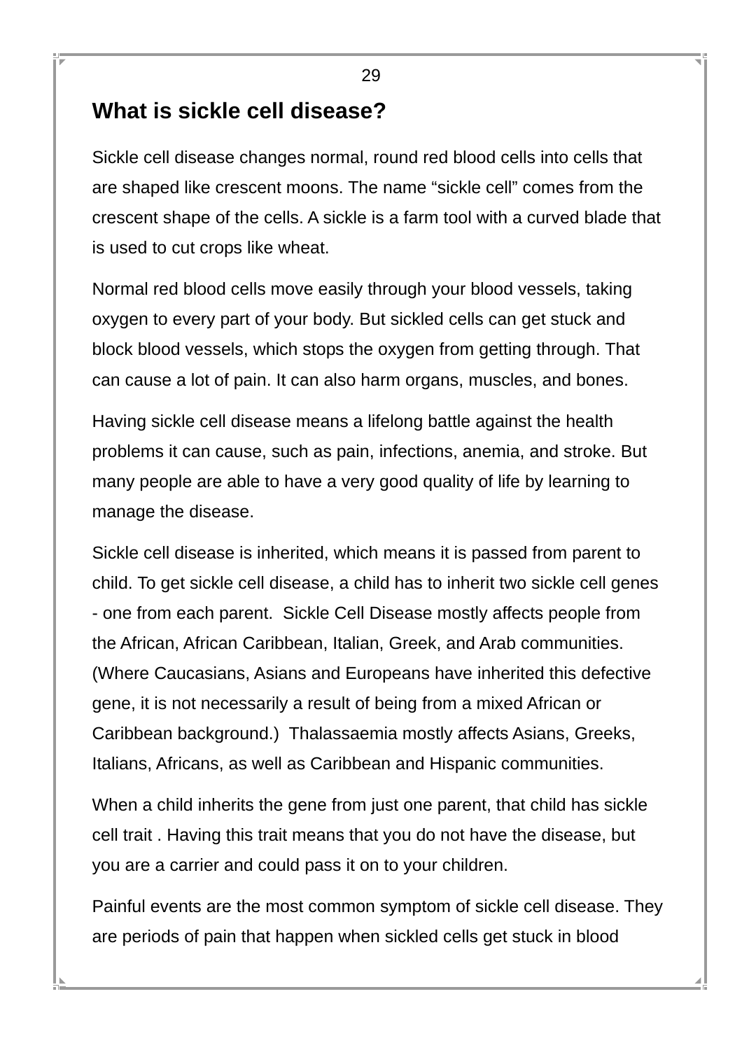## What is sickle cell disease?

Sickle cell disease changes normal, round red blood cells into cells that are shaped like crescent moons. The name “sickle cell” comes from the crescent shape of the cells. A sickle is a farm tool with a curved blade that is used to cut crops like wheat.

Normal red blood cells move easily through your blood vessels, taking oxygen to every part of your body. But sickled cells can get stuck and block blood vessels, which stops the oxygen from getting through. That can cause a lot of pain. It can also harm organs, muscles, and bones.

Having sickle cell disease means a lifelong battle against the health problems it can cause, such as pain, infections, anemia, and stroke. But many people are able to have a very good quality of life by learning to manage the disease.

Sickle cell disease is inherited, which means it is passed from parent to child. To get sickle cell disease, a child has to inherit two sickle cell genes - one from each parent. Sickle Cell Disease mostly affects people from the African, African Caribbean, Italian, Greek, and Arab communities. (Where Caucasians, Asians and Europeans have inherited this defective gene, it is not necessarily a result of being from a mixed African or Caribbean background.) Thalassaemia mostly affects Asians, Greeks, Italians, Africans, as well as Caribbean and Hispanic communities.

When a child inherits the gene from just one parent, that child has sickle cell trait . Having this trait means that you do not have the disease, but you are a carrier and could pass it on to your children.

Painful events are the most common symptom of sickle cell disease. They are periods of pain that happen when sickled cells get stuck in blood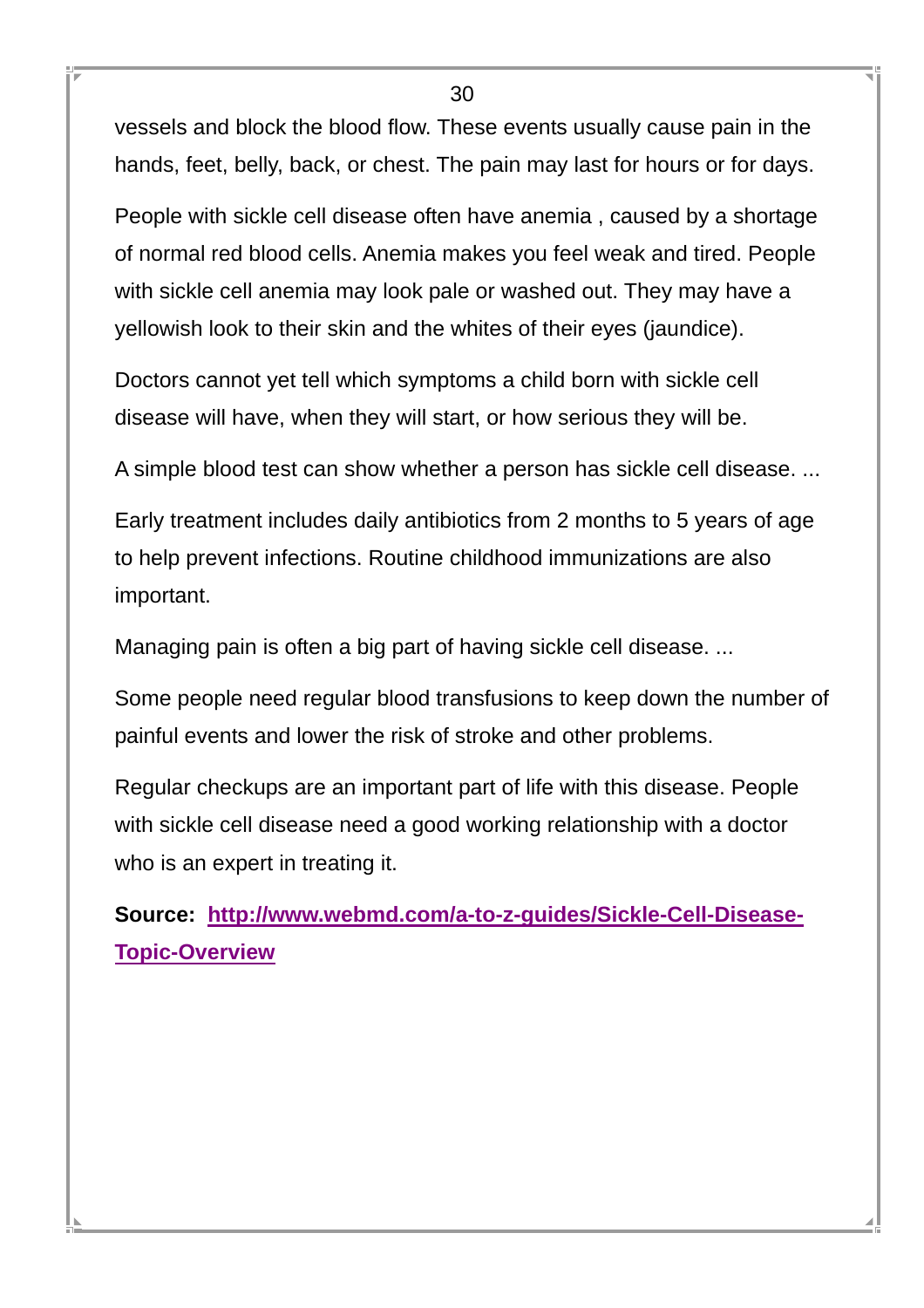vessels and block the blood flow. These events usually cause pain in the hands, feet, belly, back, or chest. The pain may last for hours or for days.

People with sickle cell disease often have anemia , caused by a shortage of normal red blood cells. Anemia makes you feel weak and tired. People with sickle cell anemia may look pale or washed out. They may have a yellowish look to their skin and the whites of their eyes (jaundice).

Doctors cannot yet tell which symptoms a child born with sickle cell disease will have, when they will start, or how serious they will be.

A simple blood test can show whether a person has sickle cell disease. ...

Early treatment includes daily antibiotics from 2 months to 5 years of age to help prevent infections. Routine childhood immunizations are also important.

Managing pain is often a big part of having sickle cell disease. ...

Some people need regular blood transfusions to keep down the number of painful events and lower the risk of stroke and other problems.

Regular checkups are an important part of life with this disease. People with sickle cell disease need a good working relationship with a doctor who is an expert in treating it.

**Source:** [http://www.webmd.com/a-to-z-guides/Sickle-Cell-Disease-Topic-Overview](http://www.webmd.com/a-to-z-guides/Sickle-Cell-Disease-Topic-Overview)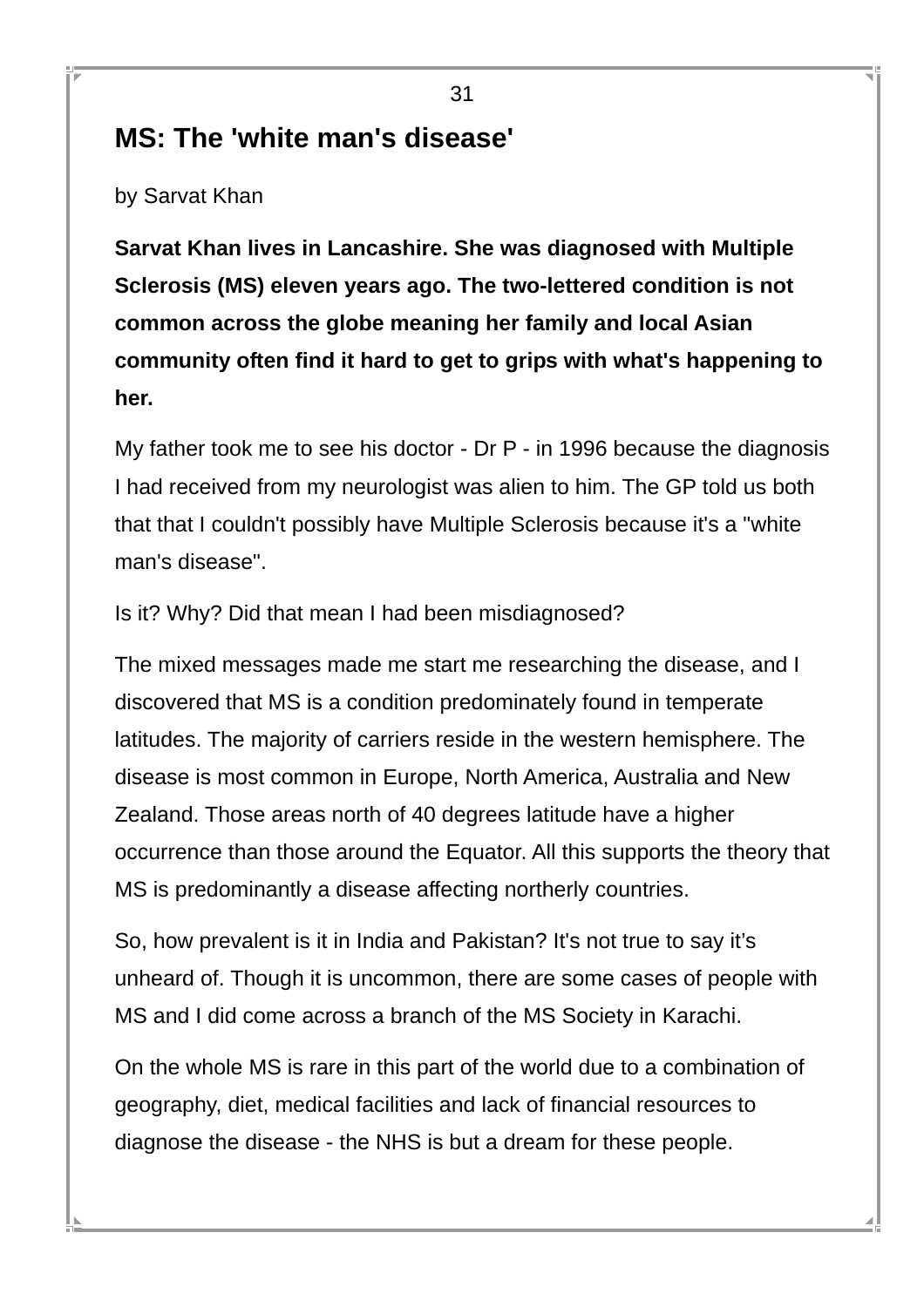## MS: The 'white man's disease'

by Sarvat Khan

**Sarvat Khan lives in Lancashire. She was diagnosed with Multiple Sclerosis (MS) eleven years ago. The two-lettered condition is not common across the globe meaning her family and local Asian community often find it hard to get to grips with what's happening to her.**

My father took me to see his doctor - Dr P - in 1996 because the diagnosis I had received from my neurologist was alien to him. The GP told us both that that I couldn't possibly have Multiple Sclerosis because it's a "white man's disease".

Is it? Why? Did that mean I had been misdiagnosed?

The mixed messages made me start me researching the disease, and I discovered that MS is a condition predominately found in temperate latitudes. The majority of carriers reside in the western hemisphere. The disease is most common in Europe, North America, Australia and New Zealand. Those areas north of 40 degrees latitude have a higher occurrence than those around the Equator. All this supports the theory that MS is predominantly a disease affecting northerly countries.

So, how prevalent is it in India and Pakistan? It's not true to say it’s unheard of. Though it is uncommon, there are some cases of people with MS and I did come across a branch of the MS Society in Karachi.

On the whole MS is rare in this part of the world due to a combination of geography, diet, medical facilities and lack of financial resources to diagnose the disease - the NHS is but a dream for these people.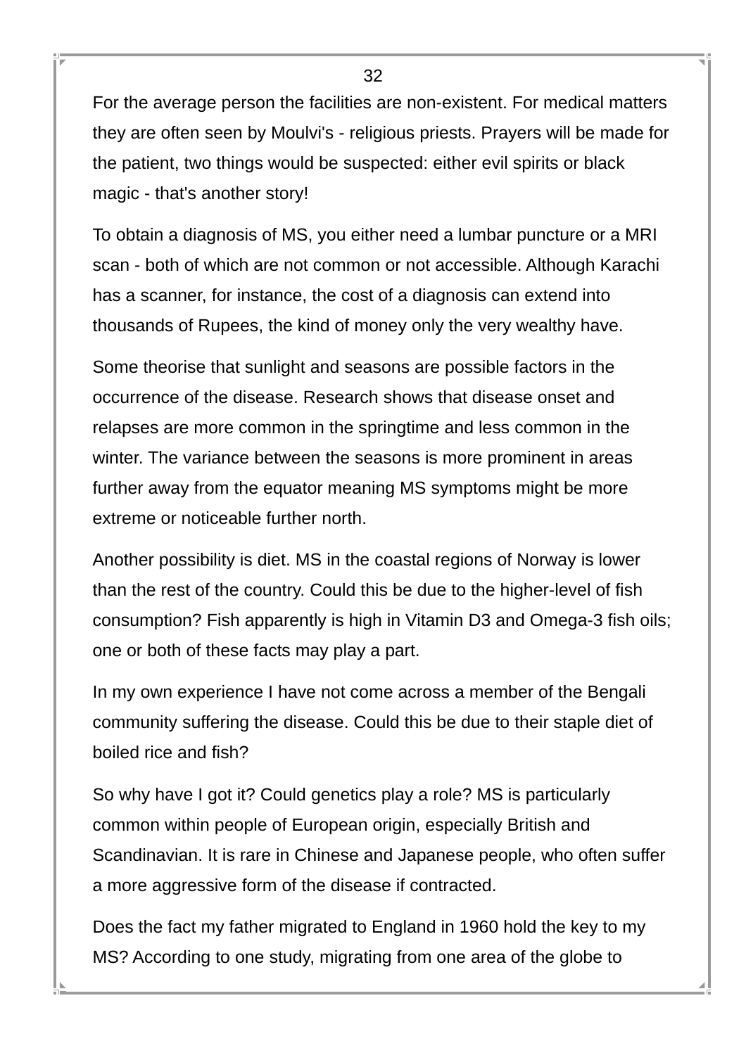For the average person the facilities are non-existent. For medical matters they are often seen by Moulvi's - religious priests. Prayers will be made for the patient, two things would be suspected: either evil spirits or black magic - that's another story!

To obtain a diagnosis of MS, you either need a lumbar puncture or a MRI scan - both of which are not common or not accessible. Although Karachi has a scanner, for instance, the cost of a diagnosis can extend into thousands of Rupees, the kind of money only the very wealthy have.

Some theorise that sunlight and seasons are possible factors in the occurrence of the disease. Research shows that disease onset and relapses are more common in the springtime and less common in the winter. The variance between the seasons is more prominent in areas further away from the equator meaning MS symptoms might be more extreme or noticeable further north.

Another possibility is diet. MS in the coastal regions of Norway is lower than the rest of the country. Could this be due to the higher-level of fish consumption? Fish apparently is high in Vitamin D3 and Omega-3 fish oils; one or both of these facts may play a part.

In my own experience I have not come across a member of the Bengali community suffering the disease. Could this be due to their staple diet of boiled rice and fish?

So why have I got it? Could genetics play a role? MS is particularly common within people of European origin, especially British and Scandinavian. It is rare in Chinese and Japanese people, who often suffer a more aggressive form of the disease if contracted.

Does the fact my father migrated to England in 1960 hold the key to my MS? According to one study, migrating from one area of the globe to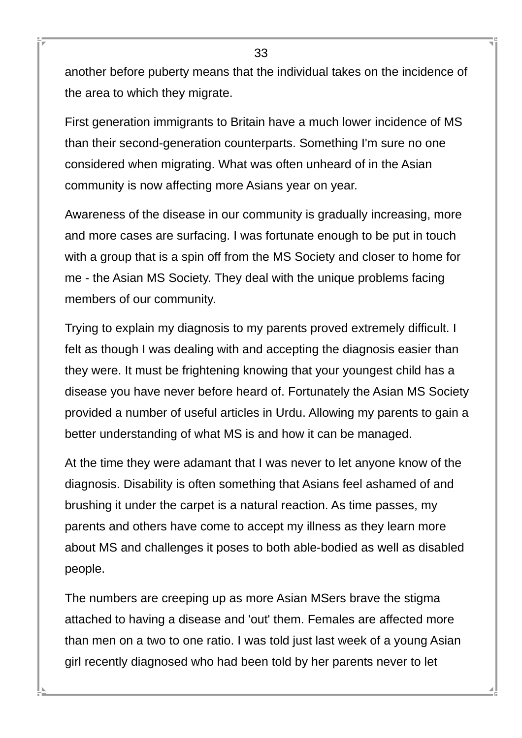another before puberty means that the individual takes on the incidence of the area to which they migrate.

First generation immigrants to Britain have a much lower incidence of MS than their second-generation counterparts. Something I'm sure no one considered when migrating. What was often unheard of in the Asian community is now affecting more Asians year on year.

Awareness of the disease in our community is gradually increasing, more and more cases are surfacing. I was fortunate enough to be put in touch with a group that is a spin off from the MS Society and closer to home for me - the Asian MS Society. They deal with the unique problems facing members of our community.

Trying to explain my diagnosis to my parents proved extremely difficult. I felt as though I was dealing with and accepting the diagnosis easier than they were. It must be frightening knowing that your youngest child has a disease you have never before heard of. Fortunately the Asian MS Society provided a number of useful articles in Urdu. Allowing my parents to gain a better understanding of what MS is and how it can be managed.

At the time they were adamant that I was never to let anyone know of the diagnosis. Disability is often something that Asians feel ashamed of and brushing it under the carpet is a natural reaction. As time passes, my parents and others have come to accept my illness as they learn more about MS and challenges it poses to both able-bodied as well as disabled people.

The numbers are creeping up as more Asian MSers brave the stigma attached to having a disease and 'out' them. Females are affected more than men on a two to one ratio. I was told just last week of a young Asian girl recently diagnosed who had been told by her parents never to let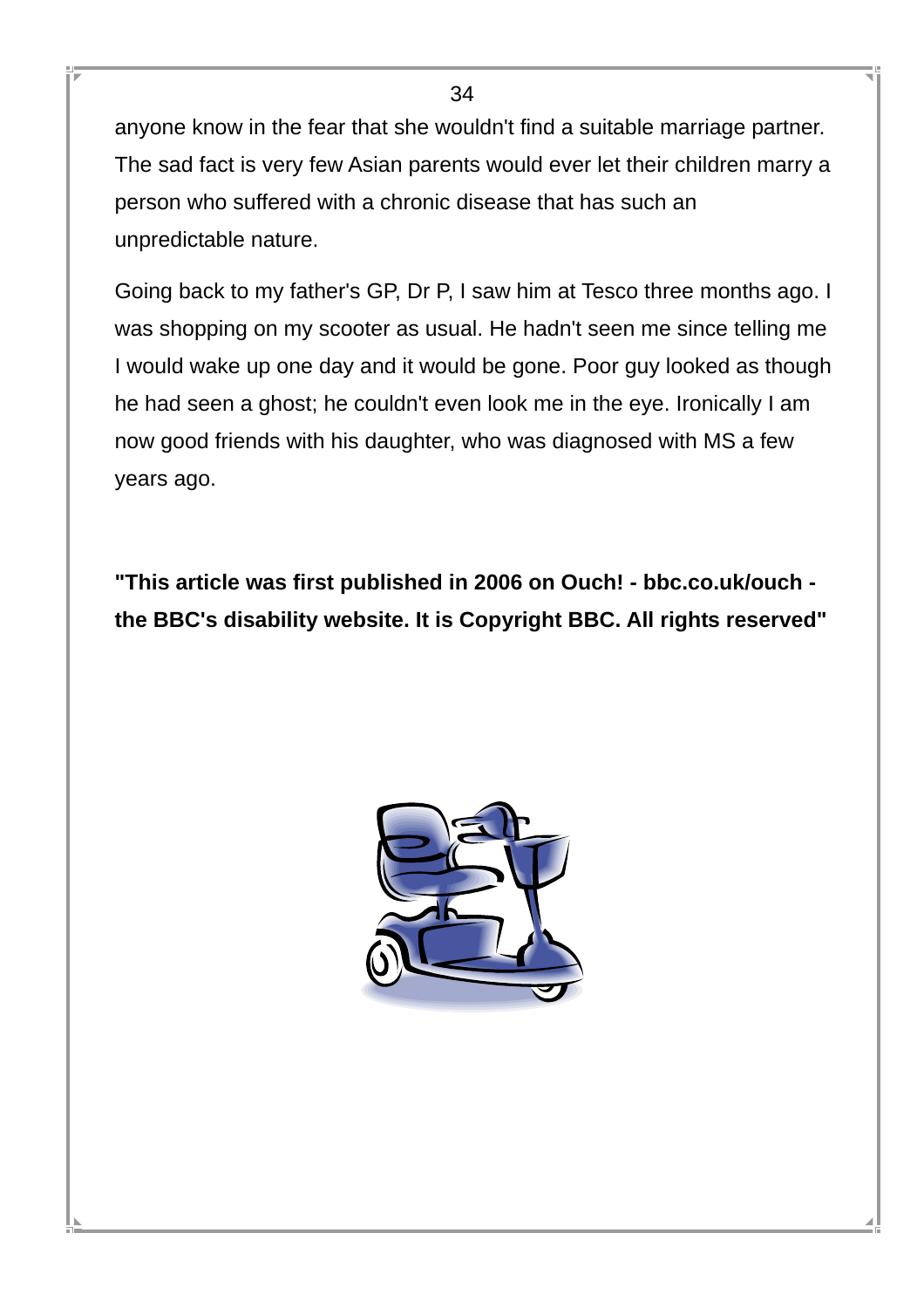anyone know in the fear that she wouldn't find a suitable marriage partner. The sad fact is very few Asian parents would ever let their children marry a person who suffered with a chronic disease that has such an unpredictable nature.

Going back to my father's GP, Dr P, I saw him at Tesco three months ago. I was shopping on my scooter as usual. He hadn't seen me since telling me I would wake up one day and it would be gone. Poor guy looked as though he had seen a ghost; he couldn't even look me in the eye. Ironically I am now good friends with his daughter, who was diagnosed with MS a few years ago.

**"This article was first published in 2006 on Ouch! - bbc.co.uk/ouch - the BBC's disability website. It is Copyright BBC. All rights reserved"**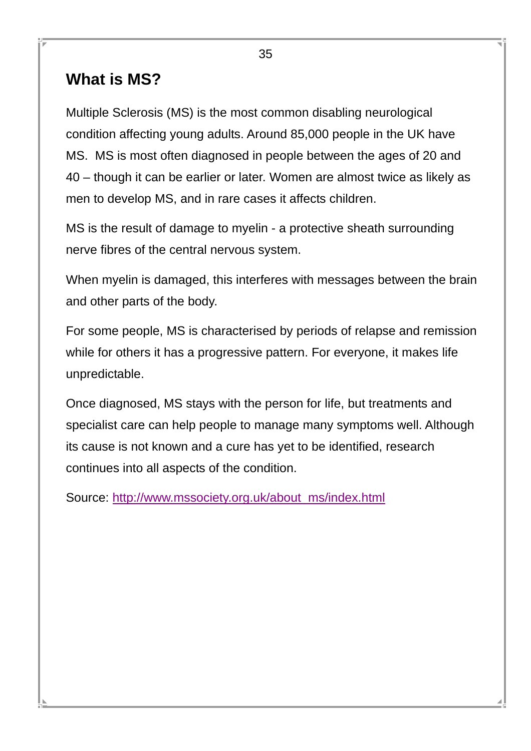## What is MS?

Multiple Sclerosis (MS) is the most common disabling neurological condition affecting young adults. Around 85,000 people in the UK have MS.  MS is most often diagnosed in people between the ages of 20 and 40 – though it can be earlier or later. Women are almost twice as likely as men to develop MS, and in rare cases it affects children.

MS is the result of damage to myelin - a protective sheath surrounding nerve fibres of the central nervous system.

When myelin is damaged, this interferes with messages between the brain and other parts of the body.

For some people, MS is characterised by periods of relapse and remission while for others it has a progressive pattern. For everyone, it makes life unpredictable.

Once diagnosed, MS stays with the person for life, but treatments and specialist care can help people to manage many symptoms well. Although its cause is not known and a cure has yet to be identified, research continues into all aspects of the condition.

Source: [http://www.mssociety.org.uk/about_ms/index.html](http://www.mssociety.org.uk/about_ms/index.html)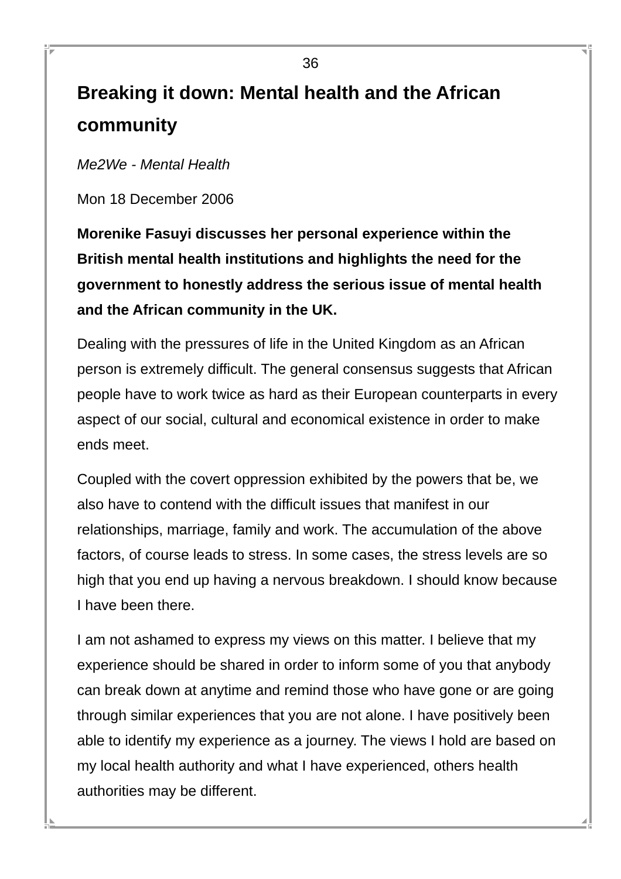## Breaking it down: Mental health and the African community

*Me2We - Mental Health*

Mon 18 December 2006

**Morenike Fasuyi discusses her personal experience within the British mental health institutions and highlights the need for the government to honestly address the serious issue of mental health and the African community in the UK.**

Dealing with the pressures of life in the United Kingdom as an African person is extremely difficult. The general consensus suggests that African people have to work twice as hard as their European counterparts in every aspect of our social, cultural and economical existence in order to make ends meet.

Coupled with the covert oppression exhibited by the powers that be, we also have to contend with the difficult issues that manifest in our relationships, marriage, family and work. The accumulation of the above factors, of course leads to stress. In some cases, the stress levels are so high that you end up having a nervous breakdown. I should know because I have been there.

I am not ashamed to express my views on this matter. I believe that my experience should be shared in order to inform some of you that anybody can break down at anytime and remind those who have gone or are going through similar experiences that you are not alone. I have positively been able to identify my experience as a journey. The views I hold are based on my local health authority and what I have experienced, others health authorities may be different.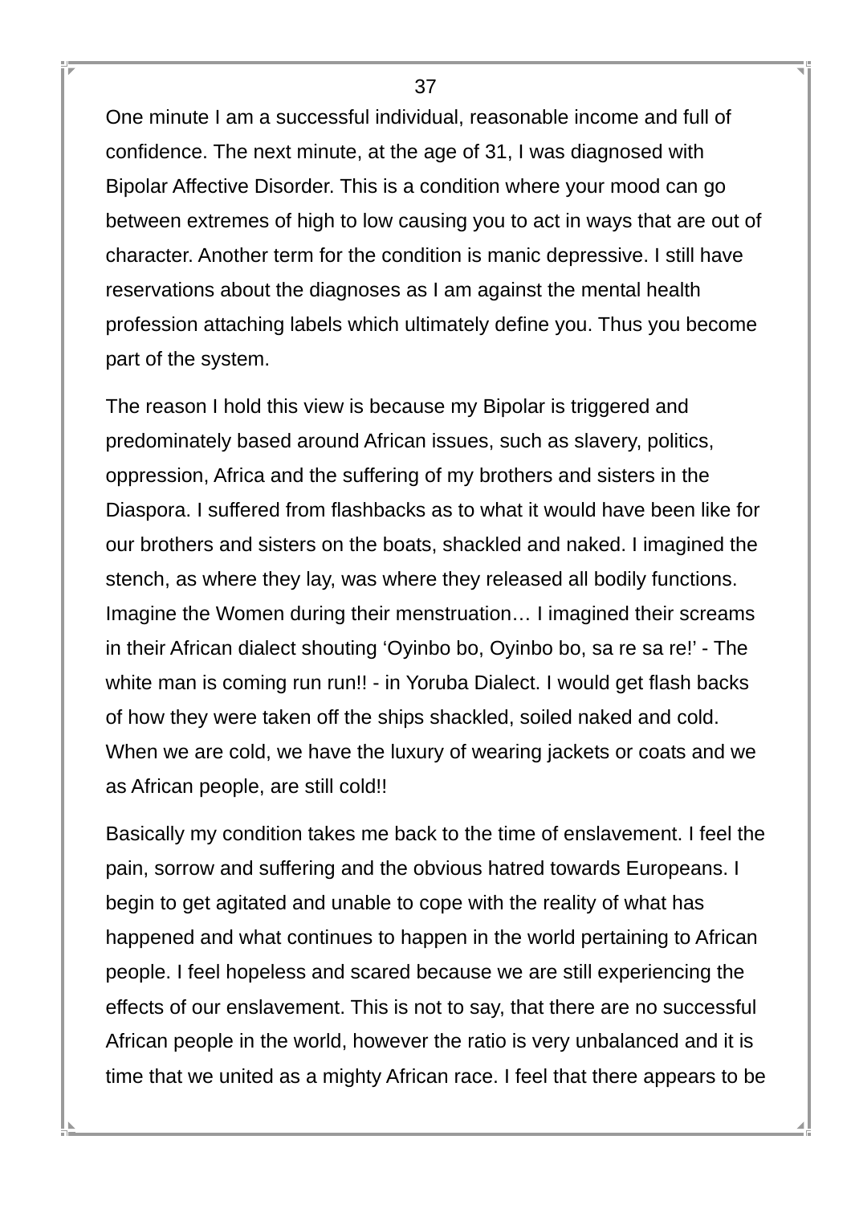One minute I am a successful individual, reasonable income and full of confidence. The next minute, at the age of 31, I was diagnosed with Bipolar Affective Disorder. This is a condition where your mood can go between extremes of high to low causing you to act in ways that are out of character. Another term for the condition is manic depressive. I still have reservations about the diagnoses as I am against the mental health profession attaching labels which ultimately define you. Thus you become part of the system.

The reason I hold this view is because my Bipolar is triggered and predominately based around African issues, such as slavery, politics, oppression, Africa and the suffering of my brothers and sisters in the Diaspora. I suffered from flashbacks as to what it would have been like for our brothers and sisters on the boats, shackled and naked. I imagined the stench, as where they lay, was where they released all bodily functions. Imagine the Women during their menstruation… I imagined their screams in their African dialect shouting 'Oyinbo bo, Oyinbo bo, sa re sa re!' - The white man is coming run run!! - in Yoruba Dialect. I would get flash backs of how they were taken off the ships shackled, soiled naked and cold. When we are cold, we have the luxury of wearing jackets or coats and we as African people, are still cold!!

Basically my condition takes me back to the time of enslavement. I feel the pain, sorrow and suffering and the obvious hatred towards Europeans. I begin to get agitated and unable to cope with the reality of what has happened and what continues to happen in the world pertaining to African people. I feel hopeless and scared because we are still experiencing the effects of our enslavement. This is not to say, that there are no successful African people in the world, however the ratio is very unbalanced and it is time that we united as a mighty African race. I feel that there appears to be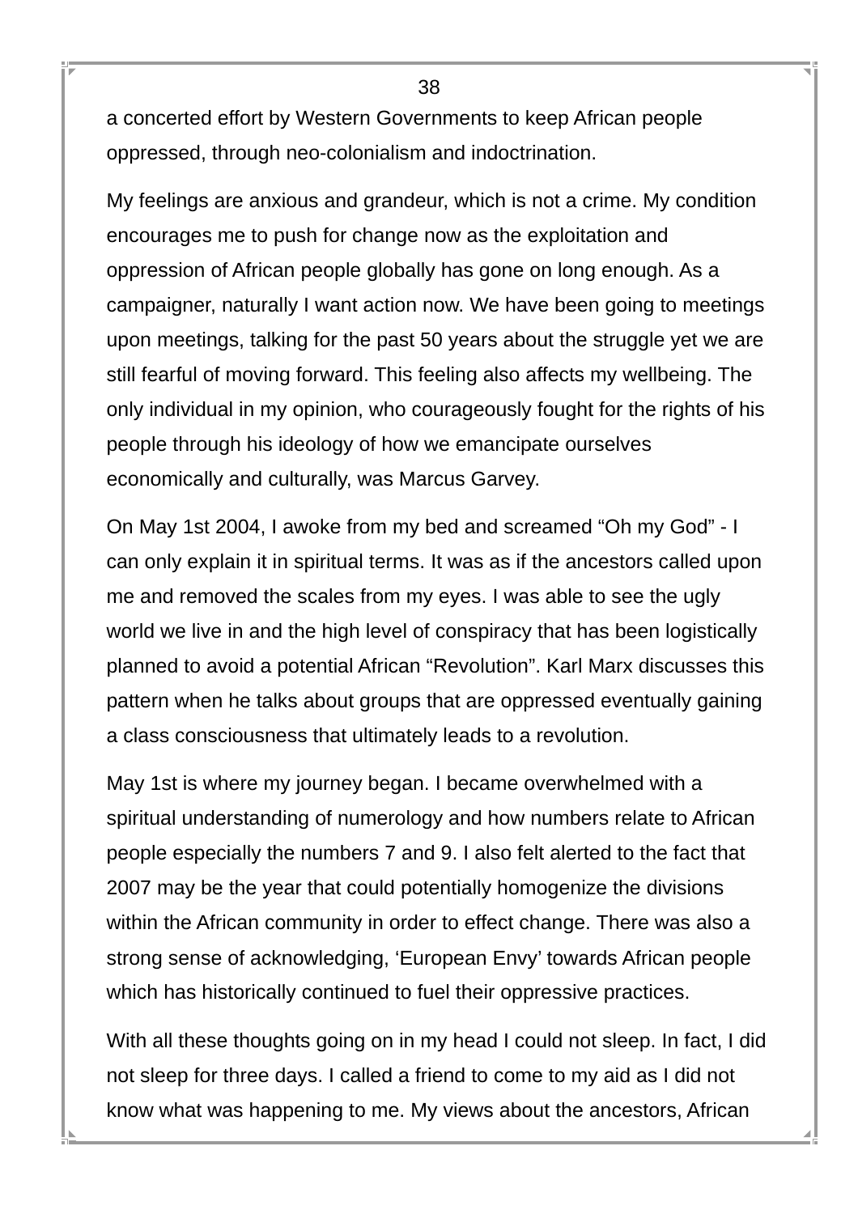a concerted effort by Western Governments to keep African people oppressed, through neo-colonialism and indoctrination.

My feelings are anxious and grandeur, which is not a crime. My condition encourages me to push for change now as the exploitation and oppression of African people globally has gone on long enough. As a campaigner, naturally I want action now. We have been going to meetings upon meetings, talking for the past 50 years about the struggle yet we are still fearful of moving forward. This feeling also affects my wellbeing. The only individual in my opinion, who courageously fought for the rights of his people through his ideology of how we emancipate ourselves economically and culturally, was Marcus Garvey.

On May 1st 2004, I awoke from my bed and screamed “Oh my God” - I can only explain it in spiritual terms. It was as if the ancestors called upon me and removed the scales from my eyes. I was able to see the ugly world we live in and the high level of conspiracy that has been logistically planned to avoid a potential African “Revolution”. Karl Marx discusses this pattern when he talks about groups that are oppressed eventually gaining a class consciousness that ultimately leads to a revolution.

May 1st is where my journey began. I became overwhelmed with a spiritual understanding of numerology and how numbers relate to African people especially the numbers 7 and 9. I also felt alerted to the fact that 2007 may be the year that could potentially homogenize the divisions within the African community in order to effect change. There was also a strong sense of acknowledging, ‘European Envy’ towards African people which has historically continued to fuel their oppressive practices.

With all these thoughts going on in my head I could not sleep. In fact, I did not sleep for three days. I called a friend to come to my aid as I did not know what was happening to me. My views about the ancestors, African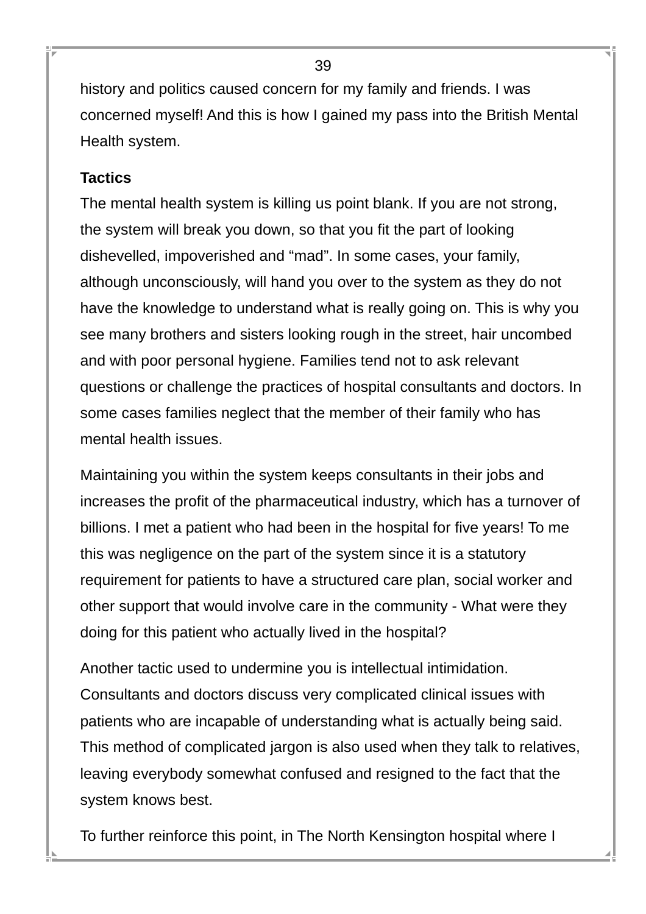history and politics caused concern for my family and friends. I was concerned myself! And this is how I gained my pass into the British Mental Health system.

**Tactics**

The mental health system is killing us point blank. If you are not strong, the system will break you down, so that you fit the part of looking dishevelled, impoverished and “mad”. In some cases, your family, although unconsciously, will hand you over to the system as they do not have the knowledge to understand what is really going on. This is why you see many brothers and sisters looking rough in the street, hair uncombed and with poor personal hygiene. Families tend not to ask relevant questions or challenge the practices of hospital consultants and doctors. In some cases families neglect that the member of their family who has mental health issues.

Maintaining you within the system keeps consultants in their jobs and increases the profit of the pharmaceutical industry, which has a turnover of billions. I met a patient who had been in the hospital for five years! To me this was negligence on the part of the system since it is a statutory requirement for patients to have a structured care plan, social worker and other support that would involve care in the community - What were they doing for this patient who actually lived in the hospital?

Another tactic used to undermine you is intellectual intimidation. Consultants and doctors discuss very complicated clinical issues with patients who are incapable of understanding what is actually being said. This method of complicated jargon is also used when they talk to relatives, leaving everybody somewhat confused and resigned to the fact that the system knows best.

To further reinforce this point, in The North Kensington hospital where I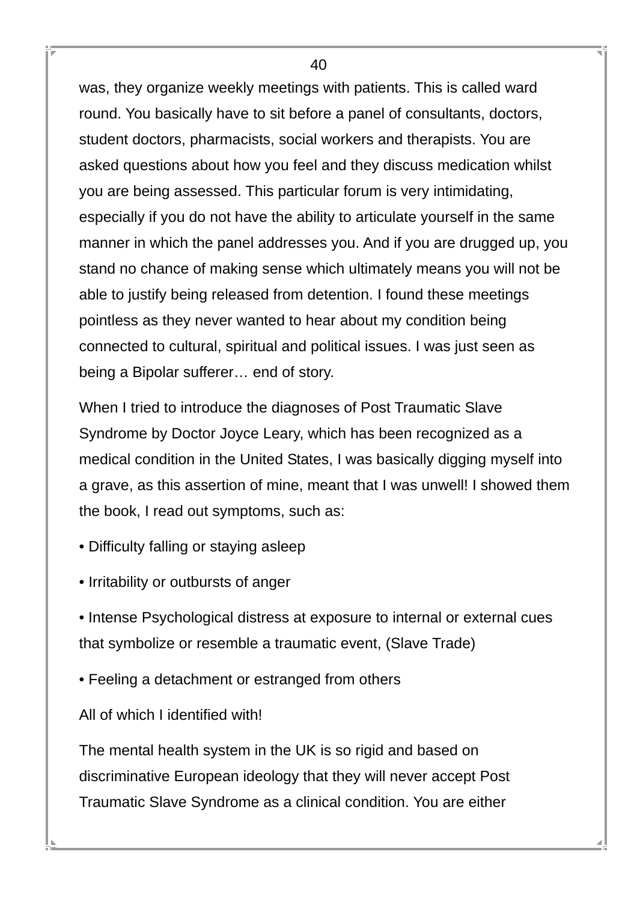was, they organize weekly meetings with patients. This is called ward round. You basically have to sit before a panel of consultants, doctors, student doctors, pharmacists, social workers and therapists. You are asked questions about how you feel and they discuss medication whilst you are being assessed. This particular forum is very intimidating, especially if you do not have the ability to articulate yourself in the same manner in which the panel addresses you. And if you are drugged up, you stand no chance of making sense which ultimately means you will not be able to justify being released from detention. I found these meetings pointless as they never wanted to hear about my condition being connected to cultural, spiritual and political issues. I was just seen as being a Bipolar sufferer… end of story.

When I tried to introduce the diagnoses of Post Traumatic Slave Syndrome by Doctor Joyce Leary, which has been recognized as a medical condition in the United States, I was basically digging myself into a grave, as this assertion of mine, meant that I was unwell! I showed them the book, I read out symptoms, such as:

- Difficulty falling or staying asleep
- Irritability or outbursts of anger
- Intense Psychological distress at exposure to internal or external cues that symbolize or resemble a traumatic event, (Slave Trade)
- Feeling a detachment or estranged from others

All of which I identified with!

The mental health system in the UK is so rigid and based on discriminative European ideology that they will never accept Post Traumatic Slave Syndrome as a clinical condition. You are either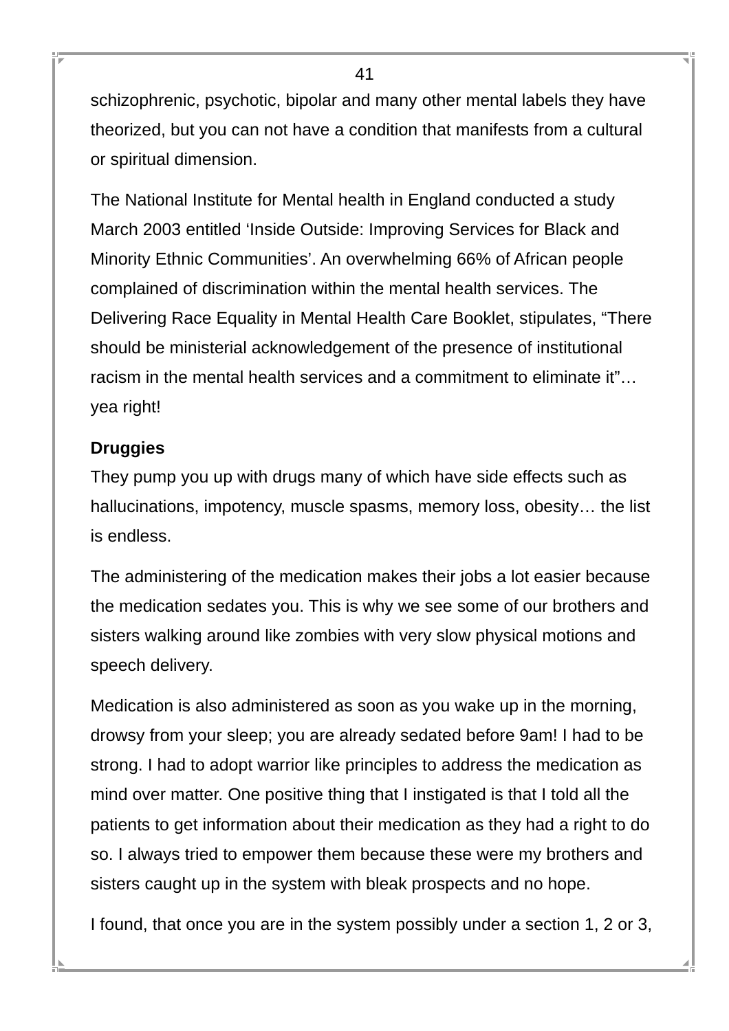schizophrenic, psychotic, bipolar and many other mental labels they have theorized, but you can not have a condition that manifests from a cultural or spiritual dimension.

The National Institute for Mental health in England conducted a study March 2003 entitled 'Inside Outside: Improving Services for Black and Minority Ethnic Communities'. An overwhelming 66% of African people complained of discrimination within the mental health services. The Delivering Race Equality in Mental Health Care Booklet, stipulates, "There should be ministerial acknowledgement of the presence of institutional racism in the mental health services and a commitment to eliminate it"… yea right!

**Druggies**

They pump you up with drugs many of which have side effects such as hallucinations, impotency, muscle spasms, memory loss, obesity… the list is endless.

The administering of the medication makes their jobs a lot easier because the medication sedates you. This is why we see some of our brothers and sisters walking around like zombies with very slow physical motions and speech delivery.

Medication is also administered as soon as you wake up in the morning, drowsy from your sleep; you are already sedated before 9am! I had to be strong. I had to adopt warrior like principles to address the medication as mind over matter. One positive thing that I instigated is that I told all the patients to get information about their medication as they had a right to do so. I always tried to empower them because these were my brothers and sisters caught up in the system with bleak prospects and no hope.

I found, that once you are in the system possibly under a section 1, 2 or 3,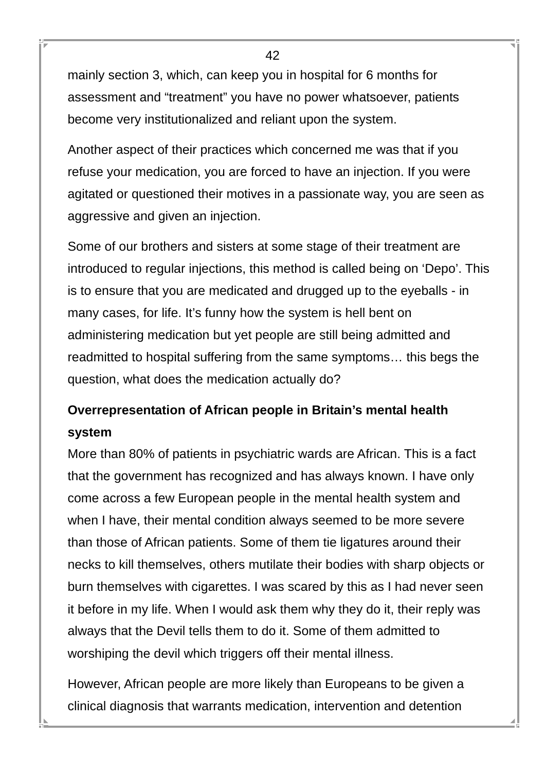mainly section 3, which, can keep you in hospital for 6 months for assessment and “treatment” you have no power whatsoever, patients become very institutionalized and reliant upon the system.

Another aspect of their practices which concerned me was that if you refuse your medication, you are forced to have an injection. If you were agitated or questioned their motives in a passionate way, you are seen as aggressive and given an injection.

Some of our brothers and sisters at some stage of their treatment are introduced to regular injections, this method is called being on ‘Depo’. This is to ensure that you are medicated and drugged up to the eyeballs - in many cases, for life. It’s funny how the system is hell bent on administering medication but yet people are still being admitted and readmitted to hospital suffering from the same symptoms… this begs the question, what does the medication actually do?

**Overrepresentation of African people in Britain’s mental health system**

More than 80% of patients in psychiatric wards are African. This is a fact that the government has recognized and has always known. I have only come across a few European people in the mental health system and when I have, their mental condition always seemed to be more severe than those of African patients. Some of them tie ligatures around their necks to kill themselves, others mutilate their bodies with sharp objects or burn themselves with cigarettes. I was scared by this as I had never seen it before in my life. When I would ask them why they do it, their reply was always that the Devil tells them to do it. Some of them admitted to worshiping the devil which triggers off their mental illness.

However, African people are more likely than Europeans to be given a clinical diagnosis that warrants medication, intervention and detention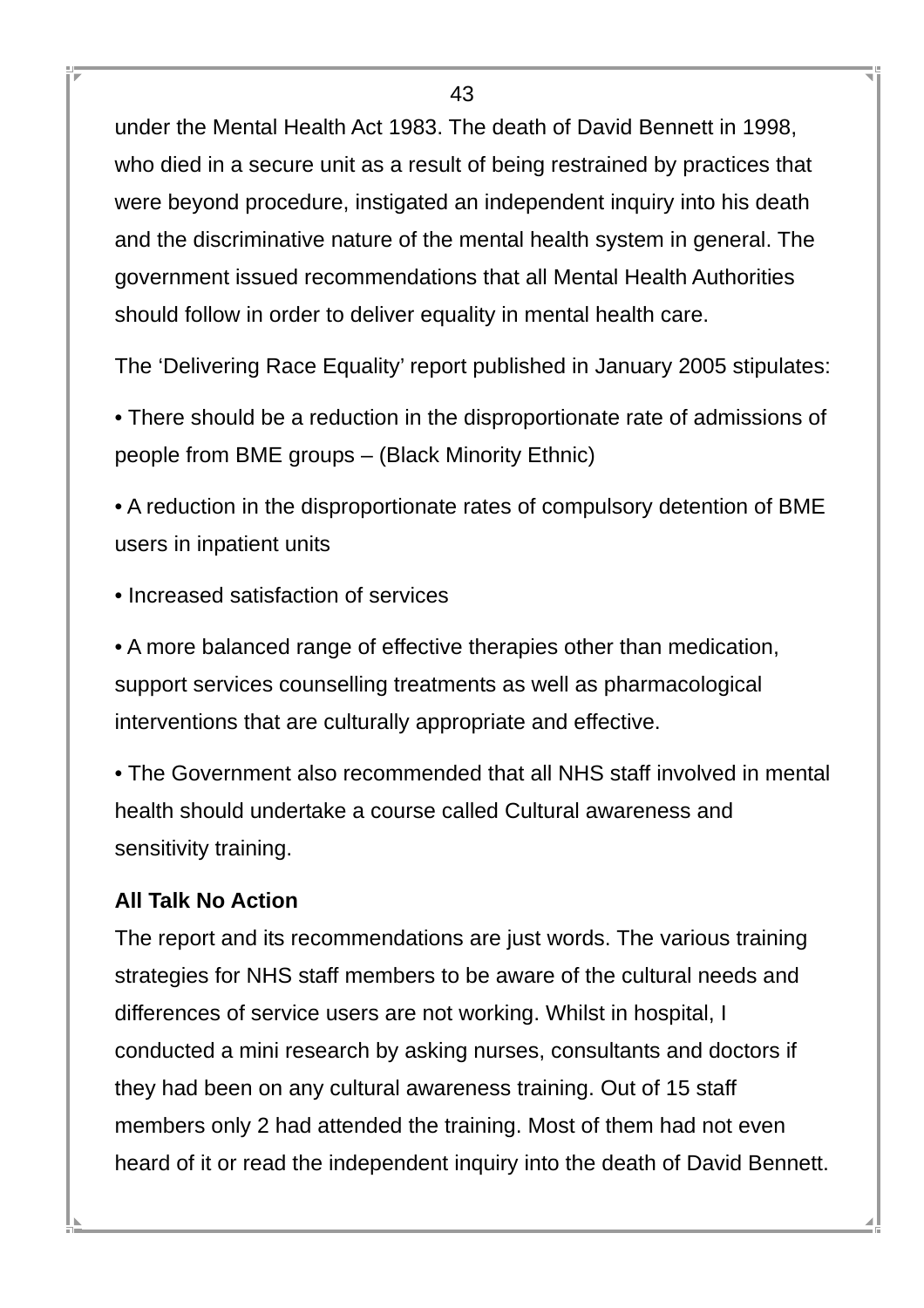under the Mental Health Act 1983. The death of David Bennett in 1998, who died in a secure unit as a result of being restrained by practices that were beyond procedure, instigated an independent inquiry into his death and the discriminative nature of the mental health system in general. The government issued recommendations that all Mental Health Authorities should follow in order to deliver equality in mental health care.

The 'Delivering Race Equality' report published in January 2005 stipulates:

• There should be a reduction in the disproportionate rate of admissions of people from BME groups – (Black Minority Ethnic)

• A reduction in the disproportionate rates of compulsory detention of BME users in inpatient units

• Increased satisfaction of services

• A more balanced range of effective therapies other than medication, support services counselling treatments as well as pharmacological interventions that are culturally appropriate and effective.

• The Government also recommended that all NHS staff involved in mental health should undertake a course called Cultural awareness and sensitivity training.

**All Talk No Action**

The report and its recommendations are just words. The various training strategies for NHS staff members to be aware of the cultural needs and differences of service users are not working. Whilst in hospital, I conducted a mini research by asking nurses, consultants and doctors if they had been on any cultural awareness training. Out of 15 staff members only 2 had attended the training. Most of them had not even heard of it or read the independent inquiry into the death of David Bennett.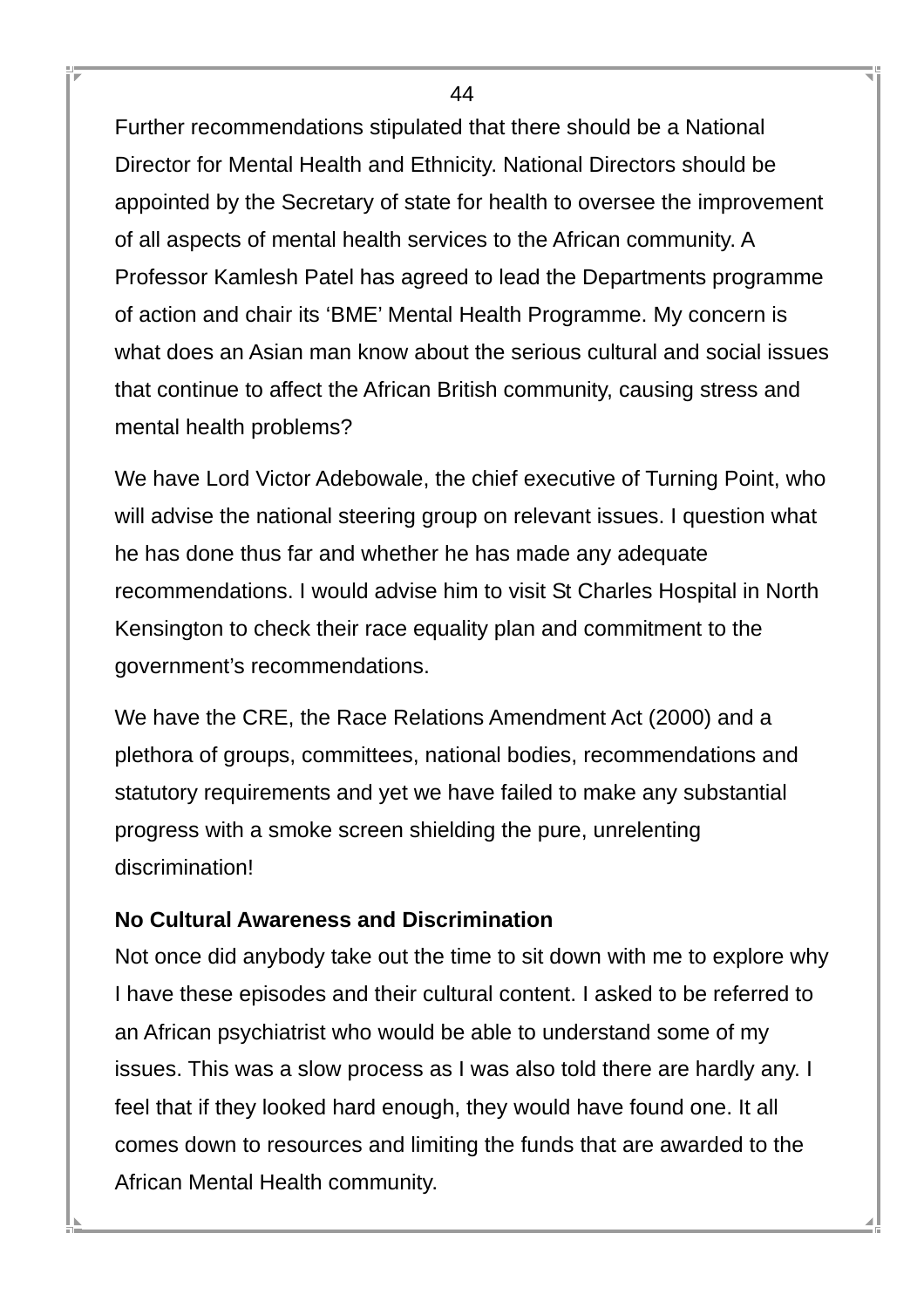Further recommendations stipulated that there should be a National Director for Mental Health and Ethnicity. National Directors should be appointed by the Secretary of state for health to oversee the improvement of all aspects of mental health services to the African community. A Professor Kamlesh Patel has agreed to lead the Departments programme of action and chair its ‘BME’ Mental Health Programme. My concern is what does an Asian man know about the serious cultural and social issues that continue to affect the African British community, causing stress and mental health problems?

We have Lord Victor Adebowale, the chief executive of Turning Point, who will advise the national steering group on relevant issues. I question what he has done thus far and whether he has made any adequate recommendations. I would advise him to visit St Charles Hospital in North Kensington to check their race equality plan and commitment to the government’s recommendations.

We have the CRE, the Race Relations Amendment Act (2000) and a plethora of groups, committees, national bodies, recommendations and statutory requirements and yet we have failed to make any substantial progress with a smoke screen shielding the pure, unrelenting discrimination!

**No Cultural Awareness and Discrimination**

Not once did anybody take out the time to sit down with me to explore why I have these episodes and their cultural content. I asked to be referred to an African psychiatrist who would be able to understand some of my issues. This was a slow process as I was also told there are hardly any. I feel that if they looked hard enough, they would have found one. It all comes down to resources and limiting the funds that are awarded to the African Mental Health community.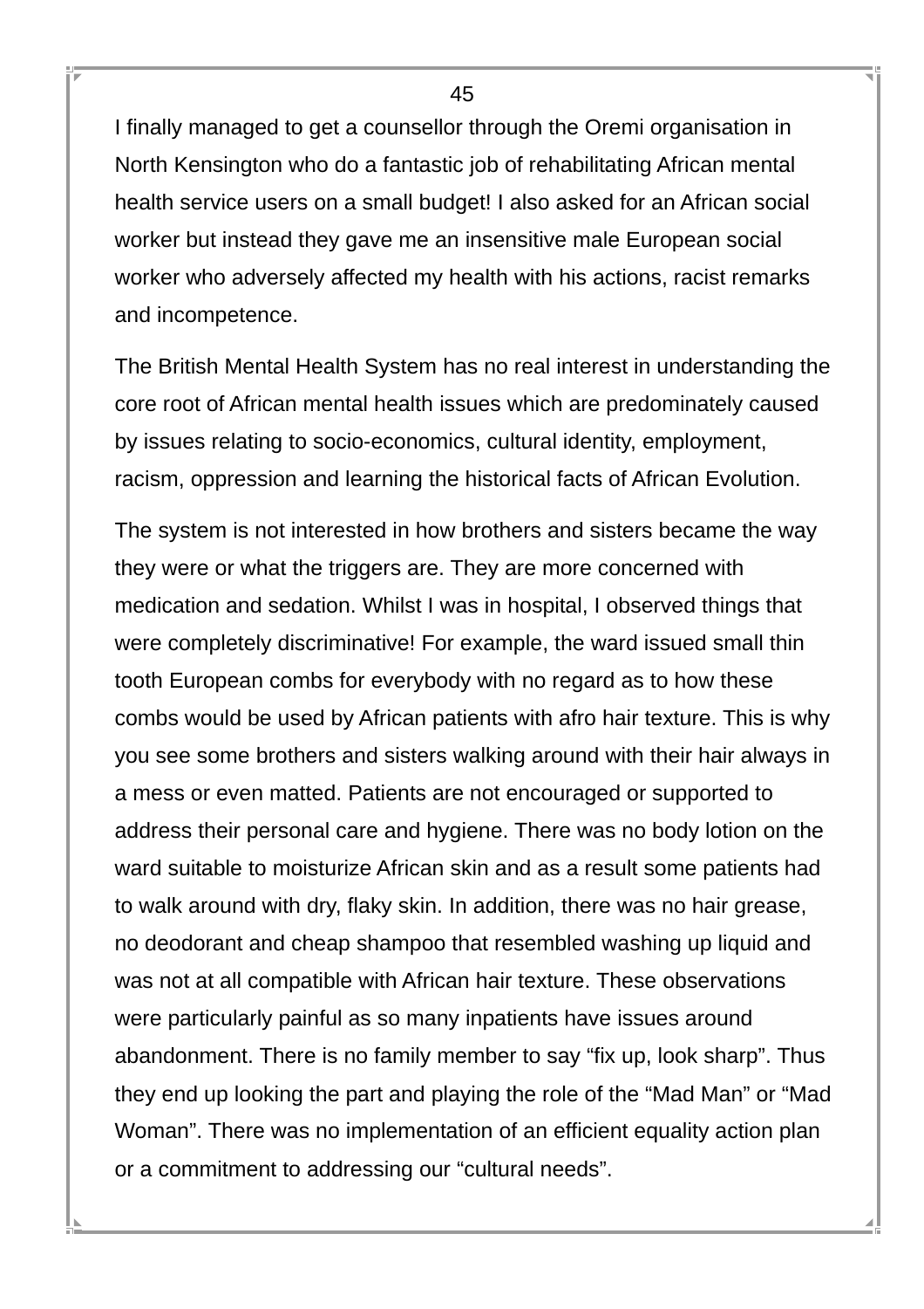I finally managed to get a counsellor through the Oremi organisation in North Kensington who do a fantastic job of rehabilitating African mental health service users on a small budget! I also asked for an African social worker but instead they gave me an insensitive male European social worker who adversely affected my health with his actions, racist remarks and incompetence.

The British Mental Health System has no real interest in understanding the core root of African mental health issues which are predominately caused by issues relating to socio-economics, cultural identity, employment, racism, oppression and learning the historical facts of African Evolution.

The system is not interested in how brothers and sisters became the way they were or what the triggers are. They are more concerned with medication and sedation. Whilst I was in hospital, I observed things that were completely discriminative! For example, the ward issued small thin tooth European combs for everybody with no regard as to how these combs would be used by African patients with afro hair texture. This is why you see some brothers and sisters walking around with their hair always in a mess or even matted. Patients are not encouraged or supported to address their personal care and hygiene. There was no body lotion on the ward suitable to moisturize African skin and as a result some patients had to walk around with dry, flaky skin. In addition, there was no hair grease, no deodorant and cheap shampoo that resembled washing up liquid and was not at all compatible with African hair texture. These observations were particularly painful as so many inpatients have issues around abandonment. There is no family member to say "fix up, look sharp". Thus they end up looking the part and playing the role of the "Mad Man" or "Mad Woman". There was no implementation of an efficient equality action plan or a commitment to addressing our "cultural needs".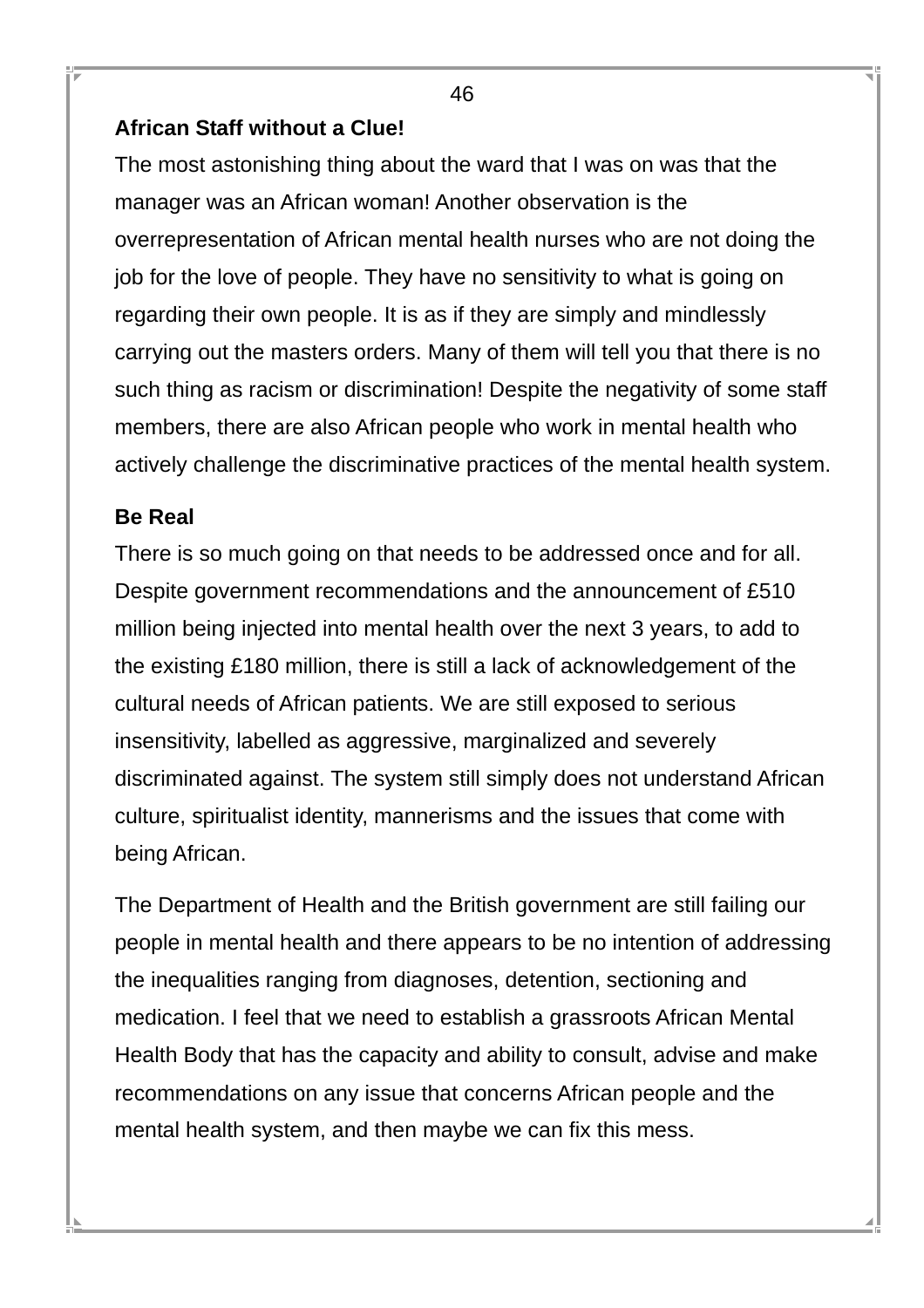**African Staff without a Clue!**

The most astonishing thing about the ward that I was on was that the manager was an African woman! Another observation is the overrepresentation of African mental health nurses who are not doing the job for the love of people. They have no sensitivity to what is going on regarding their own people. It is as if they are simply and mindlessly carrying out the masters orders. Many of them will tell you that there is no such thing as racism or discrimination! Despite the negativity of some staff members, there are also African people who work in mental health who actively challenge the discriminative practices of the mental health system.

**Be Real**

There is so much going on that needs to be addressed once and for all. Despite government recommendations and the announcement of £510 million being injected into mental health over the next 3 years, to add to the existing £180 million, there is still a lack of acknowledgement of the cultural needs of African patients. We are still exposed to serious insensitivity, labelled as aggressive, marginalized and severely discriminated against. The system still simply does not understand African culture, spiritualist identity, mannerisms and the issues that come with being African.

The Department of Health and the British government are still failing our people in mental health and there appears to be no intention of addressing the inequalities ranging from diagnoses, detention, sectioning and medication. I feel that we need to establish a grassroots African Mental Health Body that has the capacity and ability to consult, advise and make recommendations on any issue that concerns African people and the mental health system, and then maybe we can fix this mess.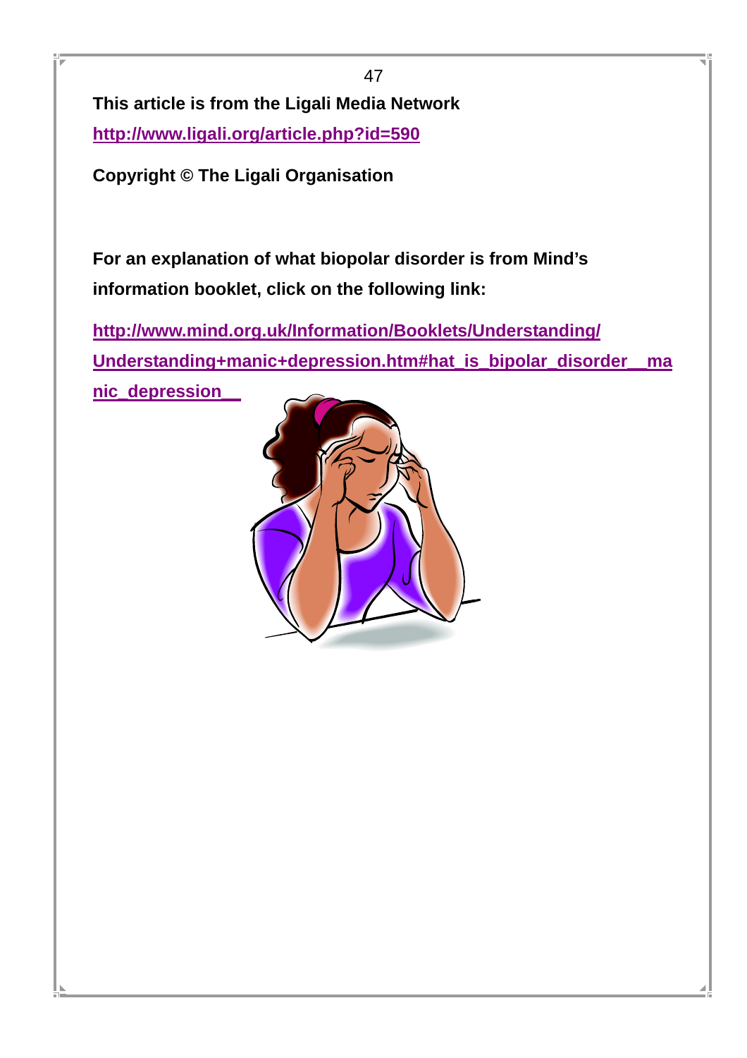**This article is from the Ligali Media Network**

**http://www.ligali.org/article.php?id=590**

**Copyright © The Ligali Organisation**

**For an explanation of what biopolar disorder is from Mind's information booklet, click on the following link:**

**http://www.mind.org.uk/Information/Booklets/Understanding/Understanding+manic+depression.htm#hat_is_bipolar_disorder__manic_depression__**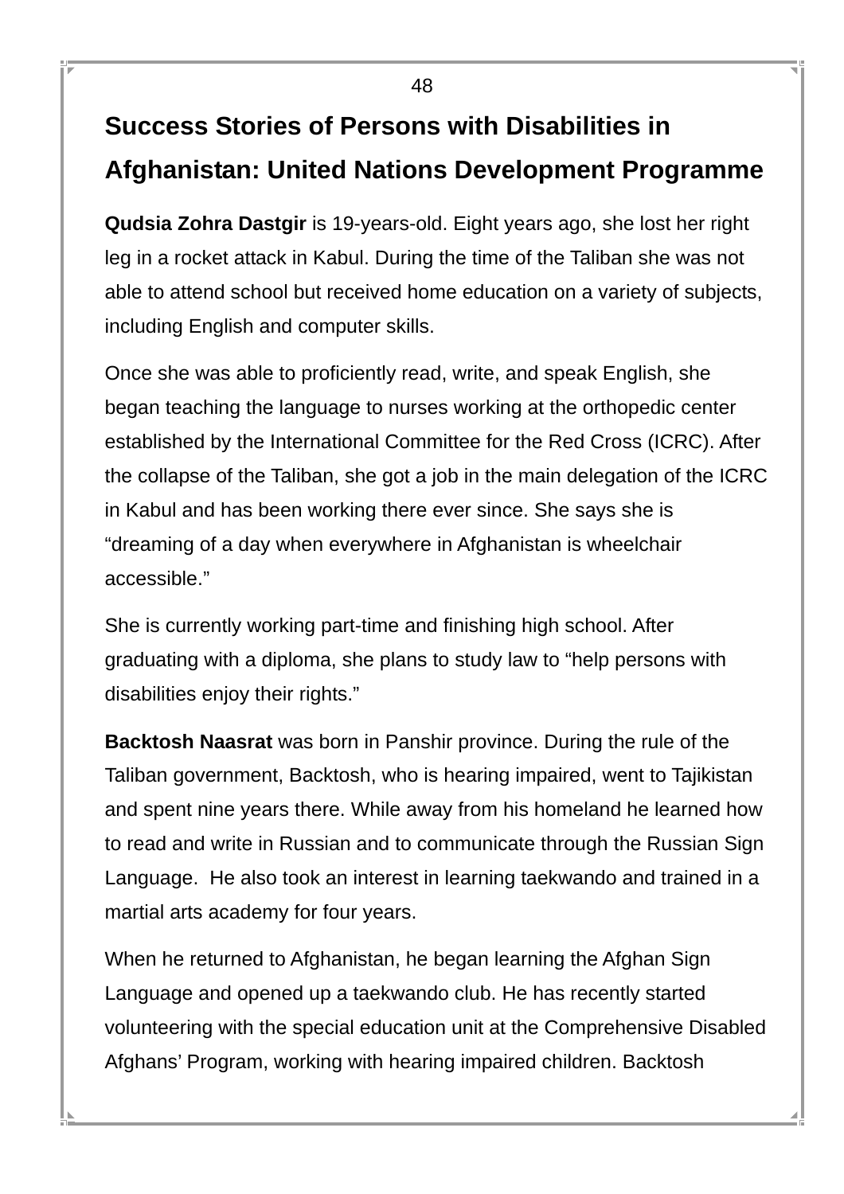## Success Stories of Persons with Disabilities in Afghanistan: United Nations Development Programme

**Qudsia Zohra Dastgir** is 19-years-old. Eight years ago, she lost her right leg in a rocket attack in Kabul. During the time of the Taliban she was not able to attend school but received home education on a variety of subjects, including English and computer skills.

Once she was able to proficiently read, write, and speak English, she began teaching the language to nurses working at the orthopedic center established by the International Committee for the Red Cross (ICRC). After the collapse of the Taliban, she got a job in the main delegation of the ICRC in Kabul and has been working there ever since. She says she is "dreaming of a day when everywhere in Afghanistan is wheelchair accessible."

She is currently working part-time and finishing high school. After graduating with a diploma, she plans to study law to "help persons with disabilities enjoy their rights."

**Backtosh Naasrat** was born in Panshir province. During the rule of the Taliban government, Backtosh, who is hearing impaired, went to Tajikistan and spent nine years there. While away from his homeland he learned how to read and write in Russian and to communicate through the Russian Sign Language. He also took an interest in learning taekwando and trained in a martial arts academy for four years.

When he returned to Afghanistan, he began learning the Afghan Sign Language and opened up a taekwando club. He has recently started volunteering with the special education unit at the Comprehensive Disabled Afghans' Program, working with hearing impaired children. Backtosh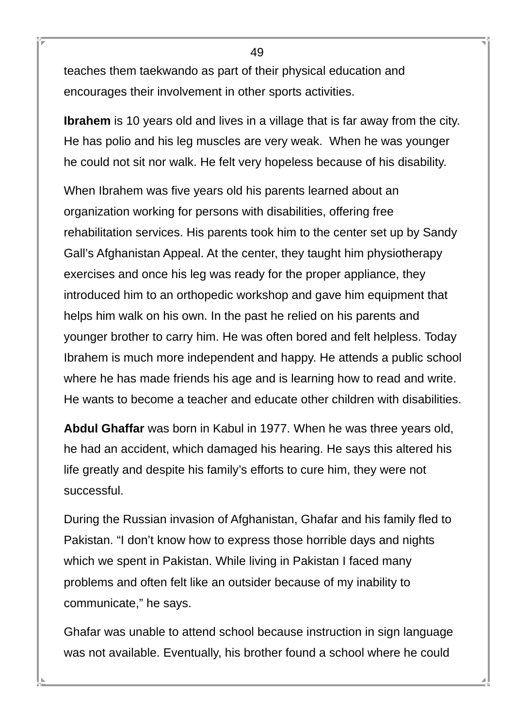teaches them taekwando as part of their physical education and encourages their involvement in other sports activities.

**Ibrahem** is 10 years old and lives in a village that is far away from the city. He has polio and his leg muscles are very weak. When he was younger he could not sit nor walk. He felt very hopeless because of his disability.

When Ibrahem was five years old his parents learned about an organization working for persons with disabilities, offering free rehabilitation services. His parents took him to the center set up by Sandy Gall's Afghanistan Appeal. At the center, they taught him physiotherapy exercises and once his leg was ready for the proper appliance, they introduced him to an orthopedic workshop and gave him equipment that helps him walk on his own. In the past he relied on his parents and younger brother to carry him. He was often bored and felt helpless. Today Ibrahem is much more independent and happy. He attends a public school where he has made friends his age and is learning how to read and write. He wants to become a teacher and educate other children with disabilities.

**Abdul Ghaffar** was born in Kabul in 1977. When he was three years old, he had an accident, which damaged his hearing. He says this altered his life greatly and despite his family's efforts to cure him, they were not successful.

During the Russian invasion of Afghanistan, Ghafar and his family fled to Pakistan. "I don't know how to express those horrible days and nights which we spent in Pakistan. While living in Pakistan I faced many problems and often felt like an outsider because of my inability to communicate," he says.

Ghafar was unable to attend school because instruction in sign language was not available. Eventually, his brother found a school where he could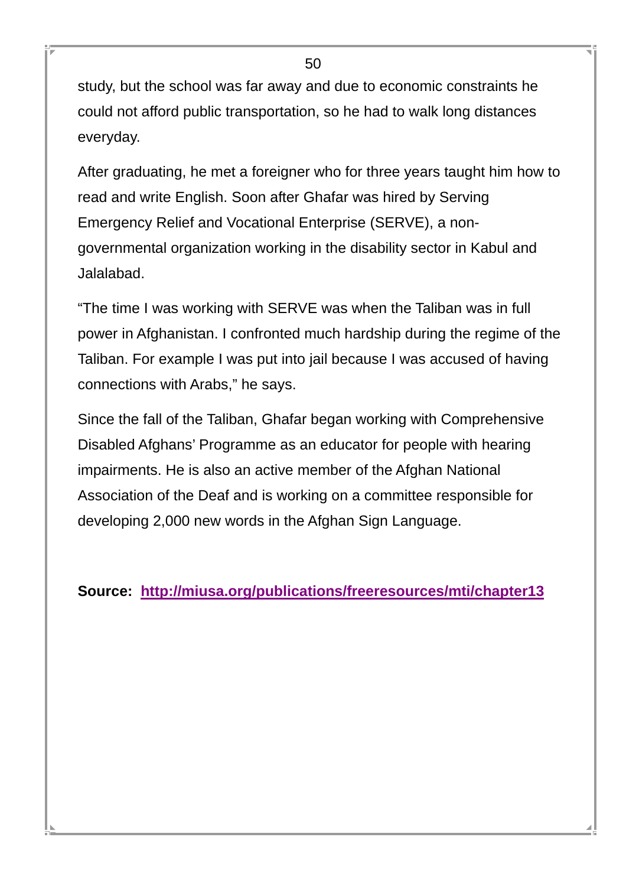study, but the school was far away and due to economic constraints he could not afford public transportation, so he had to walk long distances everyday.

After graduating, he met a foreigner who for three years taught him how to read and write English. Soon after Ghafar was hired by Serving Emergency Relief and Vocational Enterprise (SERVE), a non-governmental organization working in the disability sector in Kabul and Jalalabad.

“The time I was working with SERVE was when the Taliban was in full power in Afghanistan. I confronted much hardship during the regime of the Taliban. For example I was put into jail because I was accused of having connections with Arabs,” he says.

Since the fall of the Taliban, Ghafar began working with Comprehensive Disabled Afghans’ Programme as an educator for people with hearing impairments. He is also an active member of the Afghan National Association of the Deaf and is working on a committee responsible for developing 2,000 new words in the Afghan Sign Language.

**Source: [http://miusa.org/publications/freeresources/mti/chapter13](http://miusa.org/publications/freeresources/mti/chapter13)**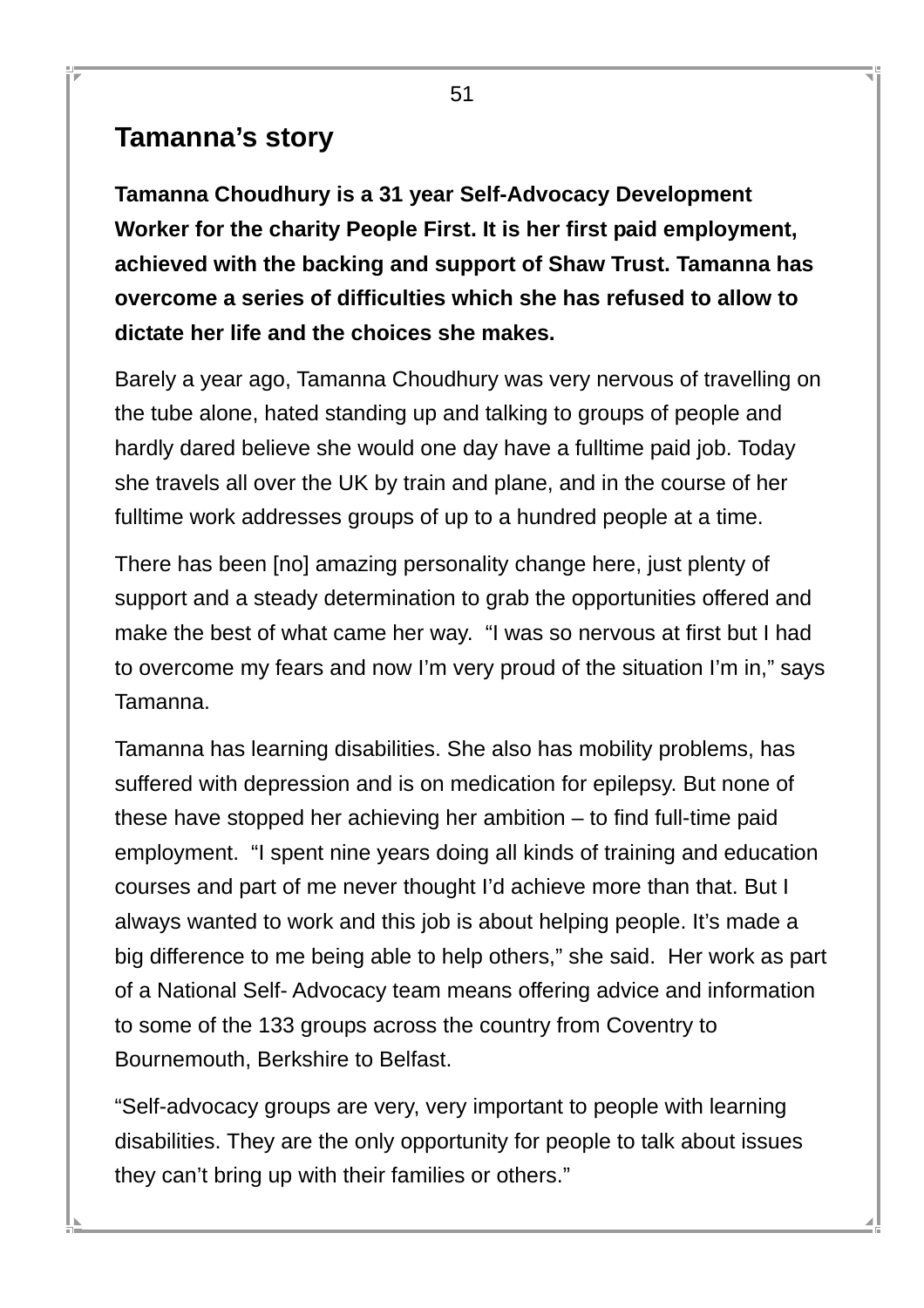## Tamanna's story

**Tamanna Choudhury is a 31 year Self-Advocacy Development Worker for the charity People First. It is her first paid employment, achieved with the backing and support of Shaw Trust. Tamanna has overcome a series of difficulties which she has refused to allow to dictate her life and the choices she makes.**

Barely a year ago, Tamanna Choudhury was very nervous of travelling on the tube alone, hated standing up and talking to groups of people and hardly dared believe she would one day have a fulltime paid job. Today she travels all over the UK by train and plane, and in the course of her fulltime work addresses groups of up to a hundred people at a time.

There has been [no] amazing personality change here, just plenty of support and a steady determination to grab the opportunities offered and make the best of what came her way. "I was so nervous at first but I had to overcome my fears and now I'm very proud of the situation I'm in," says Tamanna.

Tamanna has learning disabilities. She also has mobility problems, has suffered with depression and is on medication for epilepsy. But none of these have stopped her achieving her ambition – to find full-time paid employment. "I spent nine years doing all kinds of training and education courses and part of me never thought I'd achieve more than that. But I always wanted to work and this job is about helping people. It's made a big difference to me being able to help others," she said. Her work as part of a National Self- Advocacy team means offering advice and information to some of the 133 groups across the country from Coventry to Bournemouth, Berkshire to Belfast.

"Self-advocacy groups are very, very important to people with learning disabilities. They are the only opportunity for people to talk about issues they can't bring up with their families or others."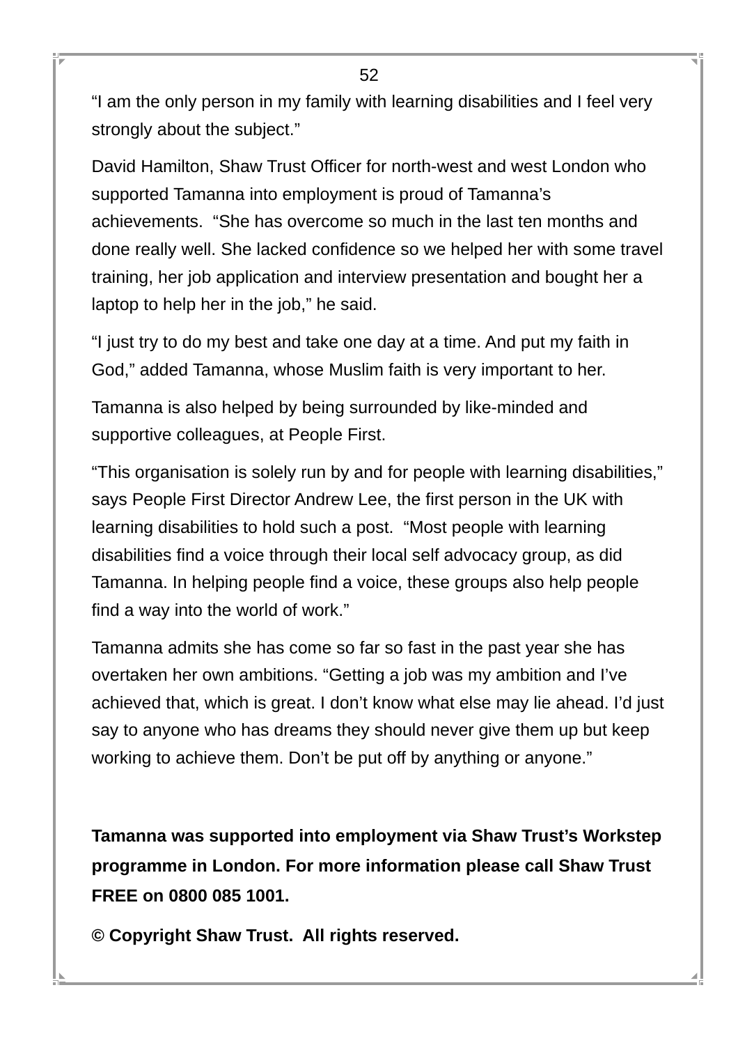“I am the only person in my family with learning disabilities and I feel very strongly about the subject.”

David Hamilton, Shaw Trust Officer for north-west and west London who supported Tamanna into employment is proud of Tamanna’s achievements. “She has overcome so much in the last ten months and done really well. She lacked confidence so we helped her with some travel training, her job application and interview presentation and bought her a laptop to help her in the job,” he said.

“I just try to do my best and take one day at a time. And put my faith in God,” added Tamanna, whose Muslim faith is very important to her.

Tamanna is also helped by being surrounded by like-minded and supportive colleagues, at People First.

“This organisation is solely run by and for people with learning disabilities,” says People First Director Andrew Lee, the first person in the UK with learning disabilities to hold such a post. “Most people with learning disabilities find a voice through their local self advocacy group, as did Tamanna. In helping people find a voice, these groups also help people find a way into the world of work.”

Tamanna admits she has come so far so fast in the past year she has overtaken her own ambitions. “Getting a job was my ambition and I’ve achieved that, which is great. I don’t know what else may lie ahead. I’d just say to anyone who has dreams they should never give them up but keep working to achieve them. Don’t be put off by anything or anyone.”

**Tamanna was supported into employment via Shaw Trust’s Workstep programme in London. For more information please call Shaw Trust FREE on 0800 085 1001.**

**© Copyright Shaw Trust. All rights reserved.**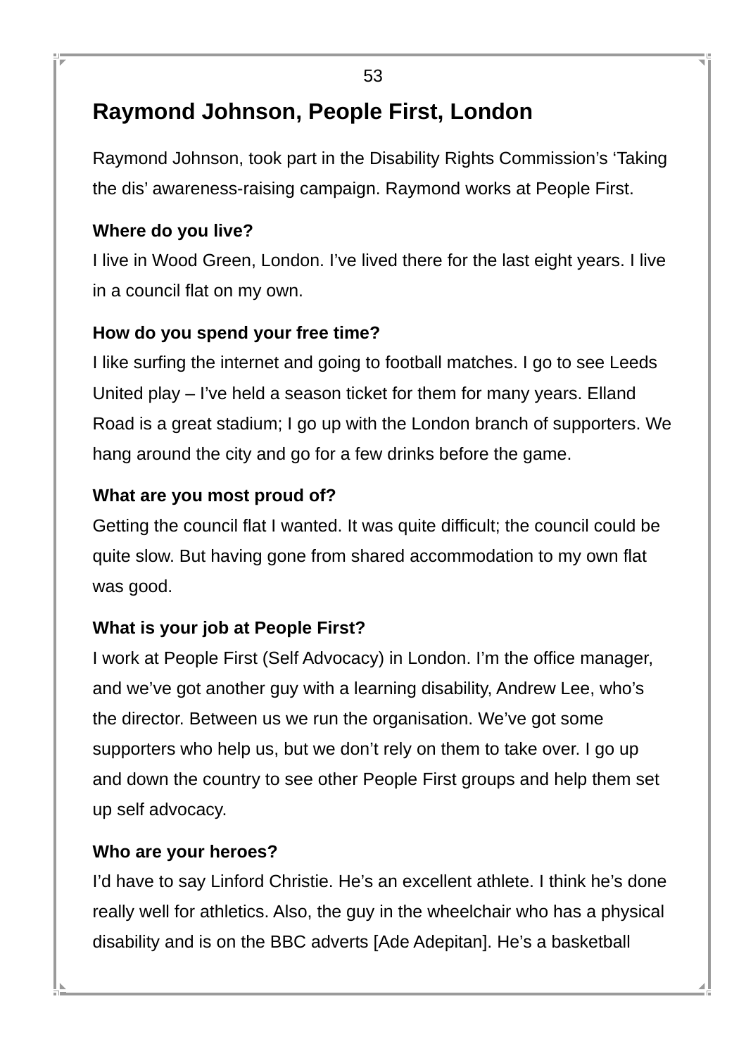## Raymond Johnson, People First, London

Raymond Johnson, took part in the Disability Rights Commission's 'Taking the dis' awareness-raising campaign. Raymond works at People First.

**Where do you live?**
I live in Wood Green, London. I've lived there for the last eight years. I live in a council flat on my own.

**How do you spend your free time?**
I like surfing the internet and going to football matches. I go to see Leeds United play – I've held a season ticket for them for many years. Elland Road is a great stadium; I go up with the London branch of supporters. We hang around the city and go for a few drinks before the game.

**What are you most proud of?**
Getting the council flat I wanted. It was quite difficult; the council could be quite slow. But having gone from shared accommodation to my own flat was good.

**What is your job at People First?**
I work at People First (Self Advocacy) in London. I'm the office manager, and we've got another guy with a learning disability, Andrew Lee, who's the director. Between us we run the organisation. We've got some supporters who help us, but we don't rely on them to take over. I go up and down the country to see other People First groups and help them set up self advocacy.

**Who are your heroes?**
I'd have to say Linford Christie. He's an excellent athlete. I think he's done really well for athletics. Also, the guy in the wheelchair who has a physical disability and is on the BBC adverts [Ade Adepitan]. He's a basketball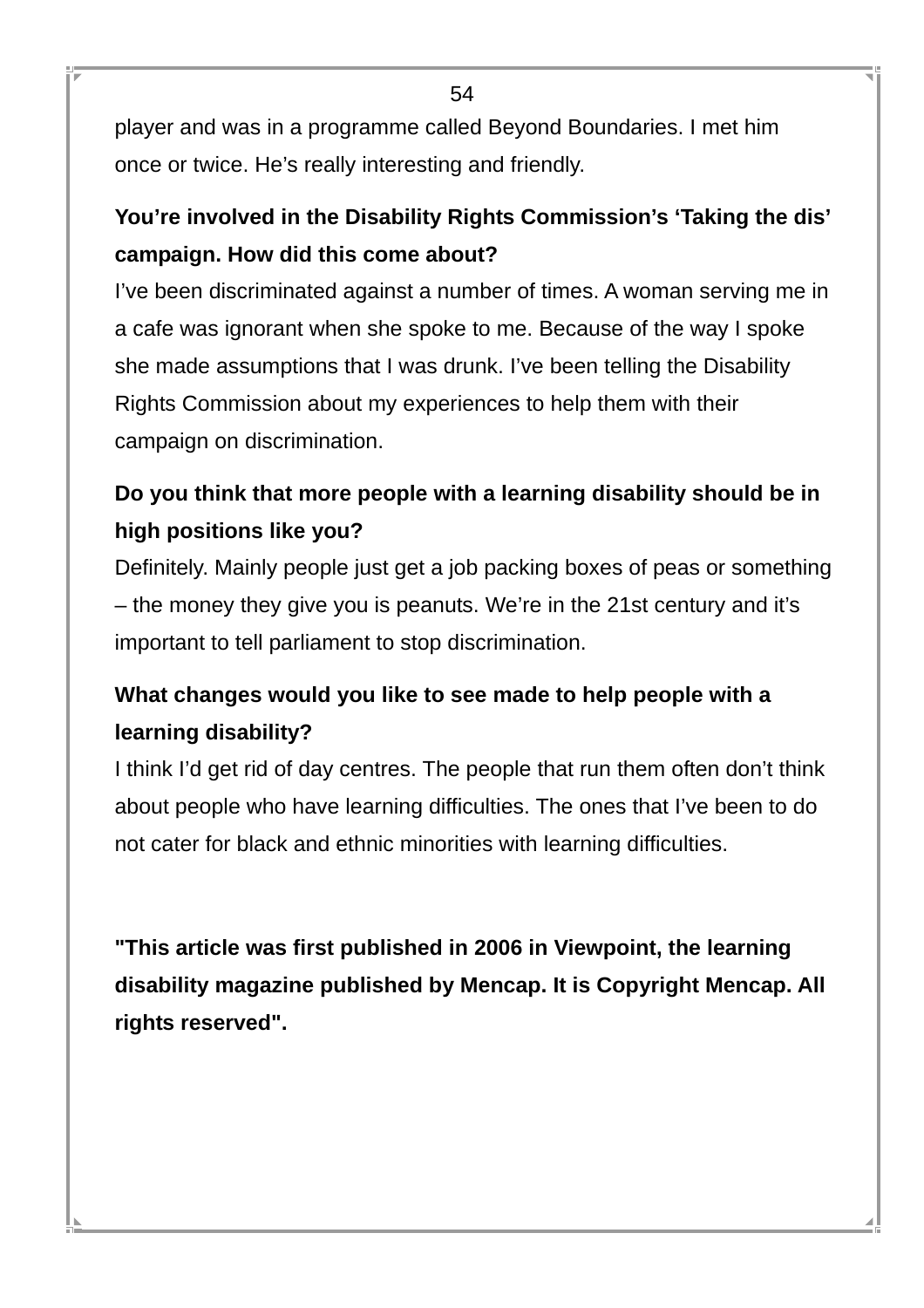player and was in a programme called Beyond Boundaries. I met him once or twice. He's really interesting and friendly.

**You're involved in the Disability Rights Commission's 'Taking the dis' campaign. How did this come about?**

I've been discriminated against a number of times. A woman serving me in a cafe was ignorant when she spoke to me. Because of the way I spoke she made assumptions that I was drunk. I've been telling the Disability Rights Commission about my experiences to help them with their campaign on discrimination.

**Do you think that more people with a learning disability should be in high positions like you?**

Definitely. Mainly people just get a job packing boxes of peas or something – the money they give you is peanuts. We're in the 21st century and it's important to tell parliament to stop discrimination.

**What changes would you like to see made to help people with a learning disability?**

I think I'd get rid of day centres. The people that run them often don't think about people who have learning difficulties. The ones that I've been to do not cater for black and ethnic minorities with learning difficulties.

**"This article was first published in 2006 in Viewpoint, the learning disability magazine published by Mencap. It is Copyright Mencap. All rights reserved".**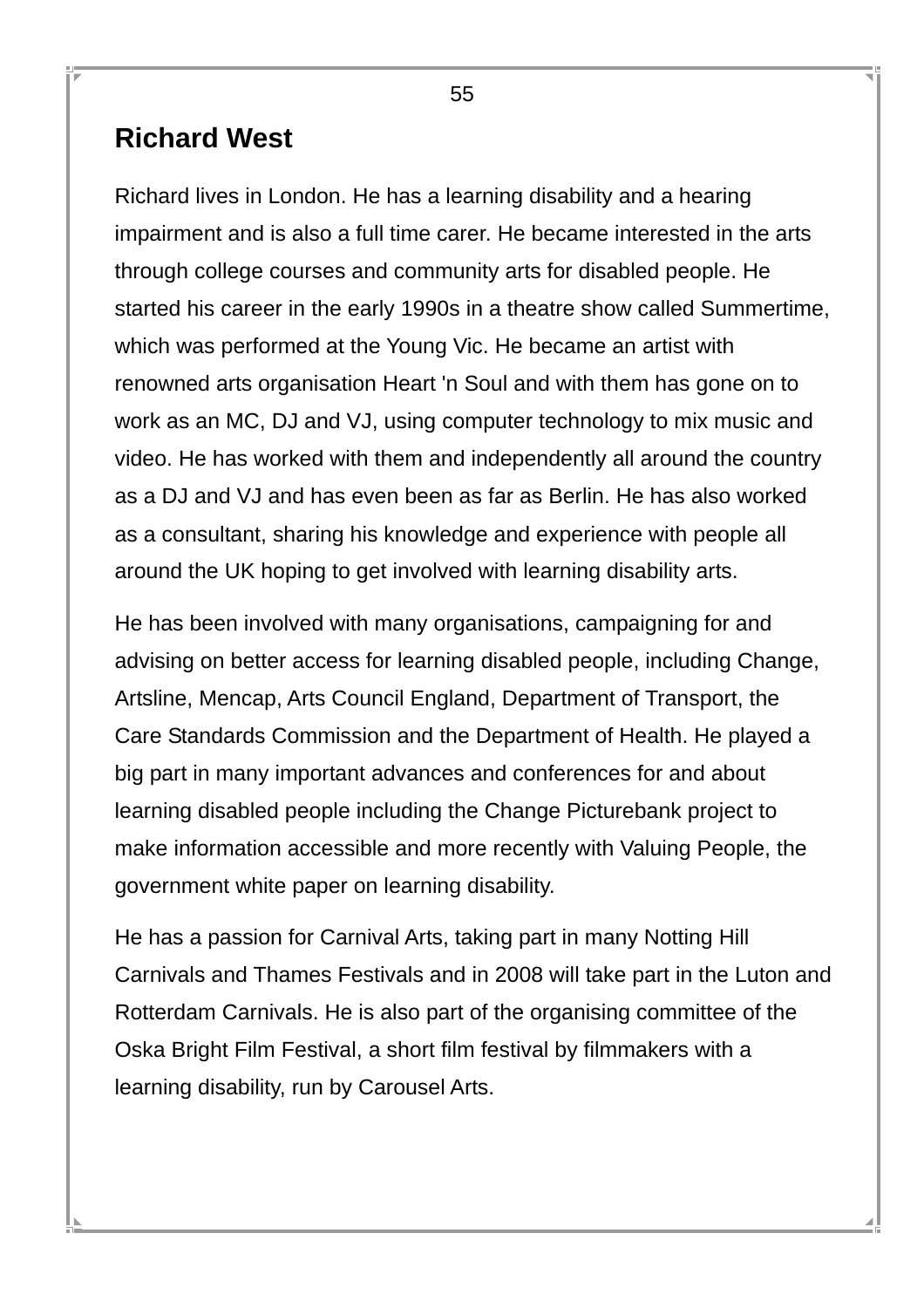## Richard West

Richard lives in London. He has a learning disability and a hearing impairment and is also a full time carer. He became interested in the arts through college courses and community arts for disabled people. He started his career in the early 1990s in a theatre show called Summertime, which was performed at the Young Vic. He became an artist with renowned arts organisation Heart 'n Soul and with them has gone on to work as an MC, DJ and VJ, using computer technology to mix music and video. He has worked with them and independently all around the country as a DJ and VJ and has even been as far as Berlin. He has also worked as a consultant, sharing his knowledge and experience with people all around the UK hoping to get involved with learning disability arts.

He has been involved with many organisations, campaigning for and advising on better access for learning disabled people, including Change, Artsline, Mencap, Arts Council England, Department of Transport, the Care Standards Commission and the Department of Health. He played a big part in many important advances and conferences for and about learning disabled people including the Change Picturebank project to make information accessible and more recently with Valuing People, the government white paper on learning disability.

He has a passion for Carnival Arts, taking part in many Notting Hill Carnivals and Thames Festivals and in 2008 will take part in the Luton and Rotterdam Carnivals. He is also part of the organising committee of the Oska Bright Film Festival, a short film festival by filmmakers with a learning disability, run by Carousel Arts.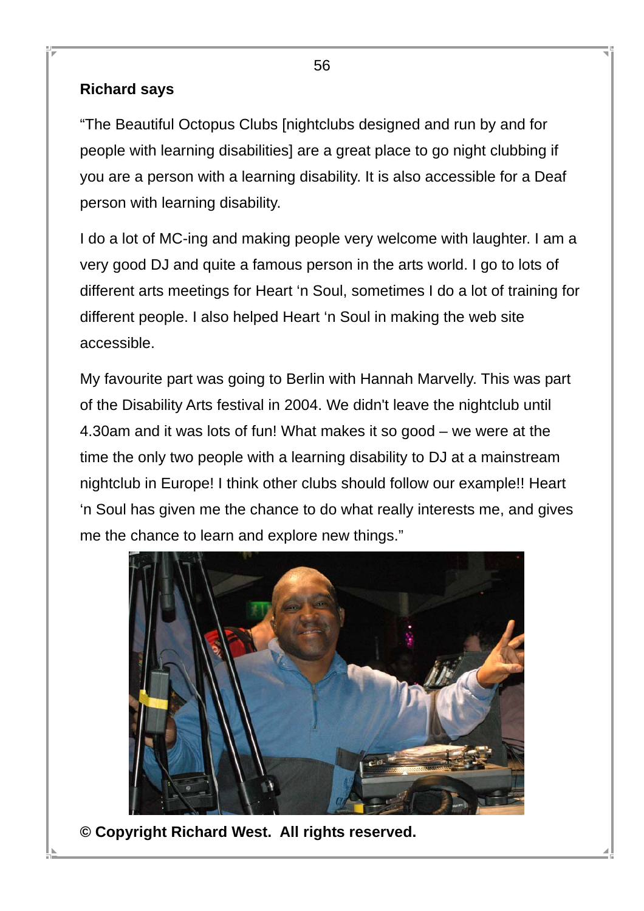**Richard says**

"The Beautiful Octopus Clubs [nightclubs designed and run by and for people with learning disabilities] are a great place to go night clubbing if you are a person with a learning disability. It is also accessible for a Deaf person with learning disability.

I do a lot of MC-ing and making people very welcome with laughter. I am a very good DJ and quite a famous person in the arts world. I go to lots of different arts meetings for Heart 'n Soul, sometimes I do a lot of training for different people. I also helped Heart 'n Soul in making the web site accessible.

My favourite part was going to Berlin with Hannah Marvelly. This was part of the Disability Arts festival in 2004. We didn't leave the nightclub until 4.30am and it was lots of fun! What makes it so good – we were at the time the only two people with a learning disability to DJ at a mainstream nightclub in Europe! I think other clubs should follow our example!! Heart 'n Soul has given me the chance to do what really interests me, and gives me the chance to learn and explore new things."

**© Copyright Richard West. All rights reserved.**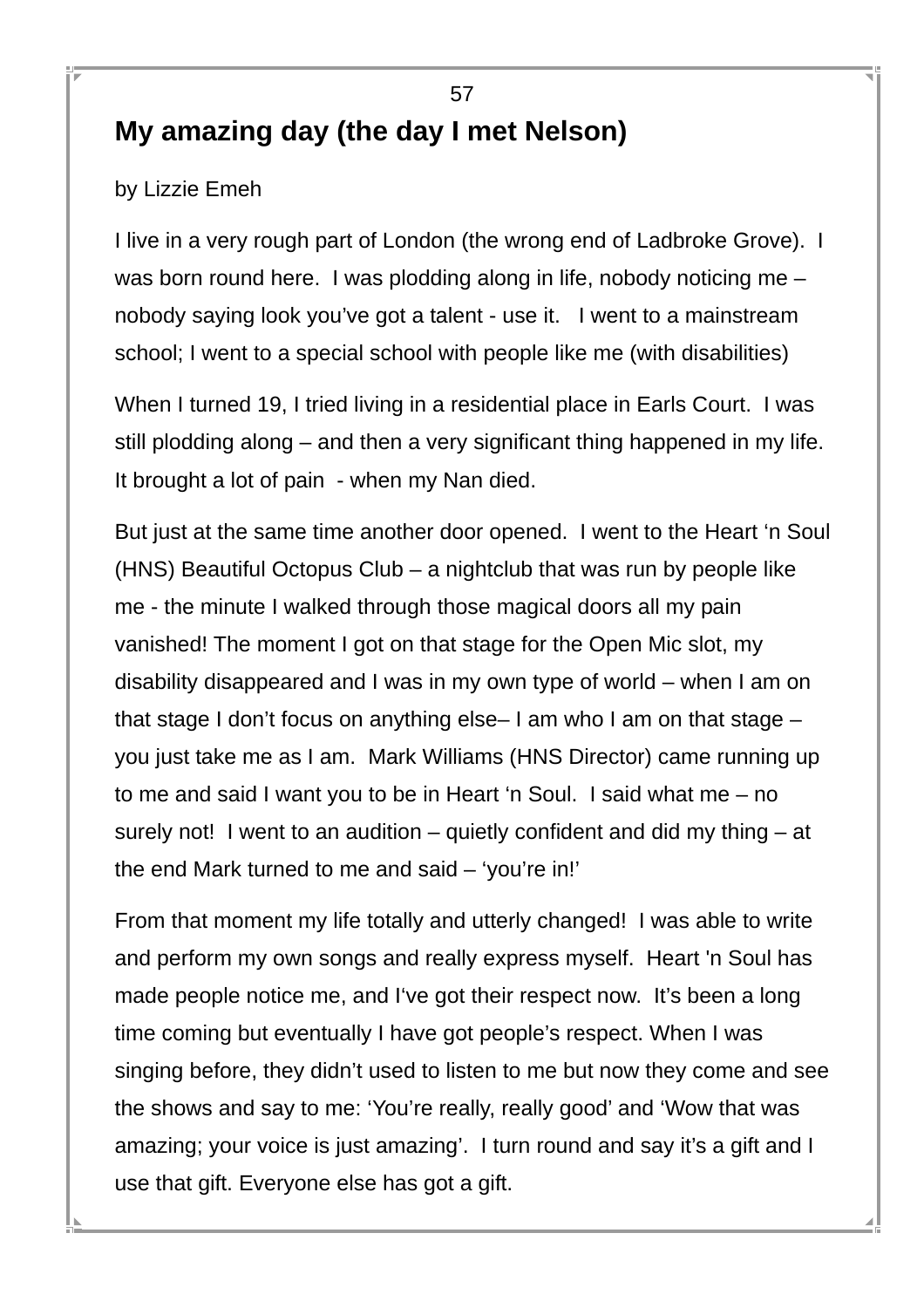# My amazing day (the day I met Nelson)

by Lizzie Emeh

I live in a very rough part of London (the wrong end of Ladbroke Grove). I was born round here. I was plodding along in life, nobody noticing me – nobody saying look you've got a talent - use it. I went to a mainstream school; I went to a special school with people like me (with disabilities)

When I turned 19, I tried living in a residential place in Earls Court. I was still plodding along – and then a very significant thing happened in my life. It brought a lot of pain - when my Nan died.

But just at the same time another door opened. I went to the Heart 'n Soul (HNS) Beautiful Octopus Club – a nightclub that was run by people like me - the minute I walked through those magical doors all my pain vanished! The moment I got on that stage for the Open Mic slot, my disability disappeared and I was in my own type of world – when I am on that stage I don't focus on anything else– I am who I am on that stage – you just take me as I am. Mark Williams (HNS Director) came running up to me and said I want you to be in Heart 'n Soul. I said what me – no surely not! I went to an audition – quietly confident and did my thing – at the end Mark turned to me and said – 'you're in!'

From that moment my life totally and utterly changed! I was able to write and perform my own songs and really express myself. Heart 'n Soul has made people notice me, and I've got their respect now. It's been a long time coming but eventually I have got people's respect. When I was singing before, they didn't used to listen to me but now they come and see the shows and say to me: 'You're really, really good' and 'Wow that was amazing; your voice is just amazing'. I turn round and say it's a gift and I use that gift. Everyone else has got a gift.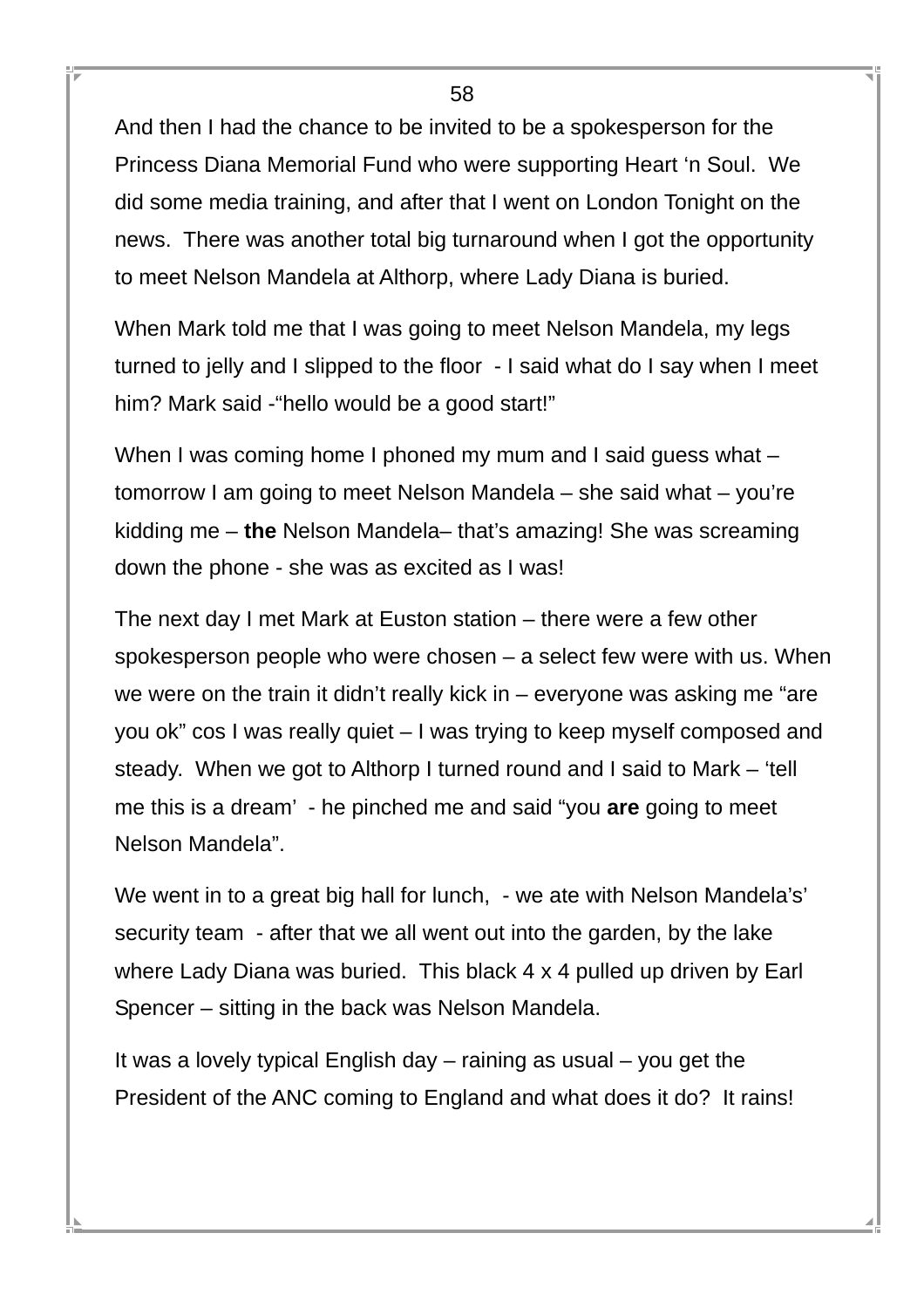And then I had the chance to be invited to be a spokesperson for the Princess Diana Memorial Fund who were supporting Heart 'n Soul. We did some media training, and after that I went on London Tonight on the news. There was another total big turnaround when I got the opportunity to meet Nelson Mandela at Althorp, where Lady Diana is buried.

When Mark told me that I was going to meet Nelson Mandela, my legs turned to jelly and I slipped to the floor - I said what do I say when I meet him? Mark said -"hello would be a good start!"

When I was coming home I phoned my mum and I said guess what – tomorrow I am going to meet Nelson Mandela – she said what – you're kidding me – **the** Nelson Mandela– that's amazing! She was screaming down the phone - she was as excited as I was!

The next day I met Mark at Euston station – there were a few other spokesperson people who were chosen – a select few were with us. When we were on the train it didn't really kick in – everyone was asking me "are you ok" cos I was really quiet – I was trying to keep myself composed and steady. When we got to Althorp I turned round and I said to Mark – 'tell me this is a dream' - he pinched me and said "you **are** going to meet Nelson Mandela".

We went in to a great big hall for lunch, - we ate with Nelson Mandela's' security team - after that we all went out into the garden, by the lake where Lady Diana was buried. This black 4 x 4 pulled up driven by Earl Spencer – sitting in the back was Nelson Mandela.

It was a lovely typical English day – raining as usual – you get the President of the ANC coming to England and what does it do? It rains!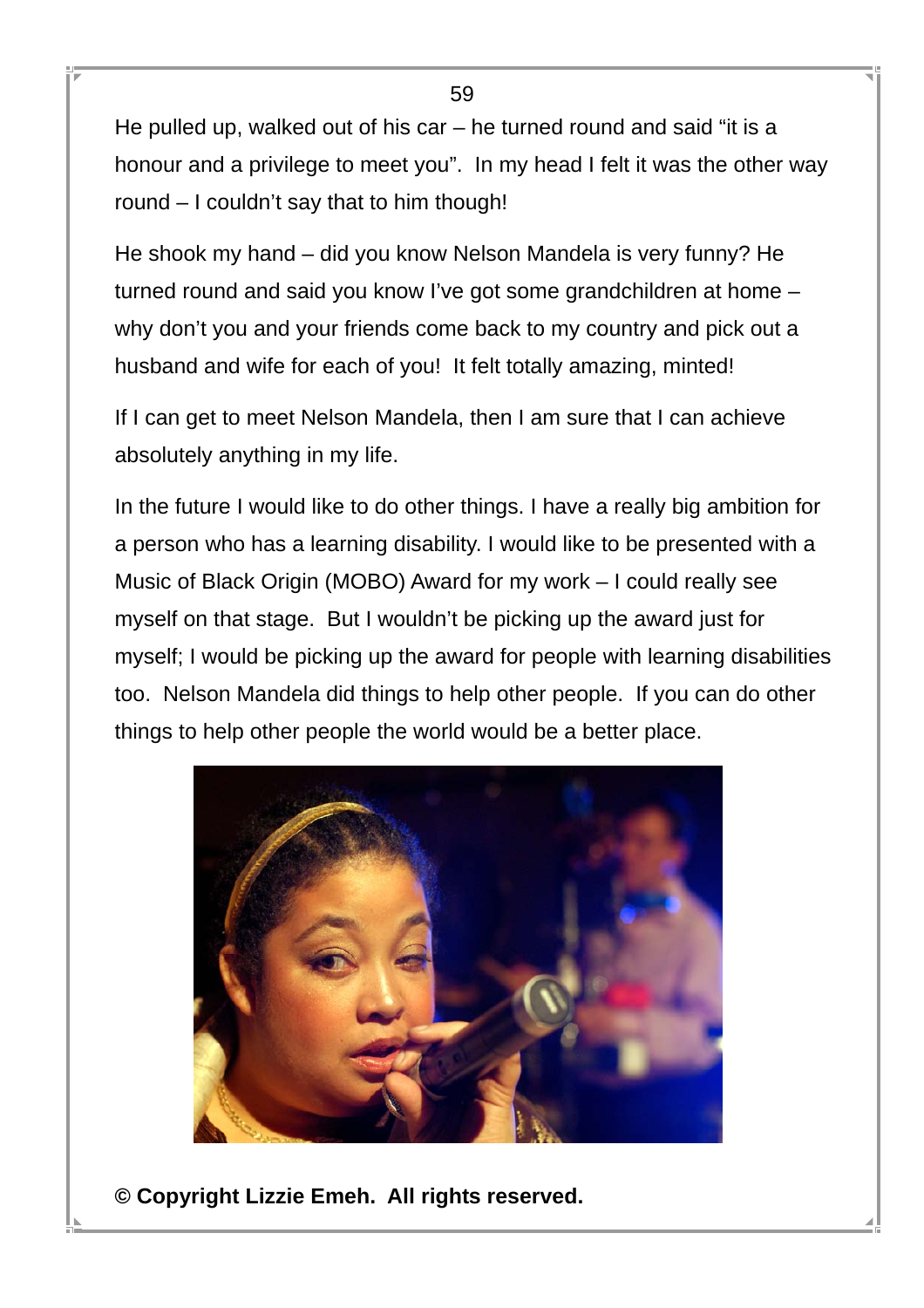He pulled up, walked out of his car – he turned round and said “it is a honour and a privilege to meet you”. In my head I felt it was the other way round – I couldn’t say that to him though!

He shook my hand – did you know Nelson Mandela is very funny? He turned round and said you know I’ve got some grandchildren at home – why don’t you and your friends come back to my country and pick out a husband and wife for each of you! It felt totally amazing, minted!

If I can get to meet Nelson Mandela, then I am sure that I can achieve absolutely anything in my life.

In the future I would like to do other things. I have a really big ambition for a person who has a learning disability. I would like to be presented with a Music of Black Origin (MOBO) Award for my work – I could really see myself on that stage. But I wouldn’t be picking up the award just for myself; I would be picking up the award for people with learning disabilities too. Nelson Mandela did things to help other people. If you can do other things to help other people the world would be a better place.

**© Copyright Lizzie Emeh. All rights reserved.**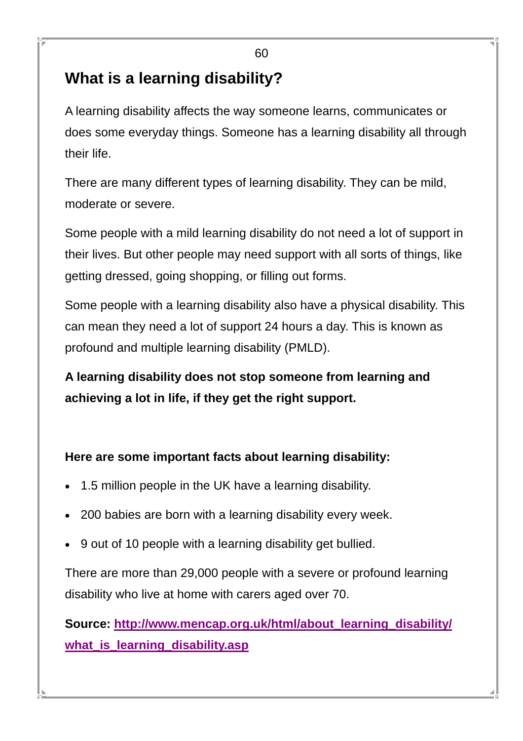## What is a learning disability?

A learning disability affects the way someone learns, communicates or does some everyday things. Someone has a learning disability all through their life.

There are many different types of learning disability. They can be mild, moderate or severe.

Some people with a mild learning disability do not need a lot of support in their lives. But other people may need support with all sorts of things, like getting dressed, going shopping, or filling out forms.

Some people with a learning disability also have a physical disability. This can mean they need a lot of support 24 hours a day. This is known as profound and multiple learning disability (PMLD).

**A learning disability does not stop someone from learning and achieving a lot in life, if they get the right support.**

**Here are some important facts about learning disability:**

- 1.5 million people in the UK have a learning disability.
- 200 babies are born with a learning disability every week.
- 9 out of 10 people with a learning disability get bullied.

There are more than 29,000 people with a severe or profound learning disability who live at home with carers aged over 70.

**Source: [http://www.mencap.org.uk/html/about_learning_disability/what_is_learning_disability.asp](http://www.mencap.org.uk/html/about_learning_disability/what_is_learning_disability.asp)**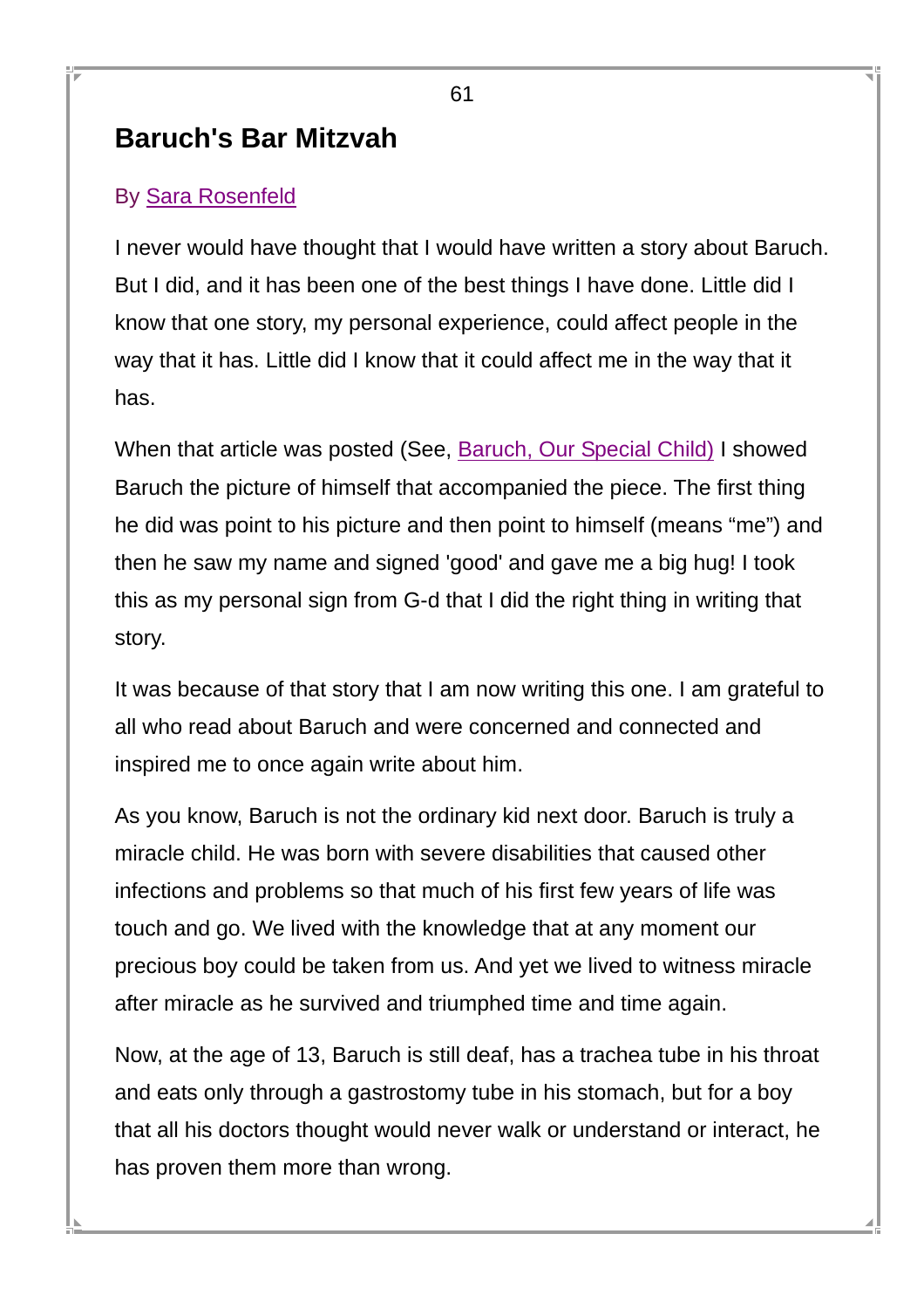## Baruch's Bar Mitzvah

By Sara Rosenfeld

I never would have thought that I would have written a story about Baruch. But I did, and it has been one of the best things I have done. Little did I know that one story, my personal experience, could affect people in the way that it has. Little did I know that it could affect me in the way that it has.

When that article was posted (See, Baruch, Our Special Child) I showed Baruch the picture of himself that accompanied the piece. The first thing he did was point to his picture and then point to himself (means “me”) and then he saw my name and signed 'good' and gave me a big hug! I took this as my personal sign from G-d that I did the right thing in writing that story.

It was because of that story that I am now writing this one. I am grateful to all who read about Baruch and were concerned and connected and inspired me to once again write about him.

As you know, Baruch is not the ordinary kid next door. Baruch is truly a miracle child. He was born with severe disabilities that caused other infections and problems so that much of his first few years of life was touch and go. We lived with the knowledge that at any moment our precious boy could be taken from us. And yet we lived to witness miracle after miracle as he survived and triumphed time and time again.

Now, at the age of 13, Baruch is still deaf, has a trachea tube in his throat and eats only through a gastrostomy tube in his stomach, but for a boy that all his doctors thought would never walk or understand or interact, he has proven them more than wrong.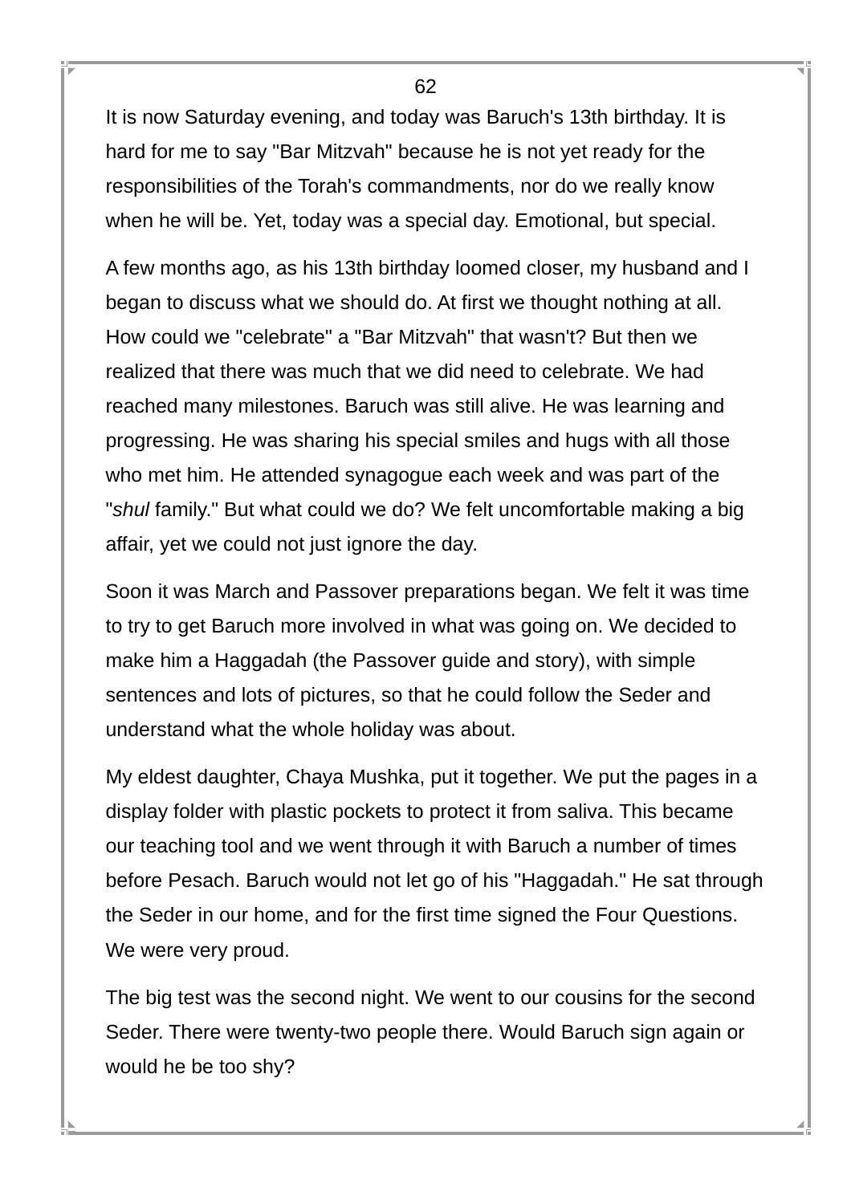It is now Saturday evening, and today was Baruch's 13th birthday. It is hard for me to say "Bar Mitzvah" because he is not yet ready for the responsibilities of the Torah's commandments, nor do we really know when he will be. Yet, today was a special day. Emotional, but special.

A few months ago, as his 13th birthday loomed closer, my husband and I began to discuss what we should do. At first we thought nothing at all. How could we "celebrate" a "Bar Mitzvah" that wasn't? But then we realized that there was much that we did need to celebrate. We had reached many milestones. Baruch was still alive. He was learning and progressing. He was sharing his special smiles and hugs with all those who met him. He attended synagogue each week and was part of the "*shul* family." But what could we do? We felt uncomfortable making a big affair, yet we could not just ignore the day.

Soon it was March and Passover preparations began. We felt it was time to try to get Baruch more involved in what was going on. We decided to make him a Haggadah (the Passover guide and story), with simple sentences and lots of pictures, so that he could follow the Seder and understand what the whole holiday was about.

My eldest daughter, Chaya Mushka, put it together. We put the pages in a display folder with plastic pockets to protect it from saliva. This became our teaching tool and we went through it with Baruch a number of times before Pesach. Baruch would not let go of his "Haggadah." He sat through the Seder in our home, and for the first time signed the Four Questions. We were very proud.

The big test was the second night. We went to our cousins for the second Seder. There were twenty-two people there. Would Baruch sign again or would he be too shy?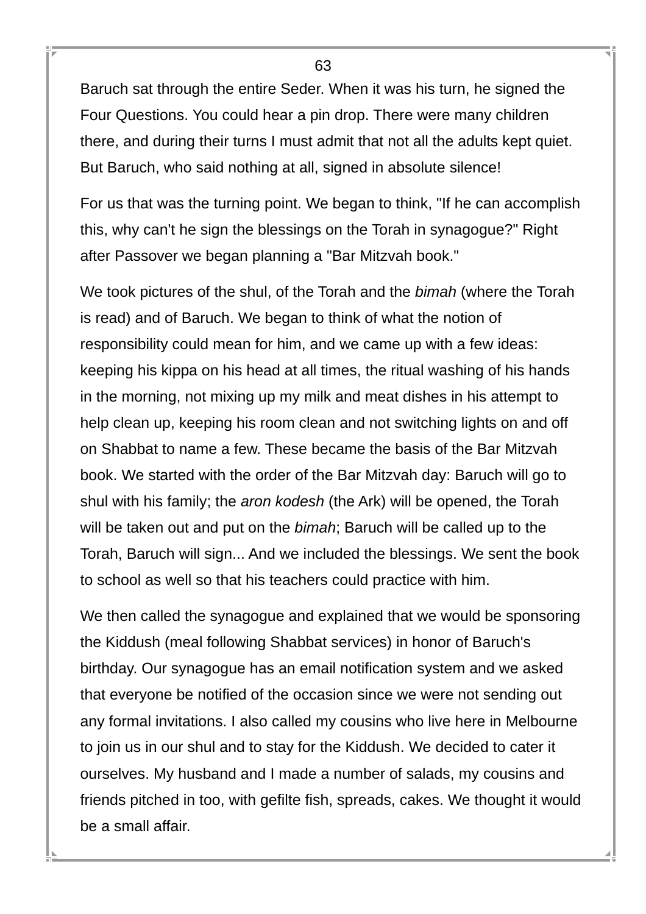Baruch sat through the entire Seder. When it was his turn, he signed the Four Questions. You could hear a pin drop. There were many children there, and during their turns I must admit that not all the adults kept quiet. But Baruch, who said nothing at all, signed in absolute silence!

For us that was the turning point. We began to think, "If he can accomplish this, why can't he sign the blessings on the Torah in synagogue?" Right after Passover we began planning a "Bar Mitzvah book."

We took pictures of the shul, of the Torah and the *bimah* (where the Torah is read) and of Baruch. We began to think of what the notion of responsibility could mean for him, and we came up with a few ideas: keeping his kippa on his head at all times, the ritual washing of his hands in the morning, not mixing up my milk and meat dishes in his attempt to help clean up, keeping his room clean and not switching lights on and off on Shabbat to name a few. These became the basis of the Bar Mitzvah book. We started with the order of the Bar Mitzvah day: Baruch will go to shul with his family; the *aron kodesh* (the Ark) will be opened, the Torah will be taken out and put on the *bimah*; Baruch will be called up to the Torah, Baruch will sign... And we included the blessings. We sent the book to school as well so that his teachers could practice with him.

We then called the synagogue and explained that we would be sponsoring the Kiddush (meal following Shabbat services) in honor of Baruch's birthday. Our synagogue has an email notification system and we asked that everyone be notified of the occasion since we were not sending out any formal invitations. I also called my cousins who live here in Melbourne to join us in our shul and to stay for the Kiddush. We decided to cater it ourselves. My husband and I made a number of salads, my cousins and friends pitched in too, with gefilte fish, spreads, cakes. We thought it would be a small affair.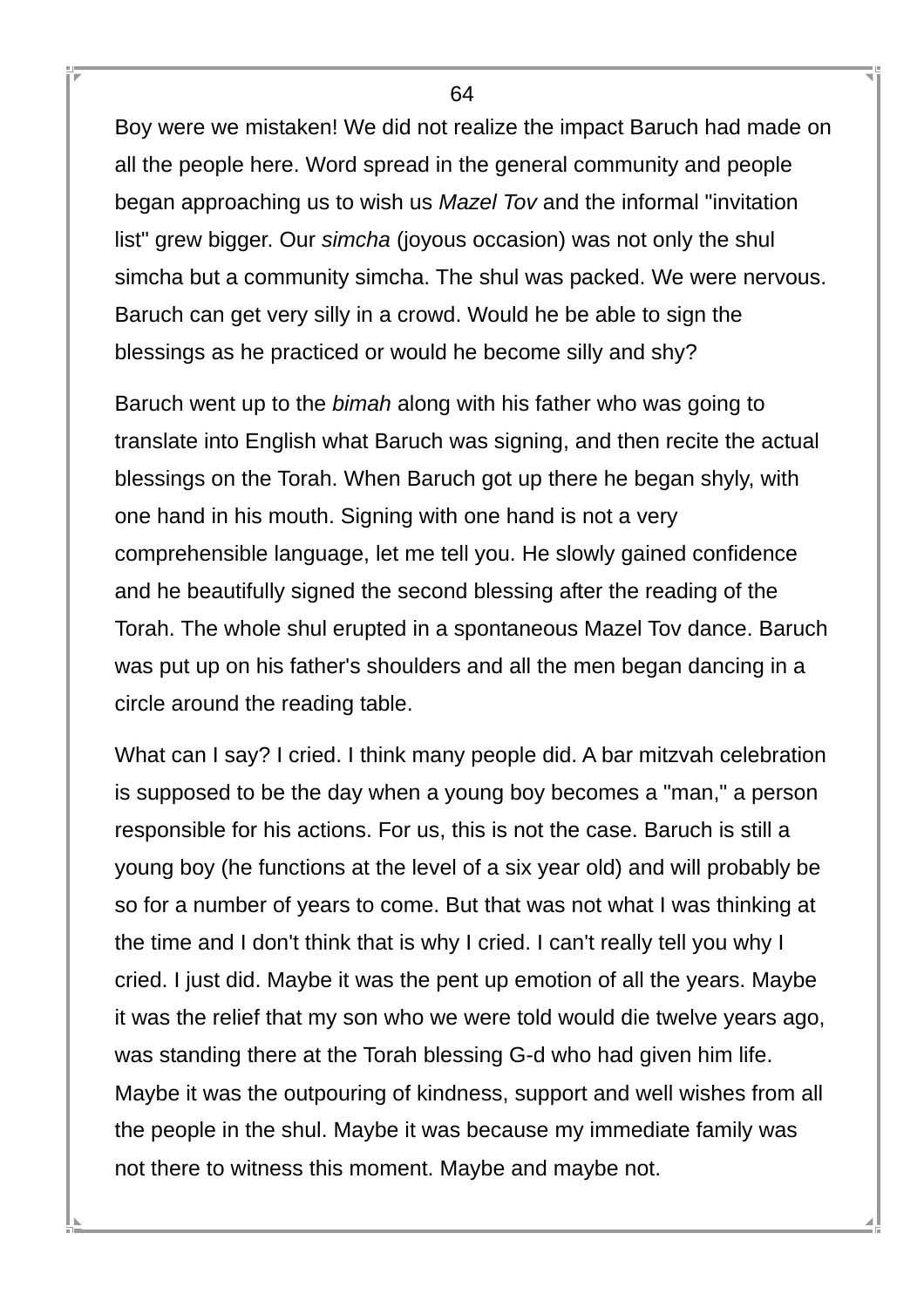Boy were we mistaken! We did not realize the impact Baruch had made on all the people here. Word spread in the general community and people began approaching us to wish us *Mazel Tov* and the informal "invitation list" grew bigger. Our *simcha* (joyous occasion) was not only the shul simcha but a community simcha. The shul was packed. We were nervous. Baruch can get very silly in a crowd. Would he be able to sign the blessings as he practiced or would he become silly and shy?

Baruch went up to the *bimah* along with his father who was going to translate into English what Baruch was signing, and then recite the actual blessings on the Torah. When Baruch got up there he began shyly, with one hand in his mouth. Signing with one hand is not a very comprehensible language, let me tell you. He slowly gained confidence and he beautifully signed the second blessing after the reading of the Torah. The whole shul erupted in a spontaneous Mazel Tov dance. Baruch was put up on his father's shoulders and all the men began dancing in a circle around the reading table.

What can I say? I cried. I think many people did. A bar mitzvah celebration is supposed to be the day when a young boy becomes a "man," a person responsible for his actions. For us, this is not the case. Baruch is still a young boy (he functions at the level of a six year old) and will probably be so for a number of years to come. But that was not what I was thinking at the time and I don't think that is why I cried. I can't really tell you why I cried. I just did. Maybe it was the pent up emotion of all the years. Maybe it was the relief that my son who we were told would die twelve years ago, was standing there at the Torah blessing G-d who had given him life. Maybe it was the outpouring of kindness, support and well wishes from all the people in the shul. Maybe it was because my immediate family was not there to witness this moment. Maybe and maybe not.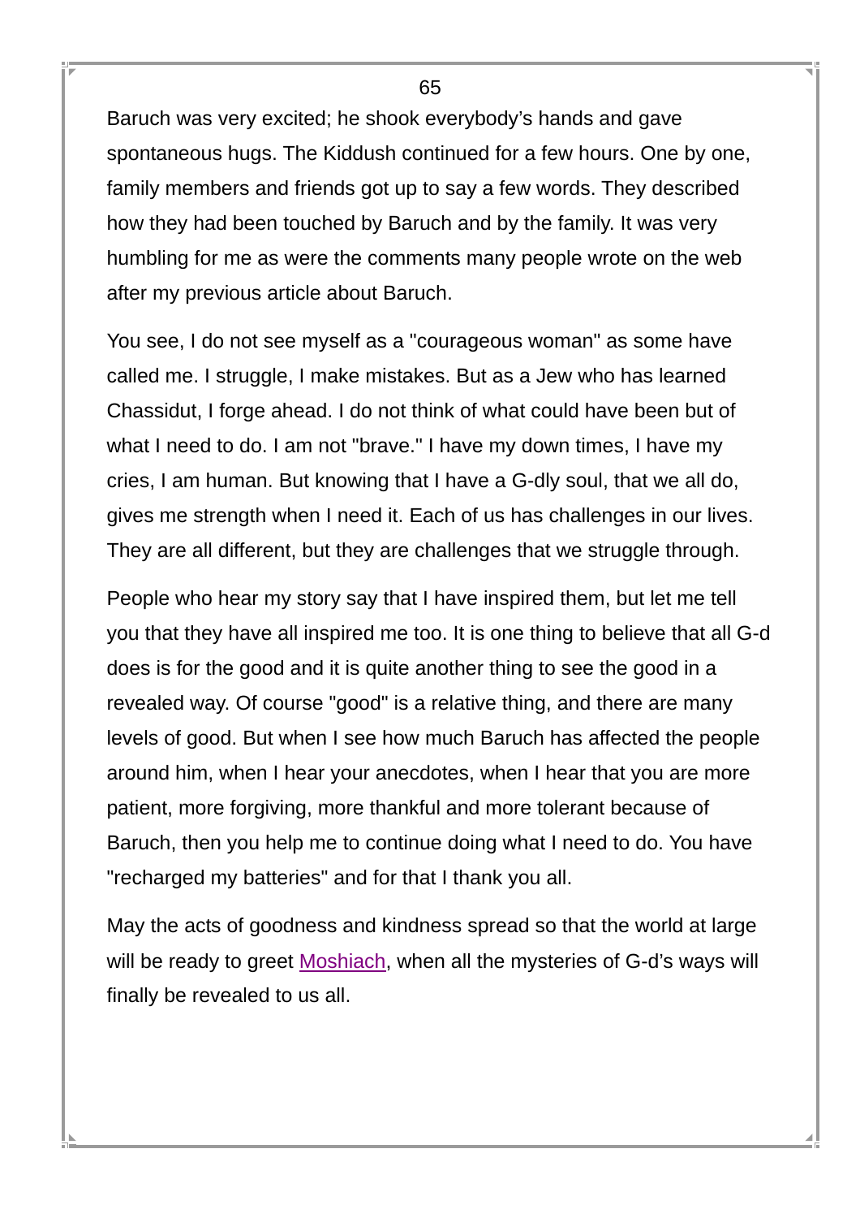Baruch was very excited; he shook everybody's hands and gave spontaneous hugs. The Kiddush continued for a few hours. One by one, family members and friends got up to say a few words. They described how they had been touched by Baruch and by the family. It was very humbling for me as were the comments many people wrote on the web after my previous article about Baruch.

You see, I do not see myself as a "courageous woman" as some have called me. I struggle, I make mistakes. But as a Jew who has learned Chassidut, I forge ahead. I do not think of what could have been but of what I need to do. I am not "brave." I have my down times, I have my cries, I am human. But knowing that I have a G-dly soul, that we all do, gives me strength when I need it. Each of us has challenges in our lives. They are all different, but they are challenges that we struggle through.

People who hear my story say that I have inspired them, but let me tell you that they have all inspired me too. It is one thing to believe that all G-d does is for the good and it is quite another thing to see the good in a revealed way. Of course "good" is a relative thing, and there are many levels of good. But when I see how much Baruch has affected the people around him, when I hear your anecdotes, when I hear that you are more patient, more forgiving, more thankful and more tolerant because of Baruch, then you help me to continue doing what I need to do. You have "recharged my batteries" and for that I thank you all.

May the acts of goodness and kindness spread so that the world at large will be ready to greet Moshiach, when all the mysteries of G-d's ways will finally be revealed to us all.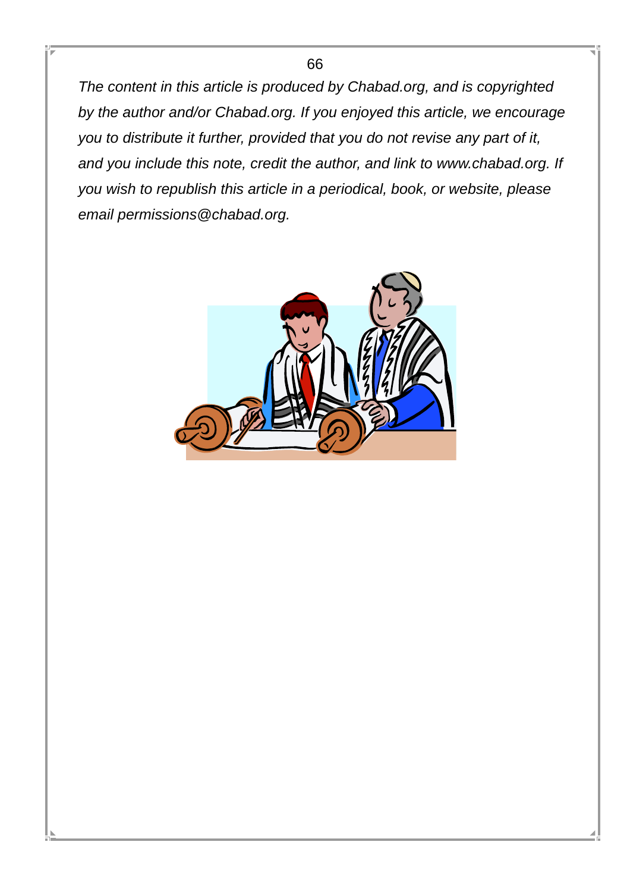*The content in this article is produced by Chabad.org, and is copyrighted by the author and/or Chabad.org. If you enjoyed this article, we encourage you to distribute it further, provided that you do not revise any part of it, and you include this note, credit the author, and link to www.chabad.org. If you wish to republish this article in a periodical, book, or website, please email permissions@chabad.org.*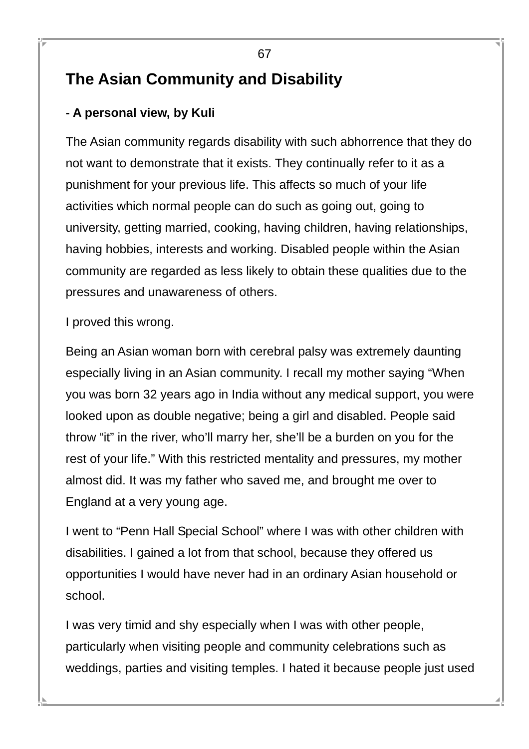## The Asian Community and Disability

**- A personal view, by Kuli**

The Asian community regards disability with such abhorrence that they do not want to demonstrate that it exists. They continually refer to it as a punishment for your previous life. This affects so much of your life activities which normal people can do such as going out, going to university, getting married, cooking, having children, having relationships, having hobbies, interests and working. Disabled people within the Asian community are regarded as less likely to obtain these qualities due to the pressures and unawareness of others.

I proved this wrong.

Being an Asian woman born with cerebral palsy was extremely daunting especially living in an Asian community. I recall my mother saying "When you was born 32 years ago in India without any medical support, you were looked upon as double negative; being a girl and disabled. People said throw "it" in the river, who'll marry her, she'll be a burden on you for the rest of your life." With this restricted mentality and pressures, my mother almost did. It was my father who saved me, and brought me over to England at a very young age.

I went to "Penn Hall Special School" where I was with other children with disabilities. I gained a lot from that school, because they offered us opportunities I would have never had in an ordinary Asian household or school.

I was very timid and shy especially when I was with other people, particularly when visiting people and community celebrations such as weddings, parties and visiting temples. I hated it because people just used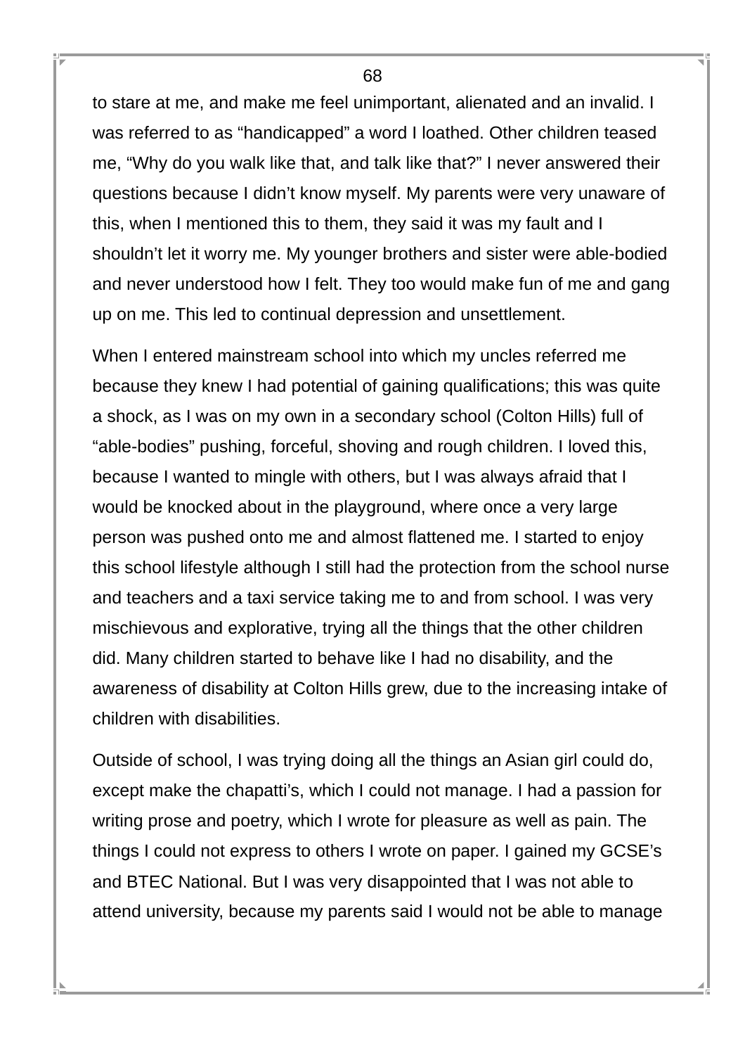to stare at me, and make me feel unimportant, alienated and an invalid. I was referred to as “handicapped” a word I loathed. Other children teased me, “Why do you walk like that, and talk like that?” I never answered their questions because I didn’t know myself. My parents were very unaware of this, when I mentioned this to them, they said it was my fault and I shouldn’t let it worry me. My younger brothers and sister were able-bodied and never understood how I felt. They too would make fun of me and gang up on me. This led to continual depression and unsettlement.

When I entered mainstream school into which my uncles referred me because they knew I had potential of gaining qualifications; this was quite a shock, as I was on my own in a secondary school (Colton Hills) full of “able-bodies” pushing, forceful, shoving and rough children. I loved this, because I wanted to mingle with others, but I was always afraid that I would be knocked about in the playground, where once a very large person was pushed onto me and almost flattened me. I started to enjoy this school lifestyle although I still had the protection from the school nurse and teachers and a taxi service taking me to and from school. I was very mischievous and explorative, trying all the things that the other children did. Many children started to behave like I had no disability, and the awareness of disability at Colton Hills grew, due to the increasing intake of children with disabilities.

Outside of school, I was trying doing all the things an Asian girl could do, except make the chapatti’s, which I could not manage. I had a passion for writing prose and poetry, which I wrote for pleasure as well as pain. The things I could not express to others I wrote on paper. I gained my GCSE’s and BTEC National. But I was very disappointed that I was not able to attend university, because my parents said I would not be able to manage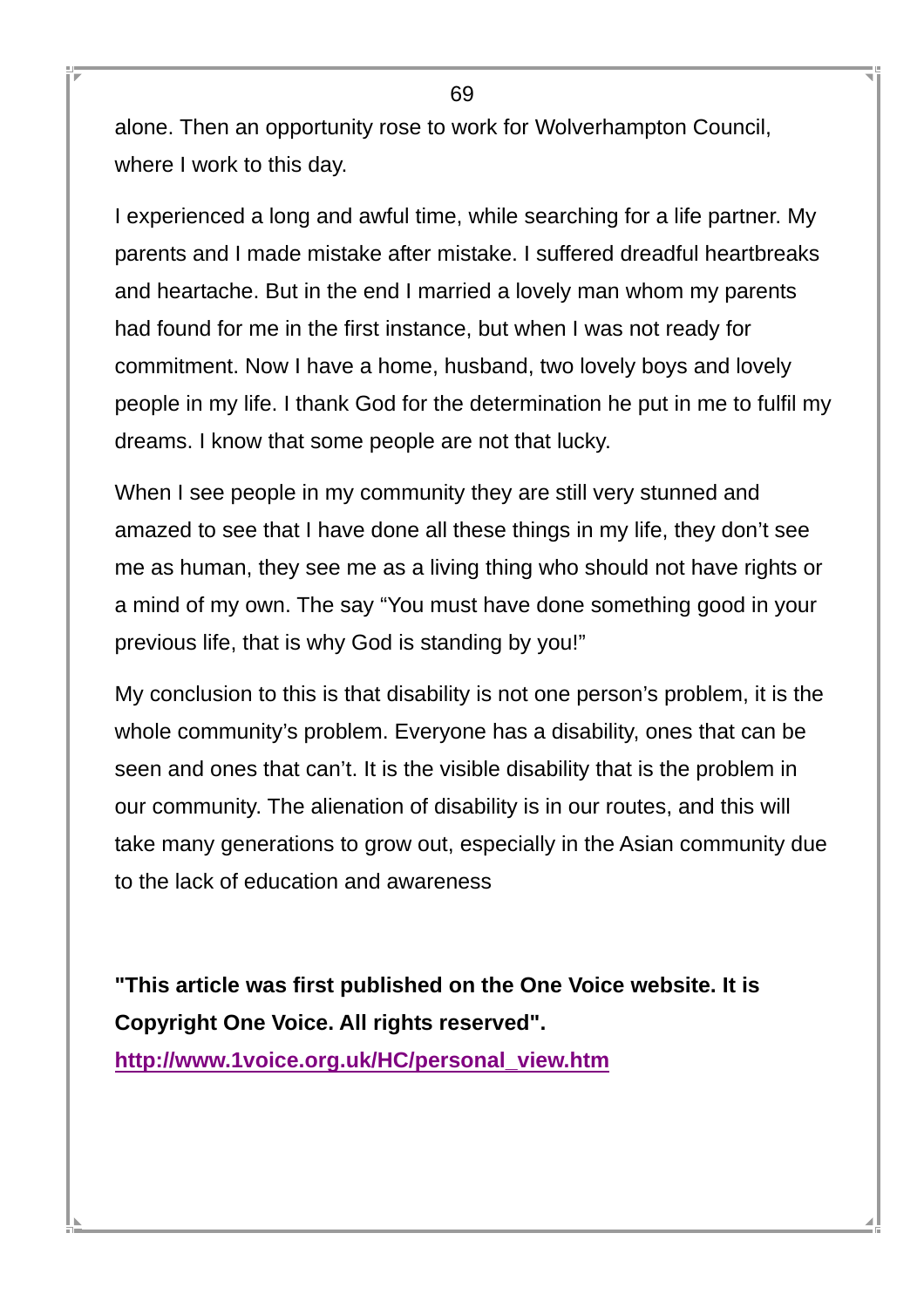alone. Then an opportunity rose to work for Wolverhampton Council, where I work to this day.

I experienced a long and awful time, while searching for a life partner. My parents and I made mistake after mistake. I suffered dreadful heartbreaks and heartache. But in the end I married a lovely man whom my parents had found for me in the first instance, but when I was not ready for commitment. Now I have a home, husband, two lovely boys and lovely people in my life. I thank God for the determination he put in me to fulfil my dreams. I know that some people are not that lucky.

When I see people in my community they are still very stunned and amazed to see that I have done all these things in my life, they don't see me as human, they see me as a living thing who should not have rights or a mind of my own. The say "You must have done something good in your previous life, that is why God is standing by you!"

My conclusion to this is that disability is not one person's problem, it is the whole community's problem. Everyone has a disability, ones that can be seen and ones that can't. It is the visible disability that is the problem in our community. The alienation of disability is in our routes, and this will take many generations to grow out, especially in the Asian community due to the lack of education and awareness

**"This article was first published on the One Voice website. It is Copyright One Voice. All rights reserved".**

**http://www.1voice.org.uk/HC/personal_view.htm**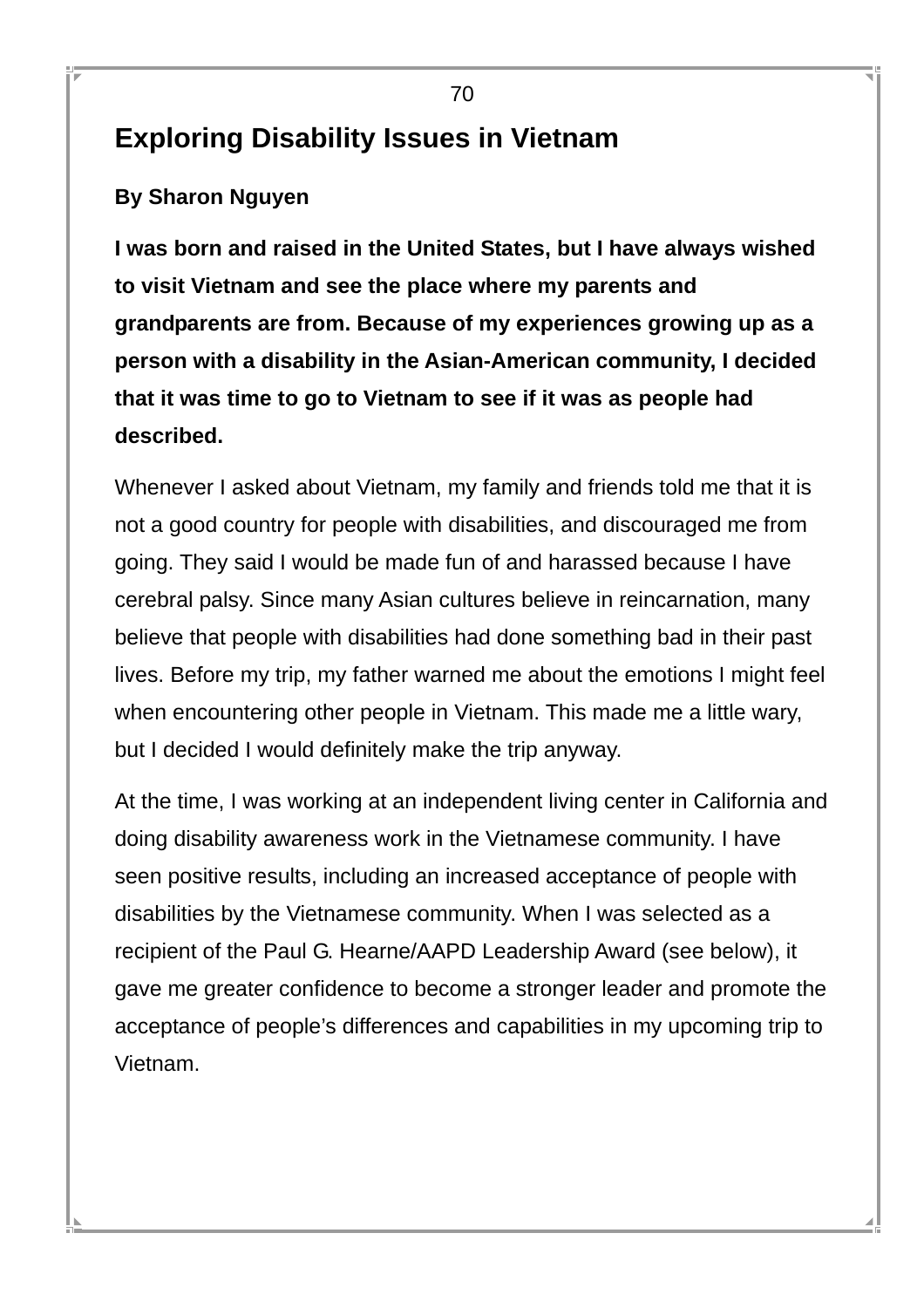## Exploring Disability Issues in Vietnam

**By Sharon Nguyen**

**I was born and raised in the United States, but I have always wished to visit Vietnam and see the place where my parents and grandparents are from. Because of my experiences growing up as a person with a disability in the Asian-American community, I decided that it was time to go to Vietnam to see if it was as people had described.**

Whenever I asked about Vietnam, my family and friends told me that it is not a good country for people with disabilities, and discouraged me from going. They said I would be made fun of and harassed because I have cerebral palsy. Since many Asian cultures believe in reincarnation, many believe that people with disabilities had done something bad in their past lives. Before my trip, my father warned me about the emotions I might feel when encountering other people in Vietnam. This made me a little wary, but I decided I would definitely make the trip anyway.

At the time, I was working at an independent living center in California and doing disability awareness work in the Vietnamese community. I have seen positive results, including an increased acceptance of people with disabilities by the Vietnamese community. When I was selected as a recipient of the Paul G. Hearne/AAPD Leadership Award (see below), it gave me greater confidence to become a stronger leader and promote the acceptance of people's differences and capabilities in my upcoming trip to Vietnam.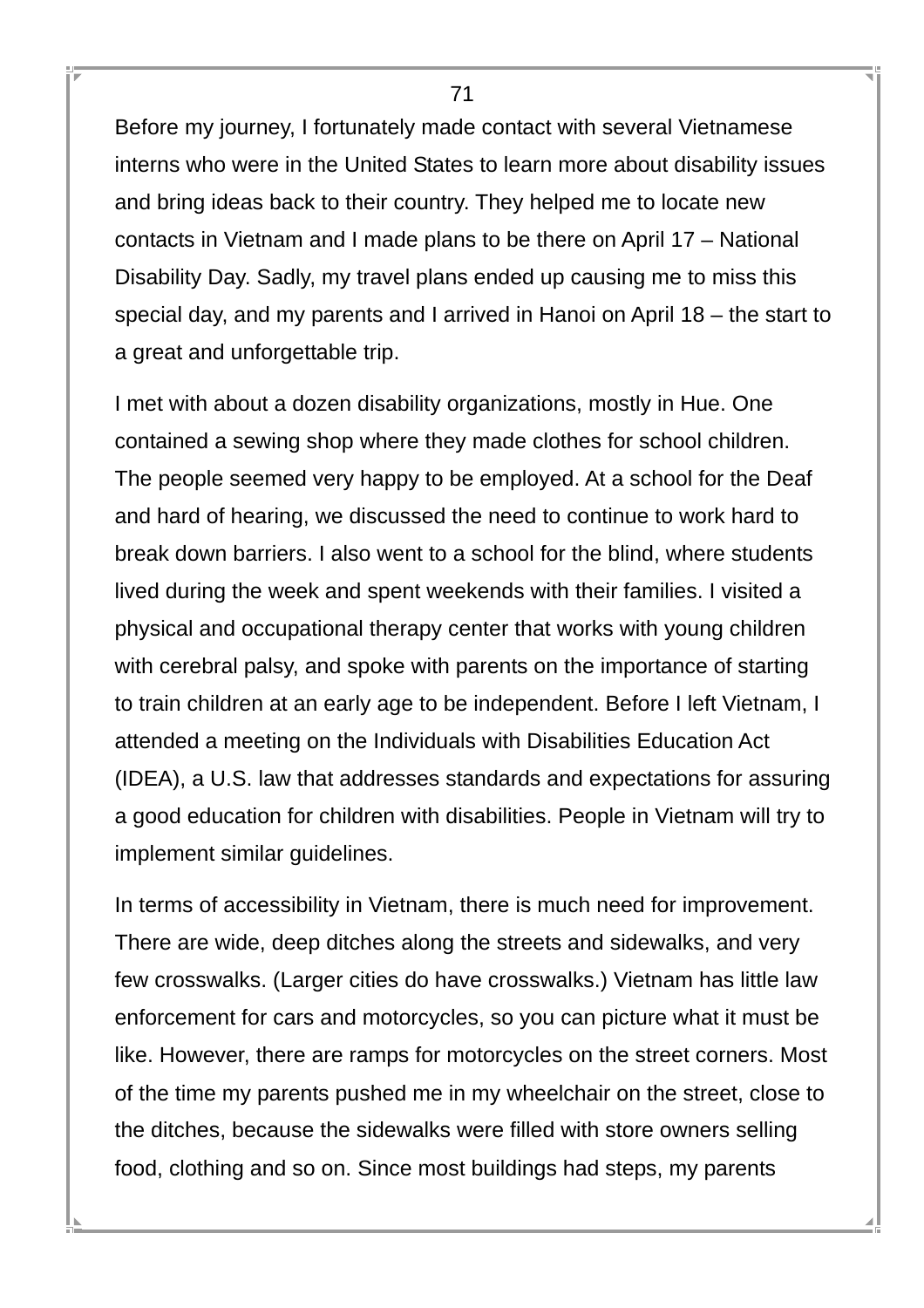Before my journey, I fortunately made contact with several Vietnamese interns who were in the United States to learn more about disability issues and bring ideas back to their country. They helped me to locate new contacts in Vietnam and I made plans to be there on April 17 – National Disability Day. Sadly, my travel plans ended up causing me to miss this special day, and my parents and I arrived in Hanoi on April 18 – the start to a great and unforgettable trip.

I met with about a dozen disability organizations, mostly in Hue. One contained a sewing shop where they made clothes for school children. The people seemed very happy to be employed. At a school for the Deaf and hard of hearing, we discussed the need to continue to work hard to break down barriers. I also went to a school for the blind, where students lived during the week and spent weekends with their families. I visited a physical and occupational therapy center that works with young children with cerebral palsy, and spoke with parents on the importance of starting to train children at an early age to be independent. Before I left Vietnam, I attended a meeting on the Individuals with Disabilities Education Act (IDEA), a U.S. law that addresses standards and expectations for assuring a good education for children with disabilities. People in Vietnam will try to implement similar guidelines.

In terms of accessibility in Vietnam, there is much need for improvement. There are wide, deep ditches along the streets and sidewalks, and very few crosswalks. (Larger cities do have crosswalks.) Vietnam has little law enforcement for cars and motorcycles, so you can picture what it must be like. However, there are ramps for motorcycles on the street corners. Most of the time my parents pushed me in my wheelchair on the street, close to the ditches, because the sidewalks were filled with store owners selling food, clothing and so on. Since most buildings had steps, my parents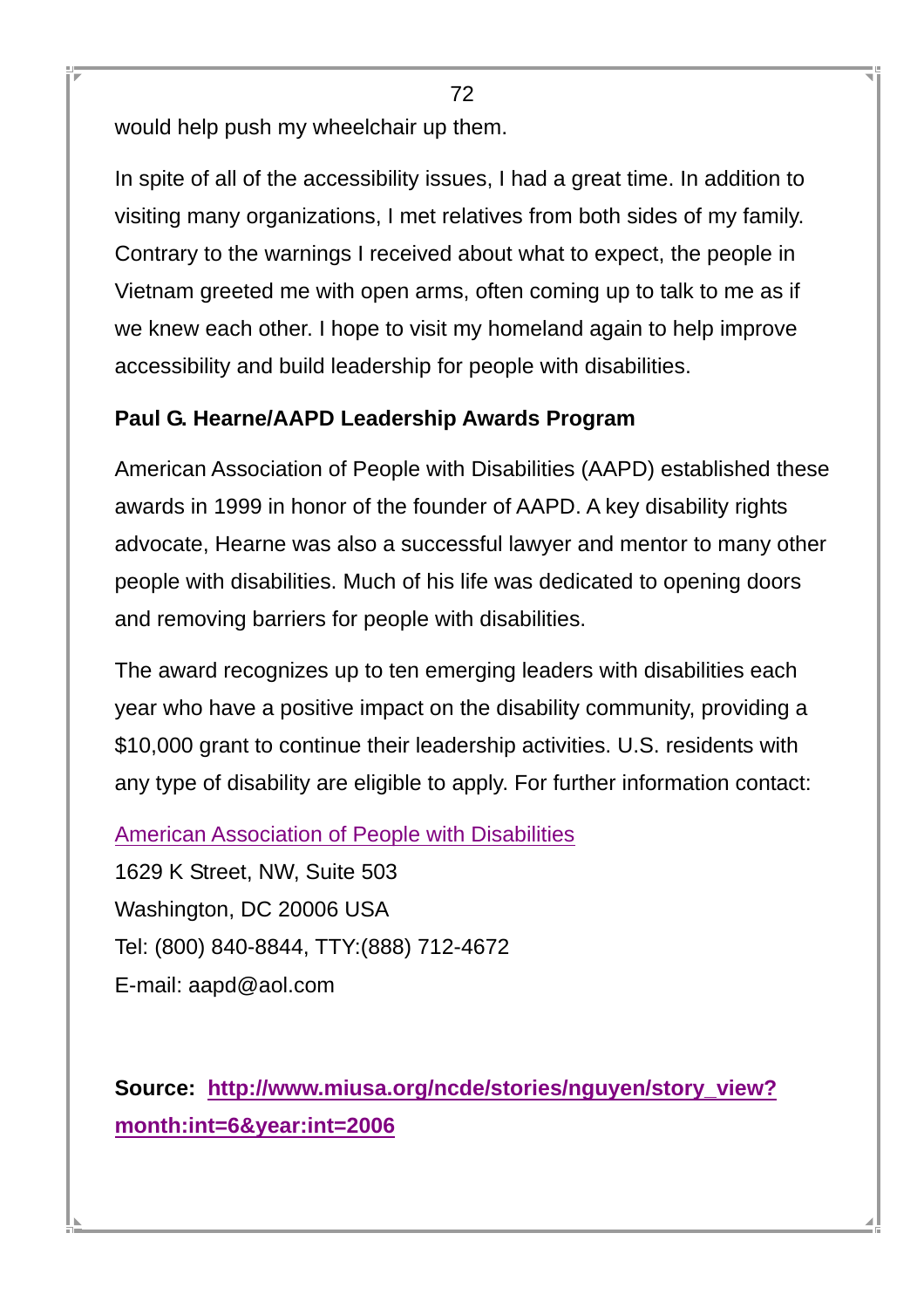would help push my wheelchair up them.

In spite of all of the accessibility issues, I had a great time. In addition to visiting many organizations, I met relatives from both sides of my family. Contrary to the warnings I received about what to expect, the people in Vietnam greeted me with open arms, often coming up to talk to me as if we knew each other. I hope to visit my homeland again to help improve accessibility and build leadership for people with disabilities.

**Paul G. Hearne/AAPD Leadership Awards Program**

American Association of People with Disabilities (AAPD) established these awards in 1999 in honor of the founder of AAPD. A key disability rights advocate, Hearne was also a successful lawyer and mentor to many other people with disabilities. Much of his life was dedicated to opening doors and removing barriers for people with disabilities.

The award recognizes up to ten emerging leaders with disabilities each year who have a positive impact on the disability community, providing a $10,000 grant to continue their leadership activities. U.S. residents with any type of disability are eligible to apply. For further information contact:

American Association of People with Disabilities
1629 K Street, NW, Suite 503
Washington, DC 20006 USA
Tel: (800) 840-8844, TTY:(888) 712-4672
E-mail: aapd@aol.com

**Source: http://www.miusa.org/ncde/stories/nguyen/story_view?month:int=6&year:int=2006**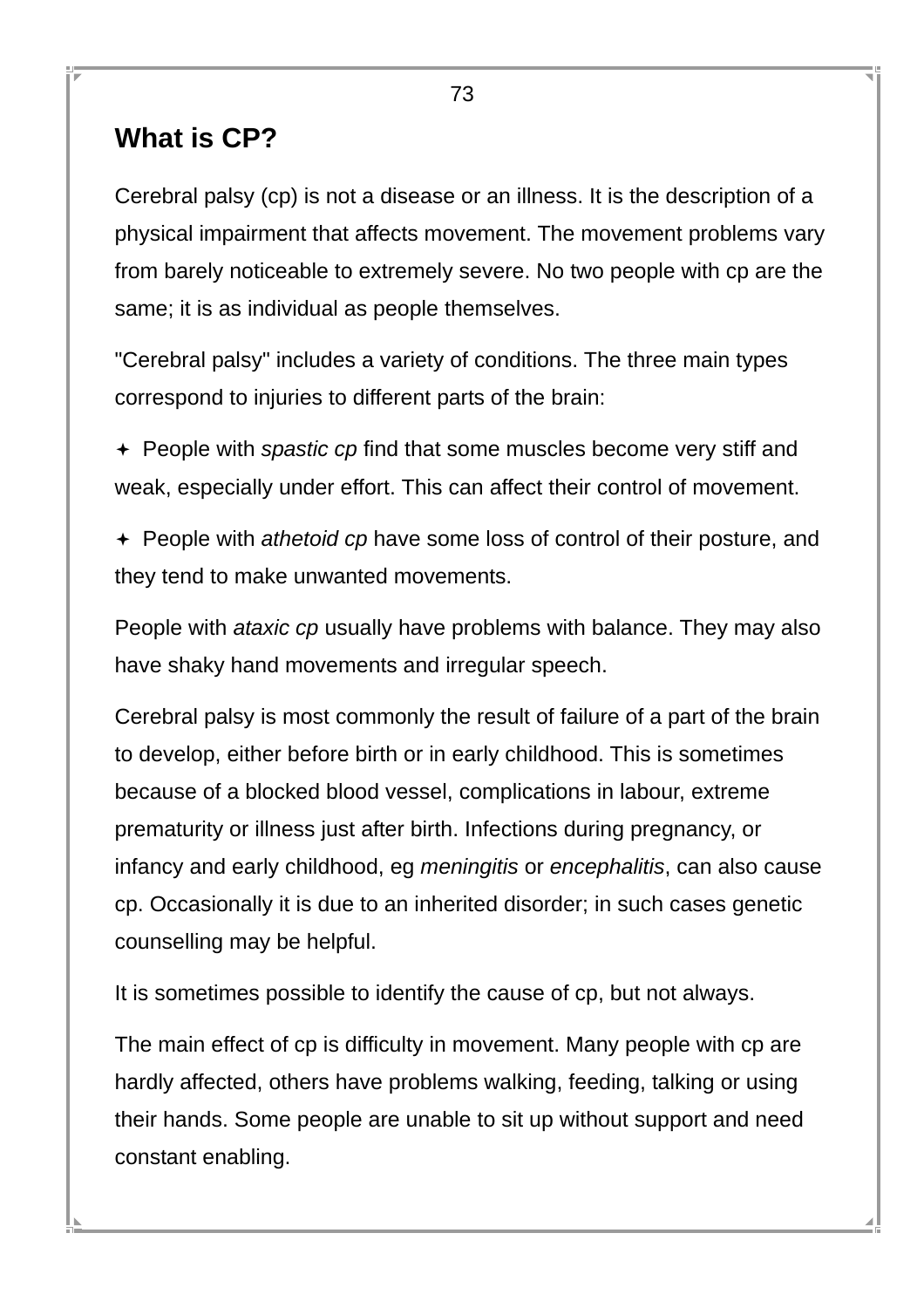## What is CP?

Cerebral palsy (cp) is not a disease or an illness. It is the description of a physical impairment that affects movement. The movement problems vary from barely noticeable to extremely severe. No two people with cp are the same; it is as individual as people themselves.

"Cerebral palsy" includes a variety of conditions. The three main types correspond to injuries to different parts of the brain:

- People with *spastic cp* find that some muscles become very stiff and weak, especially under effort. This can affect their control of movement.
- People with *athetoid cp* have some loss of control of their posture, and they tend to make unwanted movements.

People with *ataxic cp* usually have problems with balance. They may also have shaky hand movements and irregular speech.

Cerebral palsy is most commonly the result of failure of a part of the brain to develop, either before birth or in early childhood. This is sometimes because of a blocked blood vessel, complications in labour, extreme prematurity or illness just after birth. Infections during pregnancy, or infancy and early childhood, eg *meningitis* or *encephalitis*, can also cause cp. Occasionally it is due to an inherited disorder; in such cases genetic counselling may be helpful.

It is sometimes possible to identify the cause of cp, but not always.

The main effect of cp is difficulty in movement. Many people with cp are hardly affected, others have problems walking, feeding, talking or using their hands. Some people are unable to sit up without support and need constant enabling.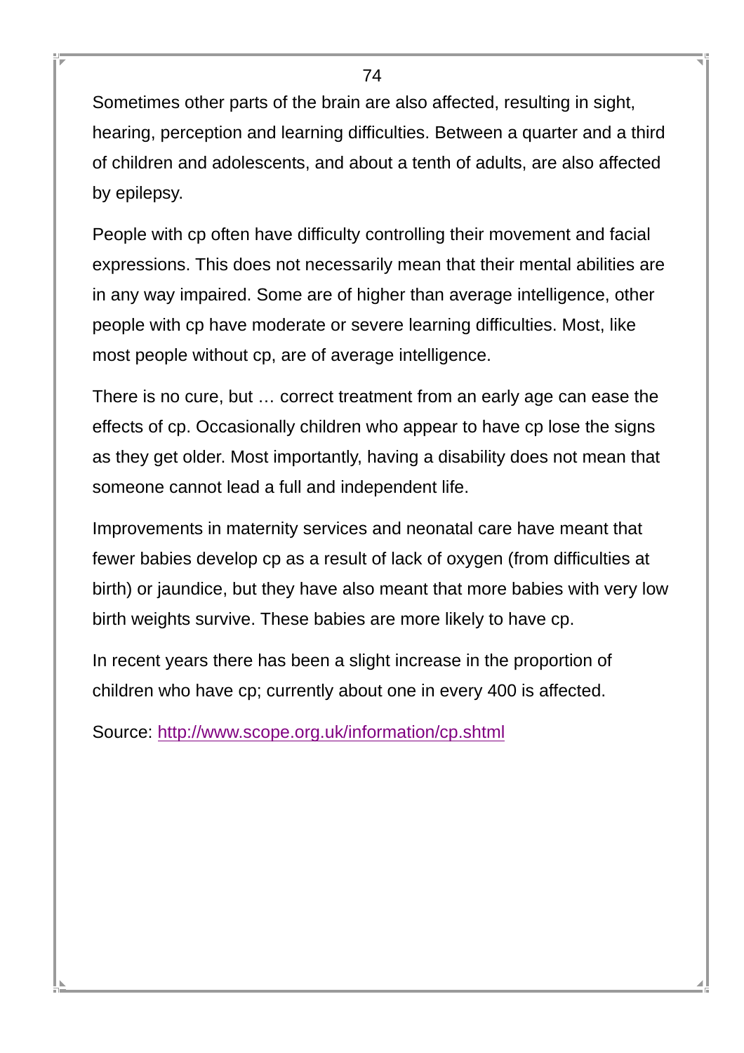Sometimes other parts of the brain are also affected, resulting in sight, hearing, perception and learning difficulties. Between a quarter and a third of children and adolescents, and about a tenth of adults, are also affected by epilepsy.

People with cp often have difficulty controlling their movement and facial expressions. This does not necessarily mean that their mental abilities are in any way impaired. Some are of higher than average intelligence, other people with cp have moderate or severe learning difficulties. Most, like most people without cp, are of average intelligence.

There is no cure, but … correct treatment from an early age can ease the effects of cp. Occasionally children who appear to have cp lose the signs as they get older. Most importantly, having a disability does not mean that someone cannot lead a full and independent life.

Improvements in maternity services and neonatal care have meant that fewer babies develop cp as a result of lack of oxygen (from difficulties at birth) or jaundice, but they have also meant that more babies with very low birth weights survive. These babies are more likely to have cp.

In recent years there has been a slight increase in the proportion of children who have cp; currently about one in every 400 is affected.

Source: [http://www.scope.org.uk/information/cp.shtml](http://www.scope.org.uk/information/cp.shtml)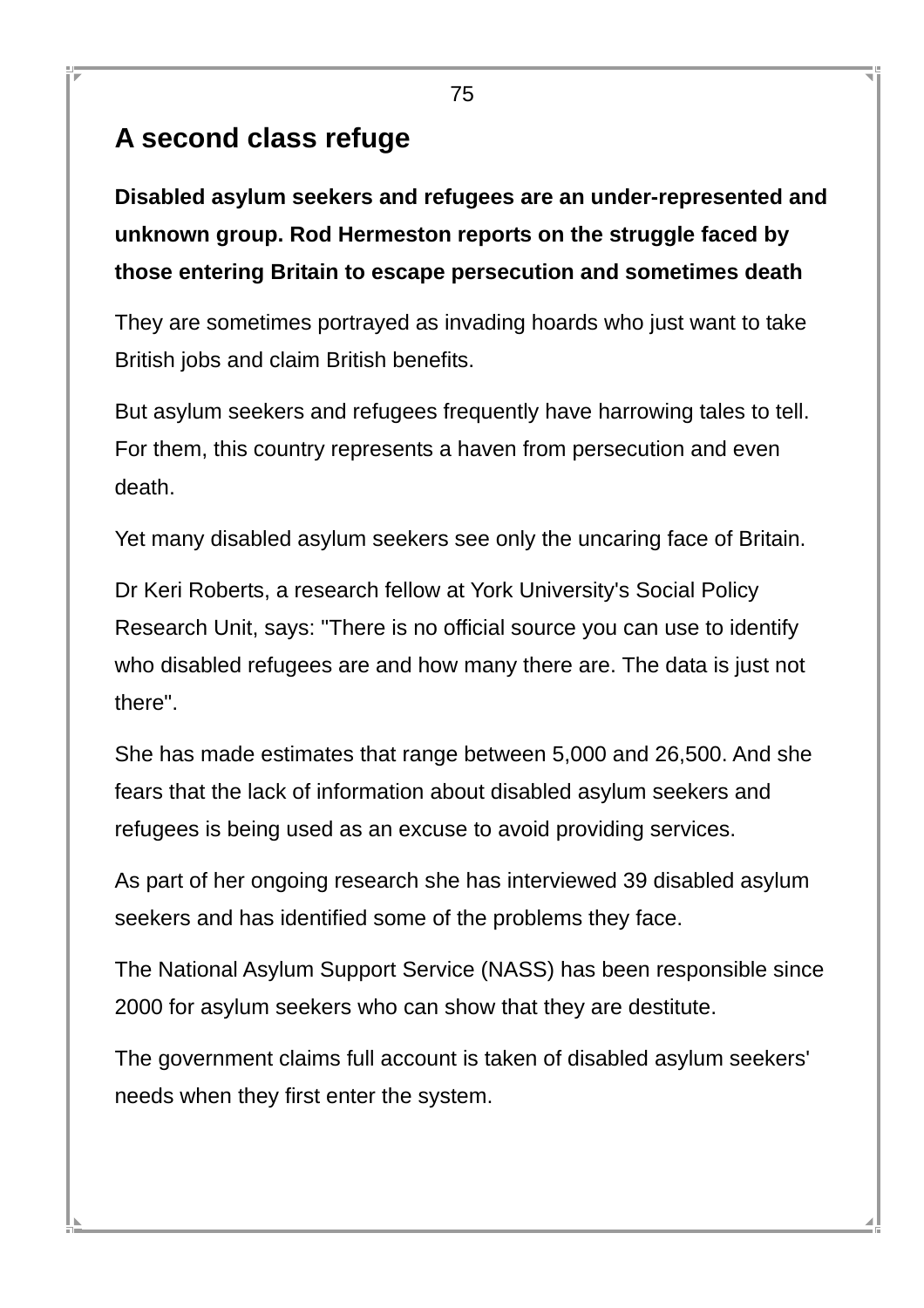## A second class refuge

**Disabled asylum seekers and refugees are an under-represented and unknown group. Rod Hermeston reports on the struggle faced by those entering Britain to escape persecution and sometimes death**

They are sometimes portrayed as invading hoards who just want to take British jobs and claim British benefits.

But asylum seekers and refugees frequently have harrowing tales to tell. For them, this country represents a haven from persecution and even death.

Yet many disabled asylum seekers see only the uncaring face of Britain.

Dr Keri Roberts, a research fellow at York University's Social Policy Research Unit, says: "There is no official source you can use to identify who disabled refugees are and how many there are. The data is just not there".

She has made estimates that range between 5,000 and 26,500. And she fears that the lack of information about disabled asylum seekers and refugees is being used as an excuse to avoid providing services.

As part of her ongoing research she has interviewed 39 disabled asylum seekers and has identified some of the problems they face.

The National Asylum Support Service (NASS) has been responsible since 2000 for asylum seekers who can show that they are destitute.

The government claims full account is taken of disabled asylum seekers' needs when they first enter the system.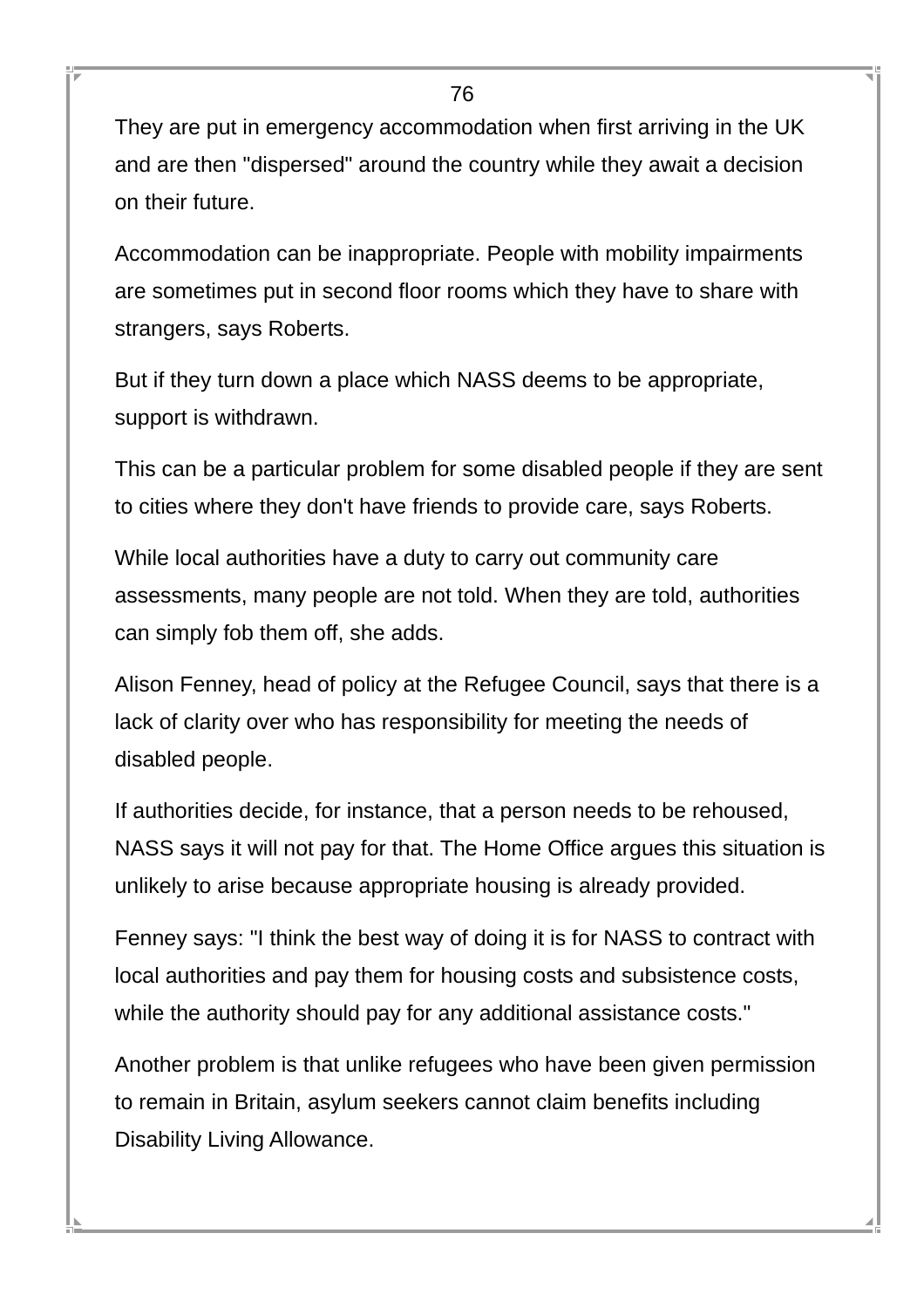They are put in emergency accommodation when first arriving in the UK and are then "dispersed" around the country while they await a decision on their future.

Accommodation can be inappropriate. People with mobility impairments are sometimes put in second floor rooms which they have to share with strangers, says Roberts.

But if they turn down a place which NASS deems to be appropriate, support is withdrawn.

This can be a particular problem for some disabled people if they are sent to cities where they don't have friends to provide care, says Roberts.

While local authorities have a duty to carry out community care assessments, many people are not told. When they are told, authorities can simply fob them off, she adds.

Alison Fenney, head of policy at the Refugee Council, says that there is a lack of clarity over who has responsibility for meeting the needs of disabled people.

If authorities decide, for instance, that a person needs to be rehoused, NASS says it will not pay for that. The Home Office argues this situation is unlikely to arise because appropriate housing is already provided.

Fenney says: "I think the best way of doing it is for NASS to contract with local authorities and pay them for housing costs and subsistence costs, while the authority should pay for any additional assistance costs."

Another problem is that unlike refugees who have been given permission to remain in Britain, asylum seekers cannot claim benefits including Disability Living Allowance.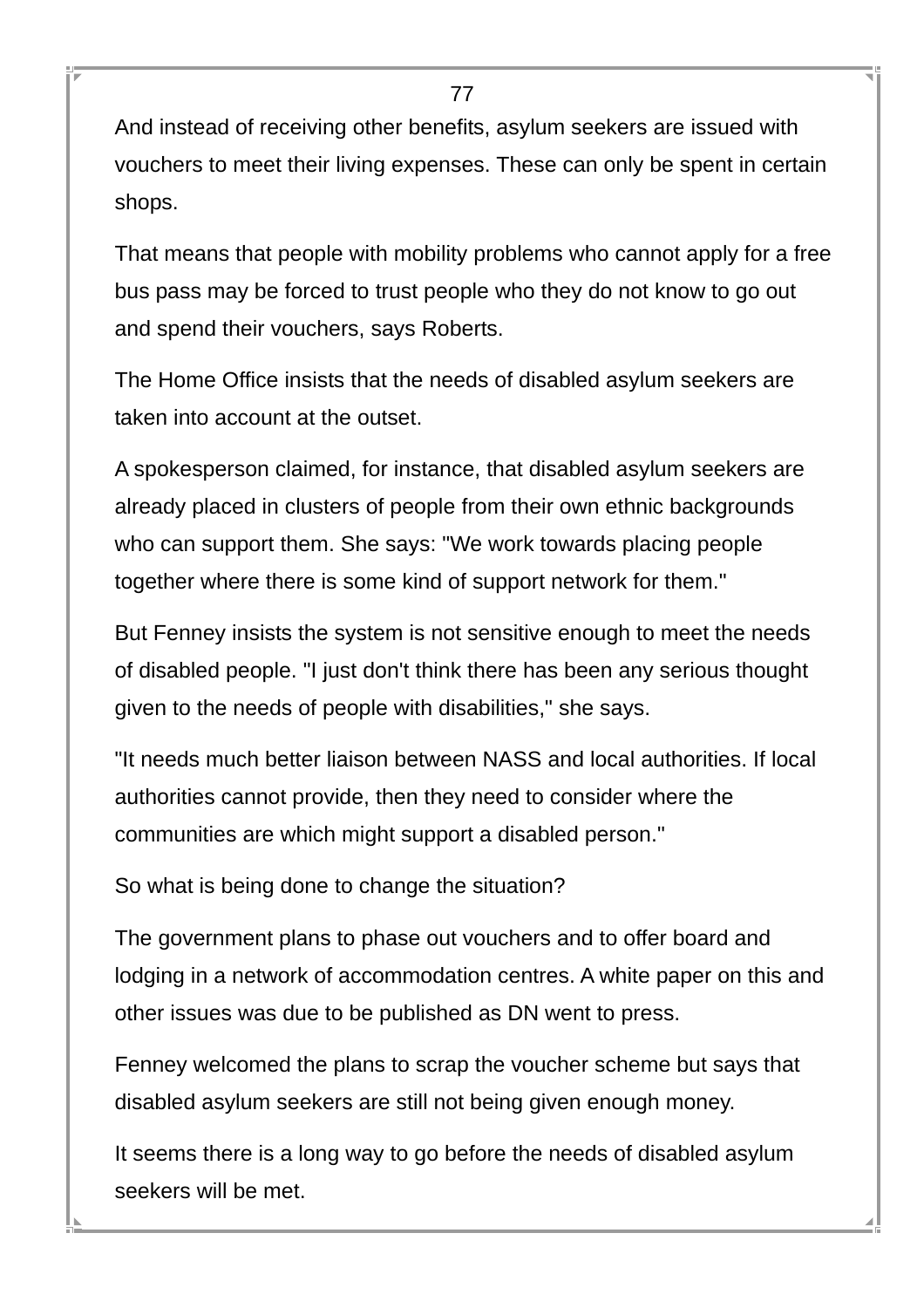And instead of receiving other benefits, asylum seekers are issued with vouchers to meet their living expenses. These can only be spent in certain shops.

That means that people with mobility problems who cannot apply for a free bus pass may be forced to trust people who they do not know to go out and spend their vouchers, says Roberts.

The Home Office insists that the needs of disabled asylum seekers are taken into account at the outset.

A spokesperson claimed, for instance, that disabled asylum seekers are already placed in clusters of people from their own ethnic backgrounds who can support them. She says: "We work towards placing people together where there is some kind of support network for them."

But Fenney insists the system is not sensitive enough to meet the needs of disabled people. "I just don't think there has been any serious thought given to the needs of people with disabilities," she says.

"It needs much better liaison between NASS and local authorities. If local authorities cannot provide, then they need to consider where the communities are which might support a disabled person."

So what is being done to change the situation?

The government plans to phase out vouchers and to offer board and lodging in a network of accommodation centres. A white paper on this and other issues was due to be published as DN went to press.

Fenney welcomed the plans to scrap the voucher scheme but says that disabled asylum seekers are still not being given enough money.

It seems there is a long way to go before the needs of disabled asylum seekers will be met.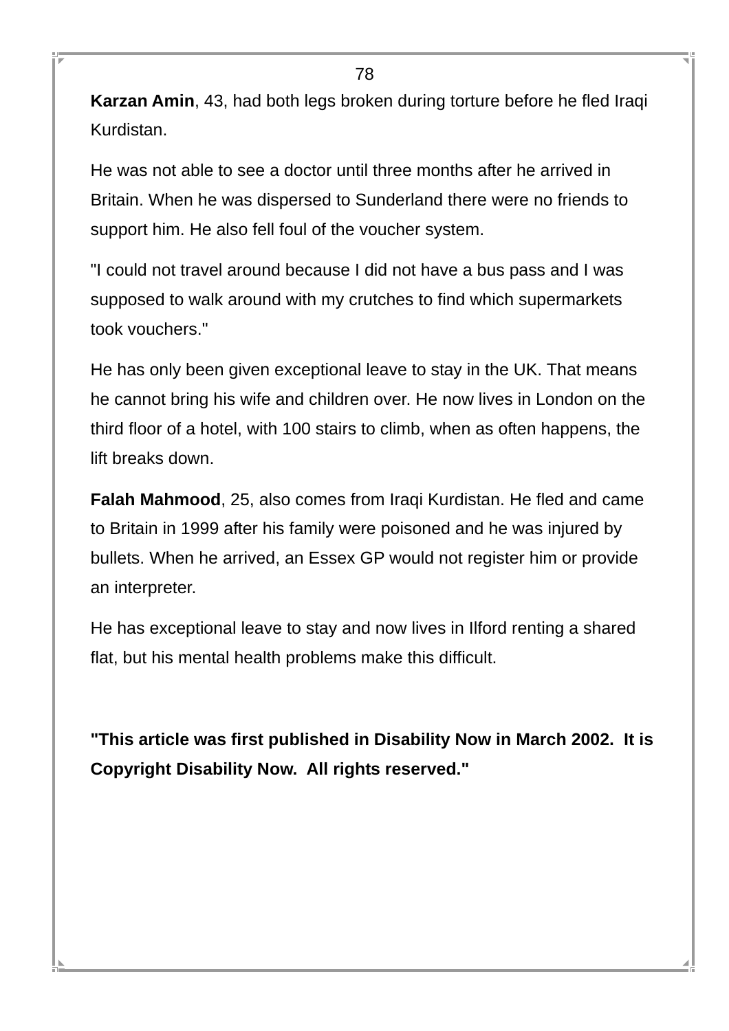**Karzan Amin**, 43, had both legs broken during torture before he fled Iraqi Kurdistan.

He was not able to see a doctor until three months after he arrived in Britain. When he was dispersed to Sunderland there were no friends to support him. He also fell foul of the voucher system.

"I could not travel around because I did not have a bus pass and I was supposed to walk around with my crutches to find which supermarkets took vouchers."

He has only been given exceptional leave to stay in the UK. That means he cannot bring his wife and children over. He now lives in London on the third floor of a hotel, with 100 stairs to climb, when as often happens, the lift breaks down.

**Falah Mahmood**, 25, also comes from Iraqi Kurdistan. He fled and came to Britain in 1999 after his family were poisoned and he was injured by bullets. When he arrived, an Essex GP would not register him or provide an interpreter.

He has exceptional leave to stay and now lives in Ilford renting a shared flat, but his mental health problems make this difficult.

**"This article was first published in Disability Now in March 2002. It is Copyright Disability Now. All rights reserved."**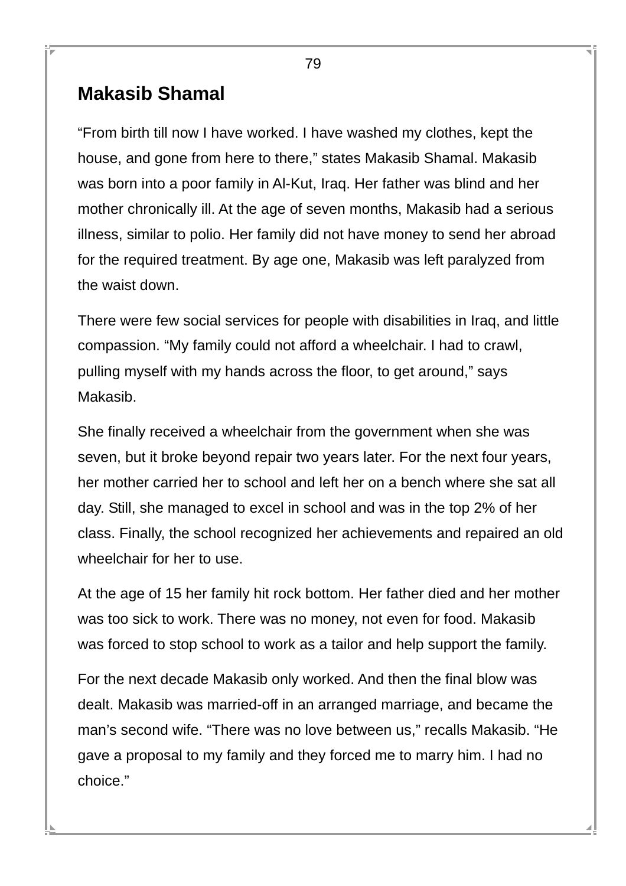## Makasib Shamal

“From birth till now I have worked. I have washed my clothes, kept the house, and gone from here to there,” states Makasib Shamal. Makasib was born into a poor family in Al-Kut, Iraq. Her father was blind and her mother chronically ill. At the age of seven months, Makasib had a serious illness, similar to polio. Her family did not have money to send her abroad for the required treatment. By age one, Makasib was left paralyzed from the waist down.

There were few social services for people with disabilities in Iraq, and little compassion. “My family could not afford a wheelchair. I had to crawl, pulling myself with my hands across the floor, to get around,” says Makasib.

She finally received a wheelchair from the government when she was seven, but it broke beyond repair two years later. For the next four years, her mother carried her to school and left her on a bench where she sat all day. Still, she managed to excel in school and was in the top 2% of her class. Finally, the school recognized her achievements and repaired an old wheelchair for her to use.

At the age of 15 her family hit rock bottom. Her father died and her mother was too sick to work. There was no money, not even for food. Makasib was forced to stop school to work as a tailor and help support the family.

For the next decade Makasib only worked. And then the final blow was dealt. Makasib was married-off in an arranged marriage, and became the man’s second wife. “There was no love between us,” recalls Makasib. “He gave a proposal to my family and they forced me to marry him. I had no choice.”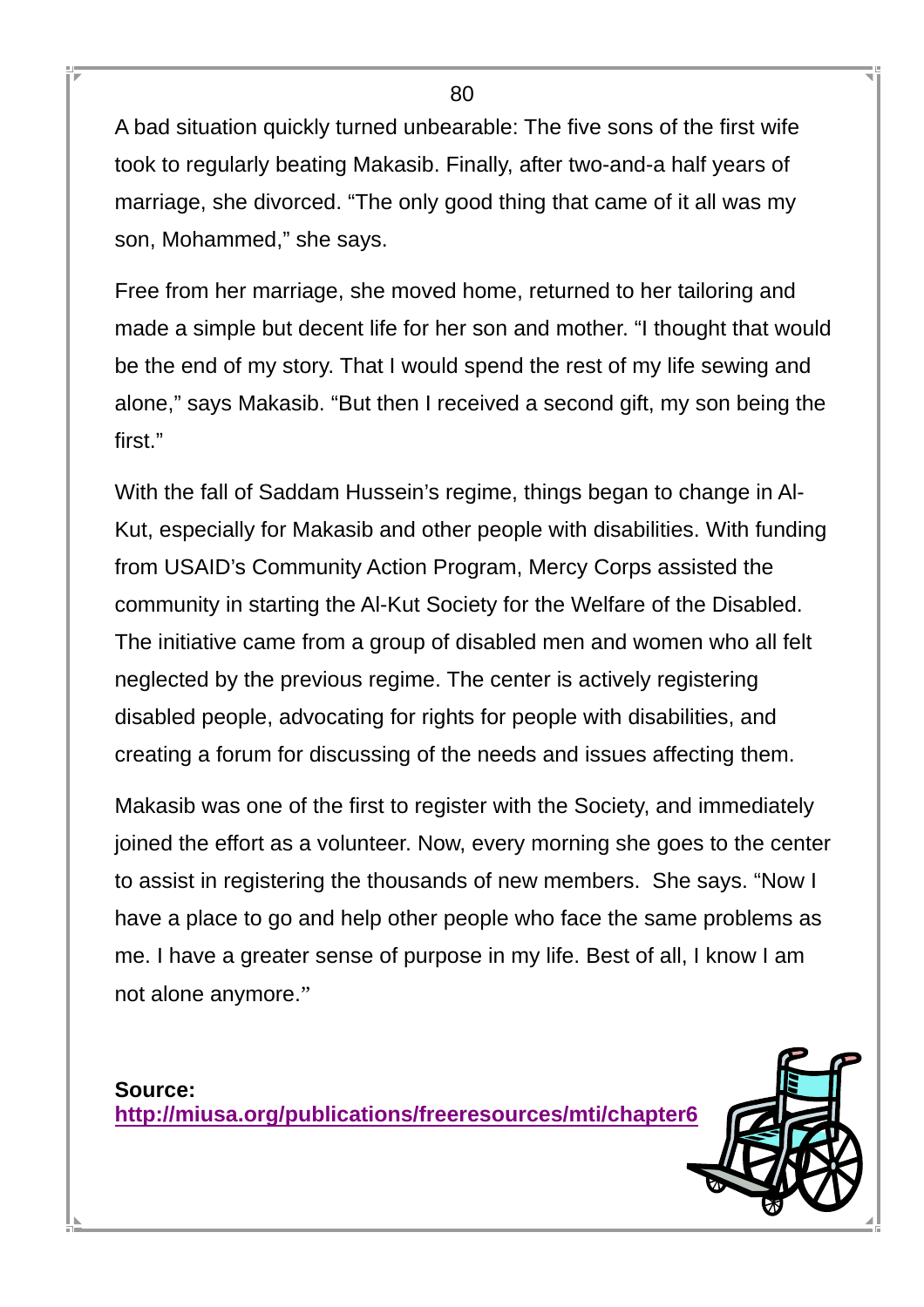A bad situation quickly turned unbearable: The five sons of the first wife took to regularly beating Makasib. Finally, after two-and-a half years of marriage, she divorced. “The only good thing that came of it all was my son, Mohammed,” she says.

Free from her marriage, she moved home, returned to her tailoring and made a simple but decent life for her son and mother. “I thought that would be the end of my story. That I would spend the rest of my life sewing and alone,” says Makasib. “But then I received a second gift, my son being the first.”

With the fall of Saddam Hussein’s regime, things began to change in Al-Kut, especially for Makasib and other people with disabilities. With funding from USAID’s Community Action Program, Mercy Corps assisted the community in starting the Al-Kut Society for the Welfare of the Disabled. The initiative came from a group of disabled men and women who all felt neglected by the previous regime. The center is actively registering disabled people, advocating for rights for people with disabilities, and creating a forum for discussing of the needs and issues affecting them.

Makasib was one of the first to register with the Society, and immediately joined the effort as a volunteer. Now, every morning she goes to the center to assist in registering the thousands of new members. She says. “Now I have a place to go and help other people who face the same problems as me. I have a greater sense of purpose in my life. Best of all, I know I am not alone anymore.”

**Source:**
**http://miusa.org/publications/freeresources/mti/chapter6**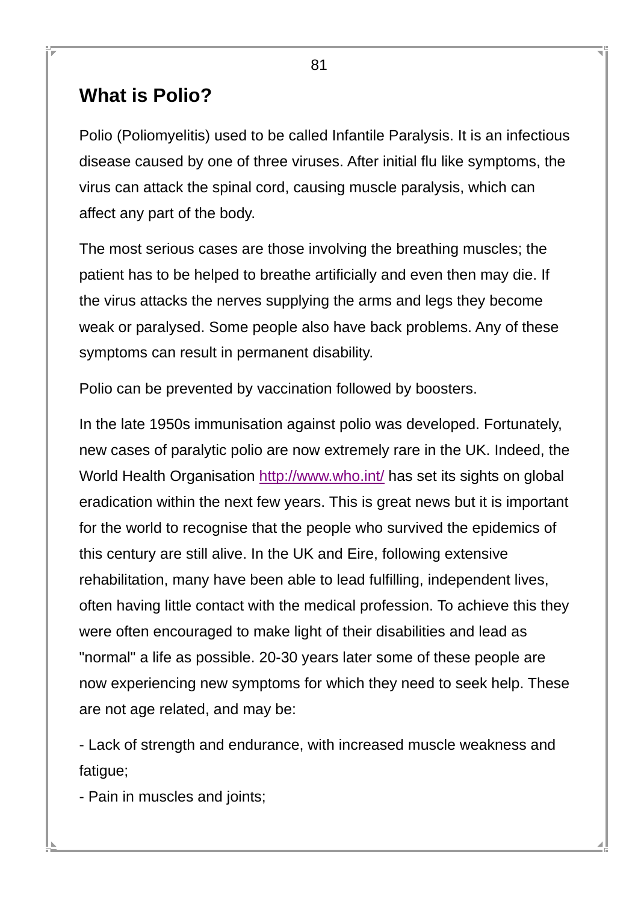## What is Polio?

Polio (Poliomyelitis) used to be called Infantile Paralysis. It is an infectious disease caused by one of three viruses. After initial flu like symptoms, the virus can attack the spinal cord, causing muscle paralysis, which can affect any part of the body.

The most serious cases are those involving the breathing muscles; the patient has to be helped to breathe artificially and even then may die. If the virus attacks the nerves supplying the arms and legs they become weak or paralysed. Some people also have back problems. Any of these symptoms can result in permanent disability.

Polio can be prevented by vaccination followed by boosters.

In the late 1950s immunisation against polio was developed. Fortunately, new cases of paralytic polio are now extremely rare in the UK. Indeed, the World Health Organisation [http://www.who.int/](http://www.who.int/) has set its sights on global eradication within the next few years. This is great news but it is important for the world to recognise that the people who survived the epidemics of this century are still alive. In the UK and Eire, following extensive rehabilitation, many have been able to lead fulfilling, independent lives, often having little contact with the medical profession. To achieve this they were often encouraged to make light of their disabilities and lead as "normal" a life as possible. 20-30 years later some of these people are now experiencing new symptoms for which they need to seek help. These are not age related, and may be:

- Lack of strength and endurance, with increased muscle weakness and fatigue;
- Pain in muscles and joints;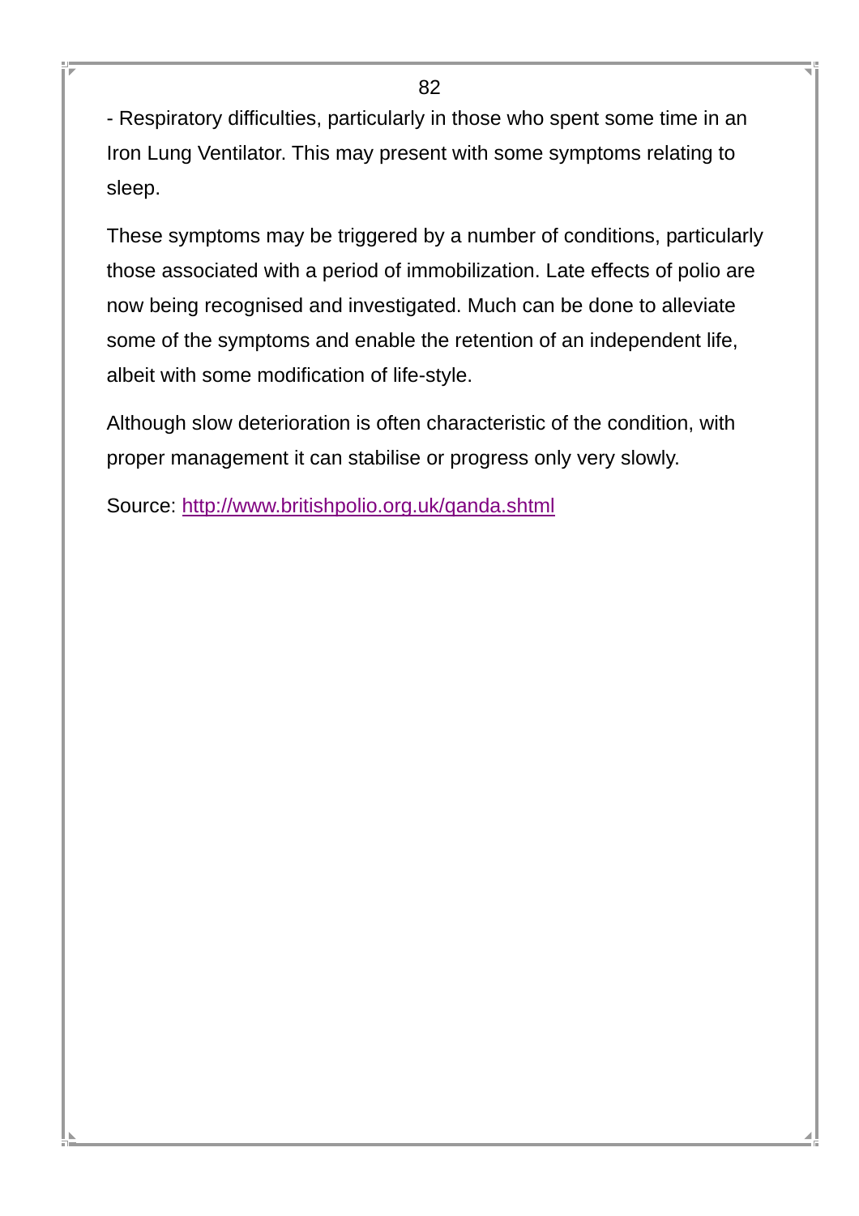- Respiratory difficulties, particularly in those who spent some time in an Iron Lung Ventilator. This may present with some symptoms relating to sleep.

These symptoms may be triggered by a number of conditions, particularly those associated with a period of immobilization. Late effects of polio are now being recognised and investigated. Much can be done to alleviate some of the symptoms and enable the retention of an independent life, albeit with some modification of life-style.

Although slow deterioration is often characteristic of the condition, with proper management it can stabilise or progress only very slowly.

Source: [http://www.britishpolio.org.uk/qanda.shtml](http://www.britishpolio.org.uk/qanda.shtml)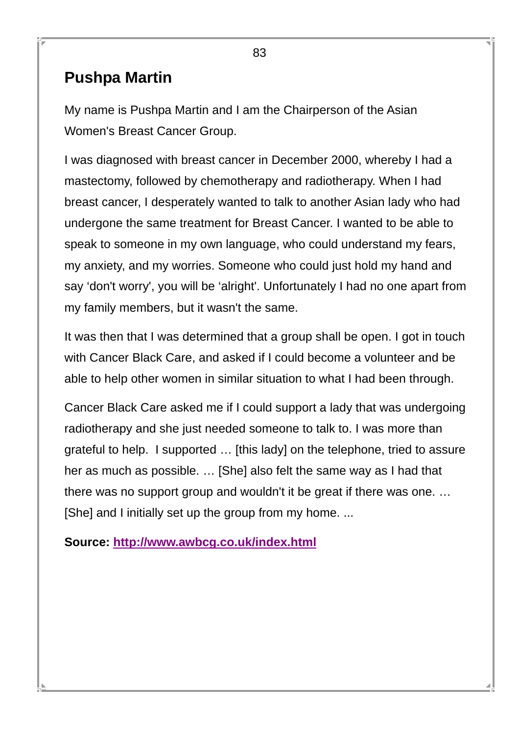## Pushpa Martin

My name is Pushpa Martin and I am the Chairperson of the Asian Women's Breast Cancer Group.

I was diagnosed with breast cancer in December 2000, whereby I had a mastectomy, followed by chemotherapy and radiotherapy. When I had breast cancer, I desperately wanted to talk to another Asian lady who had undergone the same treatment for Breast Cancer. I wanted to be able to speak to someone in my own language, who could understand my fears, my anxiety, and my worries. Someone who could just hold my hand and say 'don't worry', you will be 'alright'. Unfortunately I had no one apart from my family members, but it wasn't the same.

It was then that I was determined that a group shall be open. I got in touch with Cancer Black Care, and asked if I could become a volunteer and be able to help other women in similar situation to what I had been through.

Cancer Black Care asked me if I could support a lady that was undergoing radiotherapy and she just needed someone to talk to. I was more than grateful to help. I supported … [this lady] on the telephone, tried to assure her as much as possible. … [She] also felt the same way as I had that there was no support group and wouldn't it be great if there was one. … [She] and I initially set up the group from my home. ...

**Source: [http://www.awbcg.co.uk/index.html](http://www.awbcg.co.uk/index.html)**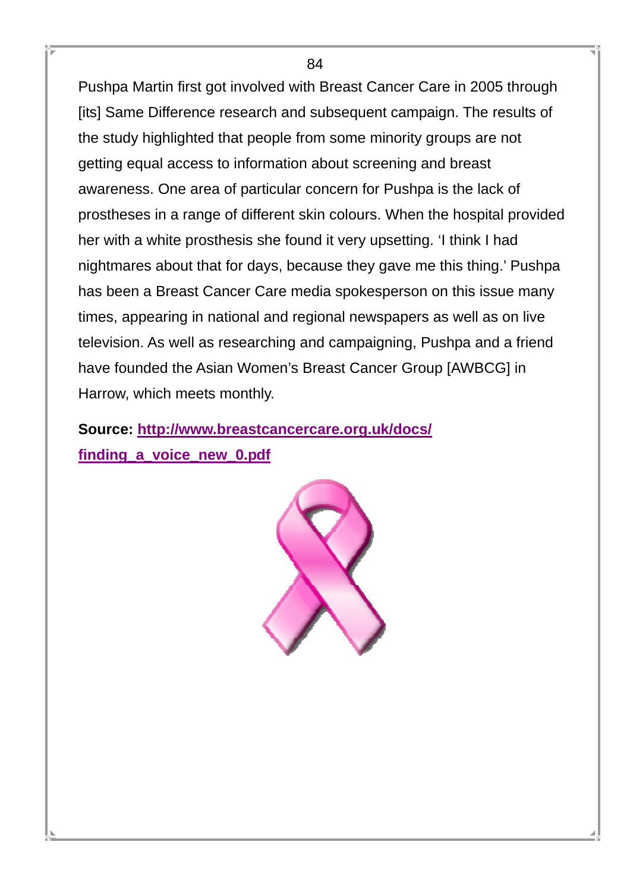Pushpa Martin first got involved with Breast Cancer Care in 2005 through [its] Same Difference research and subsequent campaign. The results of the study highlighted that people from some minority groups are not getting equal access to information about screening and breast awareness. One area of particular concern for Pushpa is the lack of prostheses in a range of different skin colours. When the hospital provided her with a white prosthesis she found it very upsetting. 'I think I had nightmares about that for days, because they gave me this thing.' Pushpa has been a Breast Cancer Care media spokesperson on this issue many times, appearing in national and regional newspapers as well as on live television. As well as researching and campaigning, Pushpa and a friend have founded the Asian Women's Breast Cancer Group [AWBCG] in Harrow, which meets monthly.

**Source: [http://www.breastcancercare.org.uk/docs/finding_a_voice_new_0.pdf](http://www.breastcancercare.org.uk/docs/finding_a_voice_new_0.pdf)**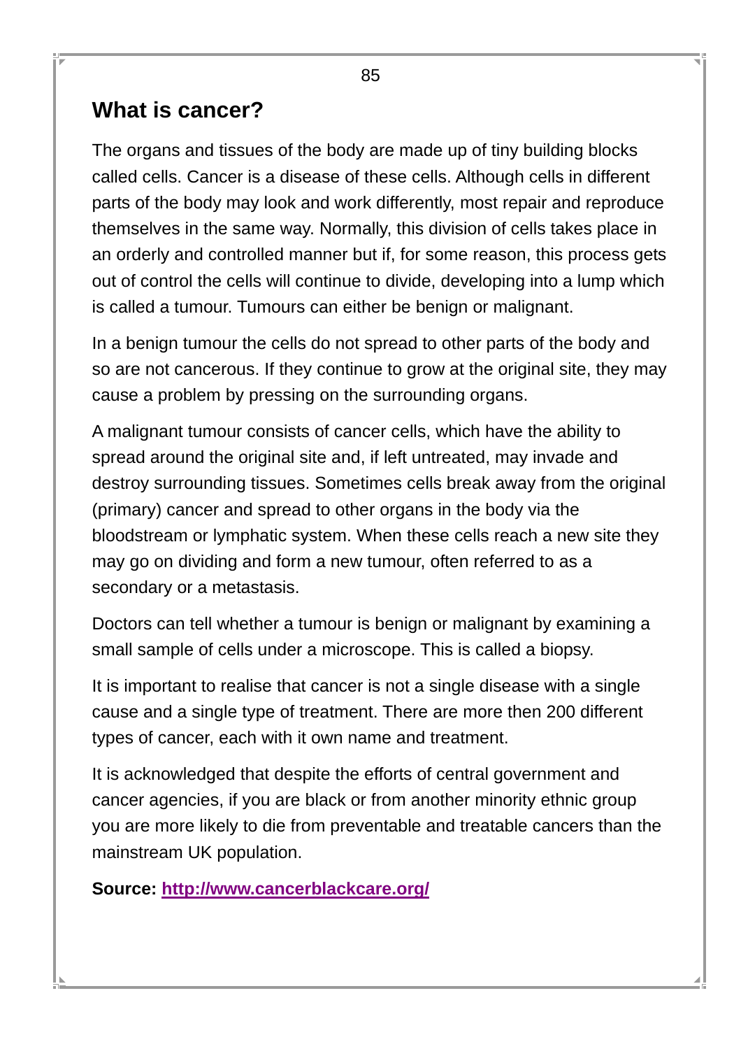## What is cancer?

The organs and tissues of the body are made up of tiny building blocks called cells. Cancer is a disease of these cells. Although cells in different parts of the body may look and work differently, most repair and reproduce themselves in the same way. Normally, this division of cells takes place in an orderly and controlled manner but if, for some reason, this process gets out of control the cells will continue to divide, developing into a lump which is called a tumour. Tumours can either be benign or malignant.

In a benign tumour the cells do not spread to other parts of the body and so are not cancerous. If they continue to grow at the original site, they may cause a problem by pressing on the surrounding organs.

A malignant tumour consists of cancer cells, which have the ability to spread around the original site and, if left untreated, may invade and destroy surrounding tissues. Sometimes cells break away from the original (primary) cancer and spread to other organs in the body via the bloodstream or lymphatic system. When these cells reach a new site they may go on dividing and form a new tumour, often referred to as a secondary or a metastasis.

Doctors can tell whether a tumour is benign or malignant by examining a small sample of cells under a microscope. This is called a biopsy.

It is important to realise that cancer is not a single disease with a single cause and a single type of treatment. There are more then 200 different types of cancer, each with it own name and treatment.

It is acknowledged that despite the efforts of central government and cancer agencies, if you are black or from another minority ethnic group you are more likely to die from preventable and treatable cancers than the mainstream UK population.

**Source: [http://www.cancerblackcare.org/](http://www.cancerblackcare.org/)**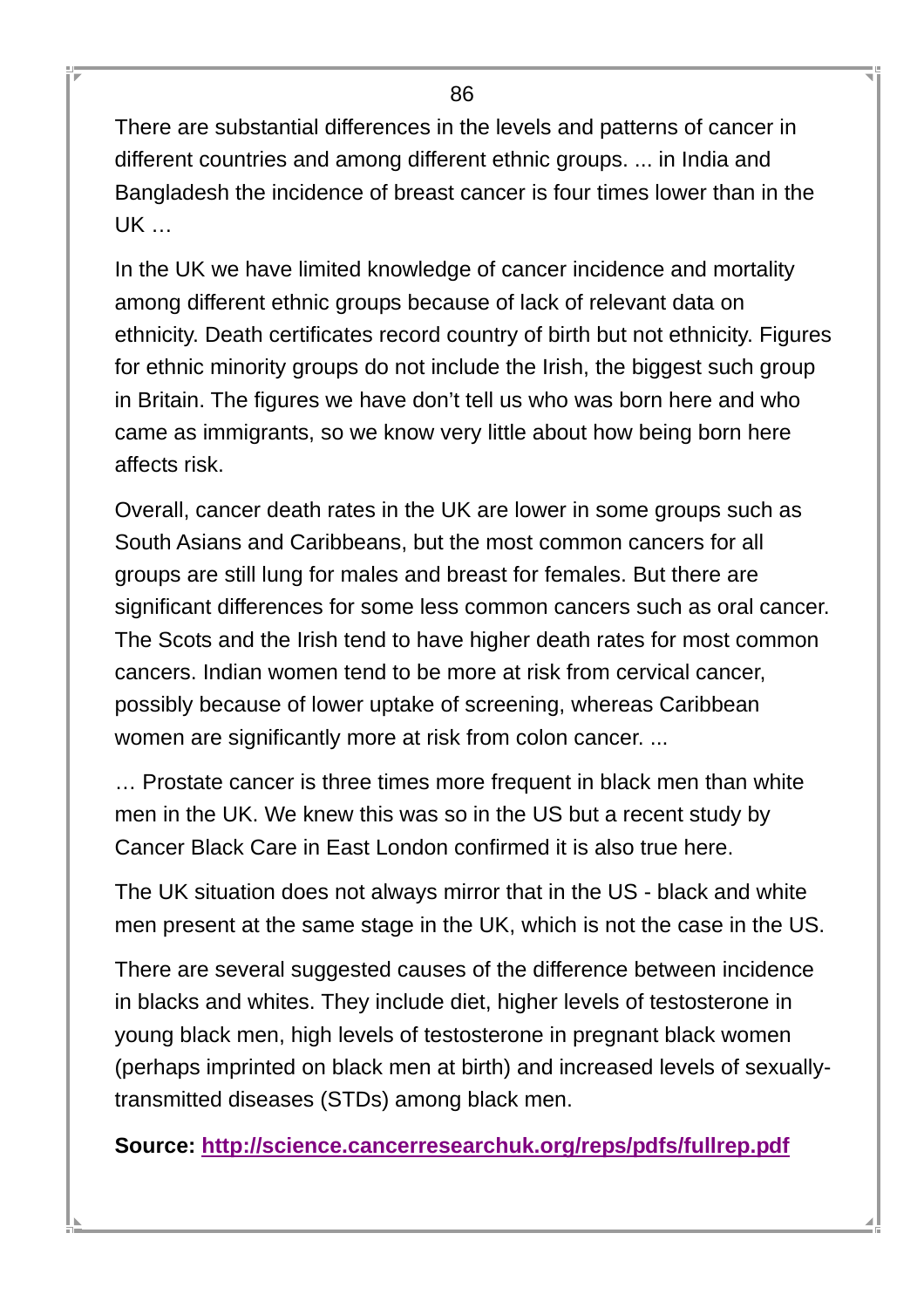There are substantial differences in the levels and patterns of cancer in different countries and among different ethnic groups. ... in India and Bangladesh the incidence of breast cancer is four times lower than in the UK …

In the UK we have limited knowledge of cancer incidence and mortality among different ethnic groups because of lack of relevant data on ethnicity. Death certificates record country of birth but not ethnicity. Figures for ethnic minority groups do not include the Irish, the biggest such group in Britain. The figures we have don't tell us who was born here and who came as immigrants, so we know very little about how being born here affects risk.

Overall, cancer death rates in the UK are lower in some groups such as South Asians and Caribbeans, but the most common cancers for all groups are still lung for males and breast for females. But there are significant differences for some less common cancers such as oral cancer. The Scots and the Irish tend to have higher death rates for most common cancers. Indian women tend to be more at risk from cervical cancer, possibly because of lower uptake of screening, whereas Caribbean women are significantly more at risk from colon cancer. ...

… Prostate cancer is three times more frequent in black men than white men in the UK. We knew this was so in the US but a recent study by Cancer Black Care in East London confirmed it is also true here.

The UK situation does not always mirror that in the US - black and white men present at the same stage in the UK, which is not the case in the US.

There are several suggested causes of the difference between incidence in blacks and whites. They include diet, higher levels of testosterone in young black men, high levels of testosterone in pregnant black women (perhaps imprinted on black men at birth) and increased levels of sexually-transmitted diseases (STDs) among black men.

**Source: [http://science.cancerresearchuk.org/reps/pdfs/fullrep.pdf](http://science.cancerresearchuk.org/reps/pdfs/fullrep.pdf)**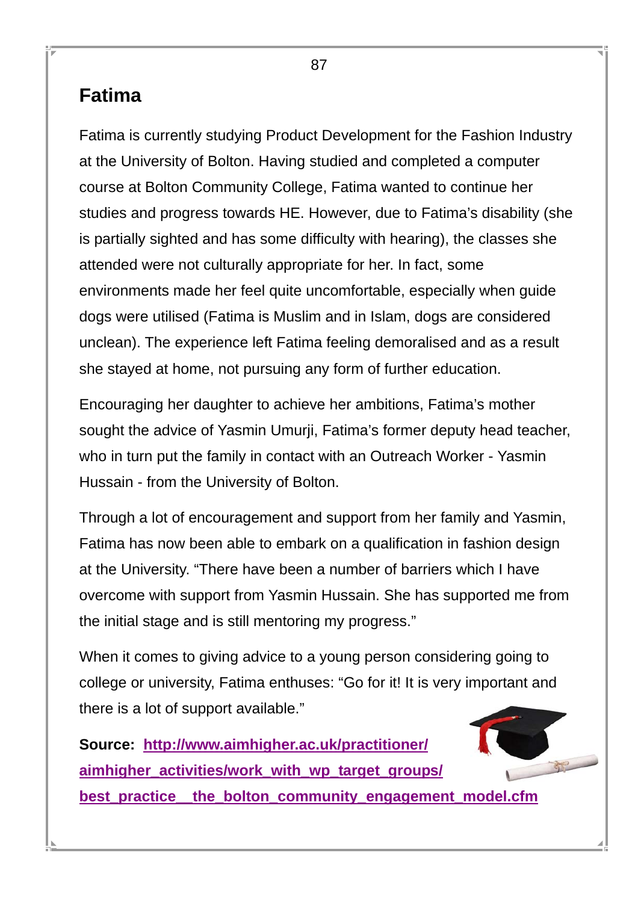## Fatima

Fatima is currently studying Product Development for the Fashion Industry at the University of Bolton. Having studied and completed a computer course at Bolton Community College, Fatima wanted to continue her studies and progress towards HE. However, due to Fatima's disability (she is partially sighted and has some difficulty with hearing), the classes she attended were not culturally appropriate for her. In fact, some environments made her feel quite uncomfortable, especially when guide dogs were utilised (Fatima is Muslim and in Islam, dogs are considered unclean). The experience left Fatima feeling demoralised and as a result she stayed at home, not pursuing any form of further education.

Encouraging her daughter to achieve her ambitions, Fatima's mother sought the advice of Yasmin Umurji, Fatima's former deputy head teacher, who in turn put the family in contact with an Outreach Worker - Yasmin Hussain - from the University of Bolton.

Through a lot of encouragement and support from her family and Yasmin, Fatima has now been able to embark on a qualification in fashion design at the University. "There have been a number of barriers which I have overcome with support from Yasmin Hussain. She has supported me from the initial stage and is still mentoring my progress."

When it comes to giving advice to a young person considering going to college or university, Fatima enthuses: "Go for it! It is very important and there is a lot of support available."

**Source:** http://www.aimhigher.ac.uk/practitioner/aimhigher_activities/work_with_wp_target_groups/best_practice__the_bolton_community_engagement_model.cfm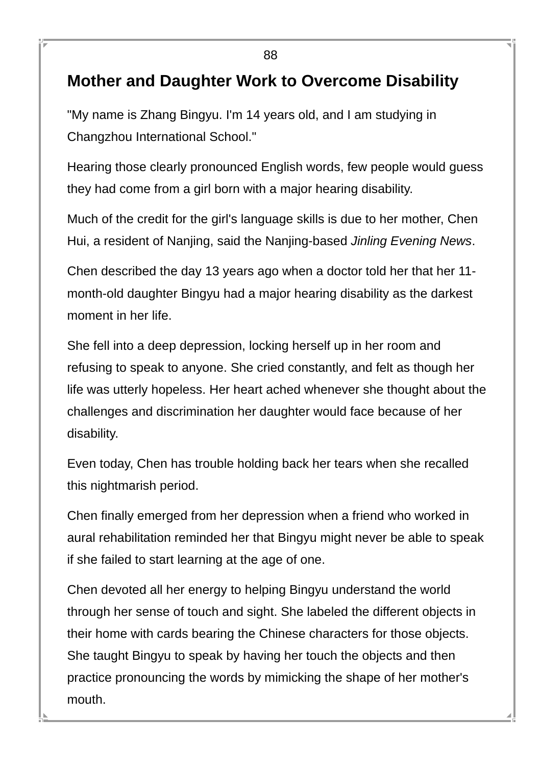## Mother and Daughter Work to Overcome Disability

"My name is Zhang Bingyu. I'm 14 years old, and I am studying in Changzhou International School."

Hearing those clearly pronounced English words, few people would guess they had come from a girl born with a major hearing disability.

Much of the credit for the girl's language skills is due to her mother, Chen Hui, a resident of Nanjing, said the Nanjing-based *Jinling Evening News*.

Chen described the day 13 years ago when a doctor told her that her 11-month-old daughter Bingyu had a major hearing disability as the darkest moment in her life.

She fell into a deep depression, locking herself up in her room and refusing to speak to anyone. She cried constantly, and felt as though her life was utterly hopeless. Her heart ached whenever she thought about the challenges and discrimination her daughter would face because of her disability.

Even today, Chen has trouble holding back her tears when she recalled this nightmarish period.

Chen finally emerged from her depression when a friend who worked in aural rehabilitation reminded her that Bingyu might never be able to speak if she failed to start learning at the age of one.

Chen devoted all her energy to helping Bingyu understand the world through her sense of touch and sight. She labeled the different objects in their home with cards bearing the Chinese characters for those objects. She taught Bingyu to speak by having her touch the objects and then practice pronouncing the words by mimicking the shape of her mother's mouth.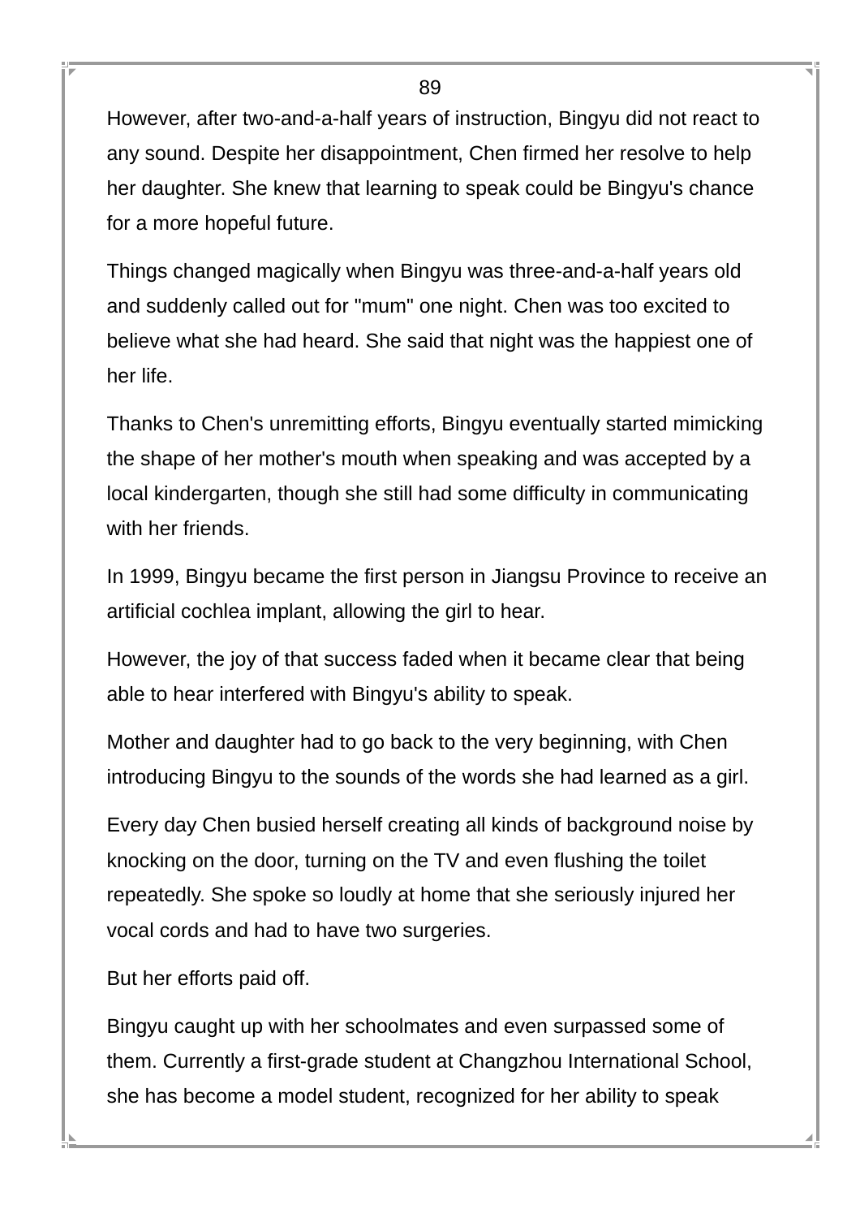However, after two-and-a-half years of instruction, Bingyu did not react to any sound. Despite her disappointment, Chen firmed her resolve to help her daughter. She knew that learning to speak could be Bingyu's chance for a more hopeful future.

Things changed magically when Bingyu was three-and-a-half years old and suddenly called out for "mum" one night. Chen was too excited to believe what she had heard. She said that night was the happiest one of her life.

Thanks to Chen's unremitting efforts, Bingyu eventually started mimicking the shape of her mother's mouth when speaking and was accepted by a local kindergarten, though she still had some difficulty in communicating with her friends.

In 1999, Bingyu became the first person in Jiangsu Province to receive an artificial cochlea implant, allowing the girl to hear.

However, the joy of that success faded when it became clear that being able to hear interfered with Bingyu's ability to speak.

Mother and daughter had to go back to the very beginning, with Chen introducing Bingyu to the sounds of the words she had learned as a girl.

Every day Chen busied herself creating all kinds of background noise by knocking on the door, turning on the TV and even flushing the toilet repeatedly. She spoke so loudly at home that she seriously injured her vocal cords and had to have two surgeries.

But her efforts paid off.

Bingyu caught up with her schoolmates and even surpassed some of them. Currently a first-grade student at Changzhou International School, she has become a model student, recognized for her ability to speak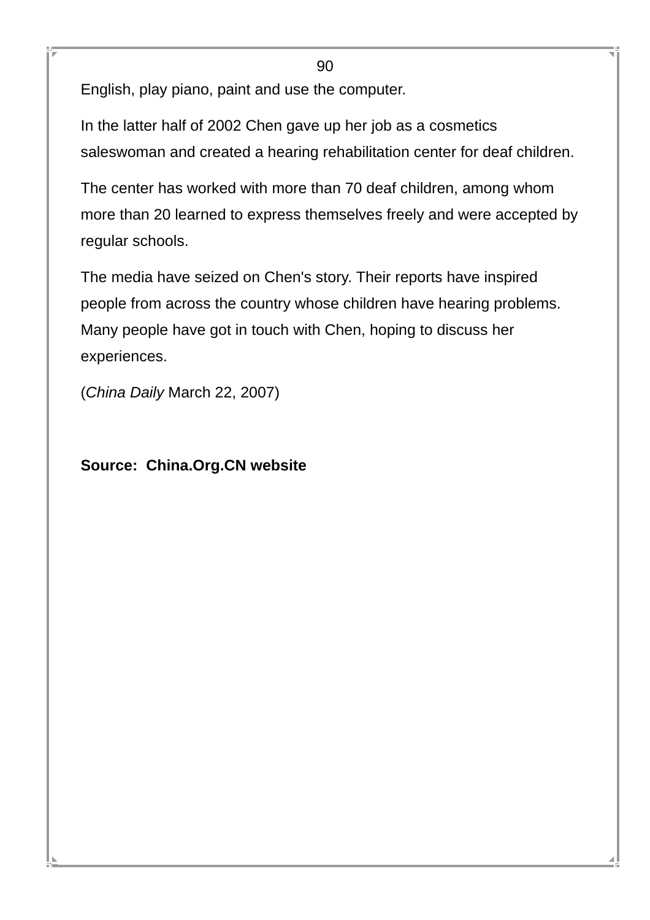English, play piano, paint and use the computer.

In the latter half of 2002 Chen gave up her job as a cosmetics saleswoman and created a hearing rehabilitation center for deaf children.

The center has worked with more than 70 deaf children, among whom more than 20 learned to express themselves freely and were accepted by regular schools.

The media have seized on Chen's story. Their reports have inspired people from across the country whose children have hearing problems. Many people have got in touch with Chen, hoping to discuss her experiences.

(*China Daily* March 22, 2007)

**Source: China.Org.CN website**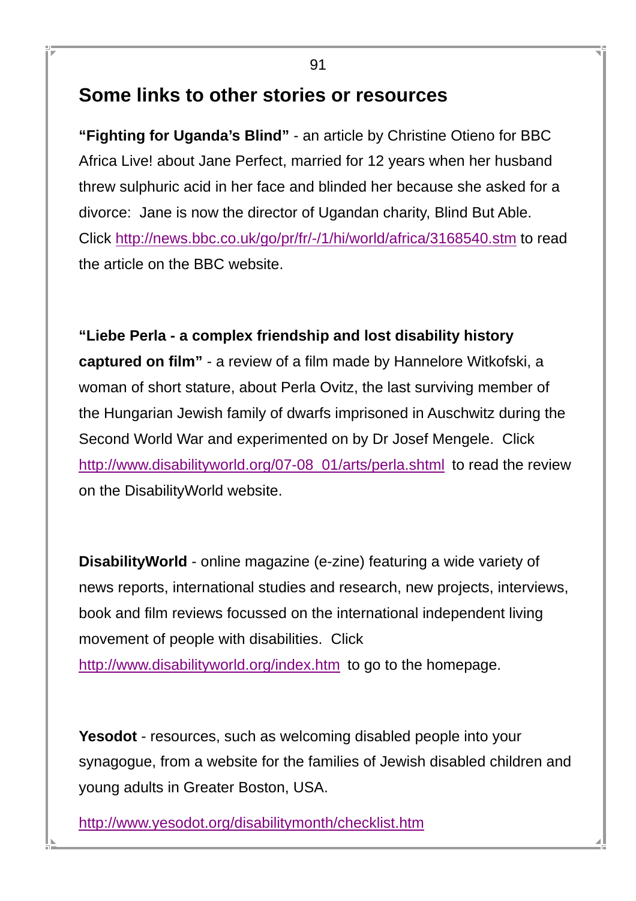## Some links to other stories or resources

**"Fighting for Uganda's Blind"** - an article by Christine Otieno for BBC Africa Live! about Jane Perfect, married for 12 years when her husband threw sulphuric acid in her face and blinded her because she asked for a divorce: Jane is now the director of Ugandan charity, Blind But Able. Click http://news.bbc.co.uk/go/pr/fr/-/1/hi/world/africa/3168540.stm to read the article on the BBC website.

**"Liebe Perla - a complex friendship and lost disability history captured on film"** - a review of a film made by Hannelore Witkofski, a woman of short stature, about Perla Ovitz, the last surviving member of the Hungarian Jewish family of dwarfs imprisoned in Auschwitz during the Second World War and experimented on by Dr Josef Mengele. Click http://www.disabilityworld.org/07-08_01/arts/perla.shtml to read the review on the DisabilityWorld website.

**DisabilityWorld** - online magazine (e-zine) featuring a wide variety of news reports, international studies and research, new projects, interviews, book and film reviews focussed on the international independent living movement of people with disabilities. Click http://www.disabilityworld.org/index.htm to go to the homepage.

**Yesodot** - resources, such as welcoming disabled people into your synagogue, from a website for the families of Jewish disabled children and young adults in Greater Boston, USA.

http://www.yesodot.org/disabilitymonth/checklist.htm